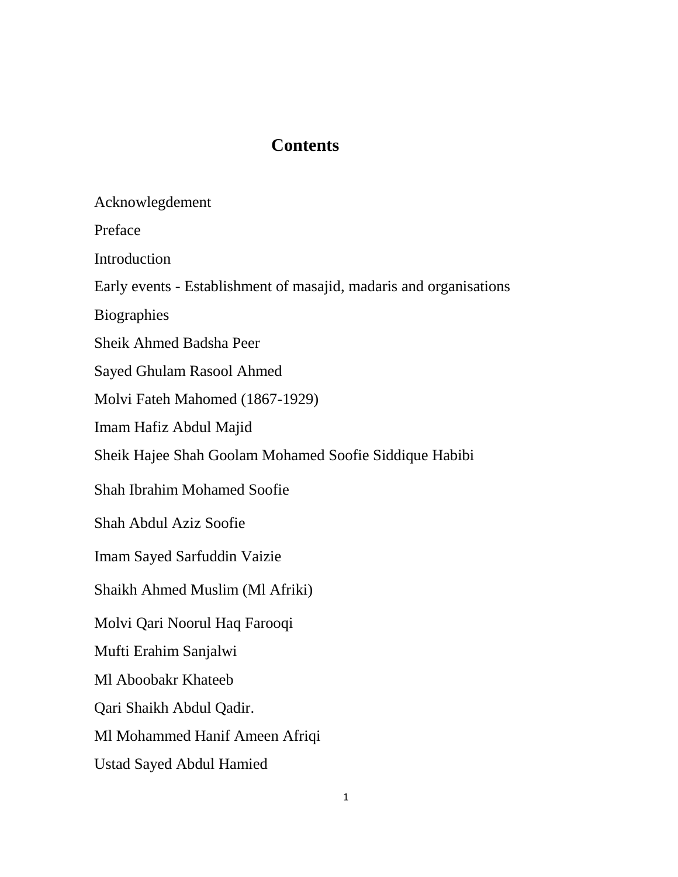# Contents

Acknowlegdement

Preface

Introduction

Early events - Establishment of masajid, madaris and organisations

Biographies

Sheik Ahmed Badsha Peer

Sayed Ghulam Rasool Ahmed

Molvi Fateh Mahomed (1867-1929)

Imam Hafiz Abdul Majid

Sheik Hajee Shah Goolam Mohamed Soofie Siddique Habibi

Shah Ibrahim Mohamed Soofie

Shah Abdul Aziz Soofie

Imam Sayed Sarfuddin Vaizie

Shaikh Ahmed Muslim (Ml Afriki)

Molvi Qari Noorul Haq Farooqi

Mufti Erahim Sanjalwi

Ml Aboobakr Khateeb

Qari Shaikh Abdul Qadir.

Ml Mohammed Hanif Ameen Afriqi

Ustad Sayed Abdul Hamied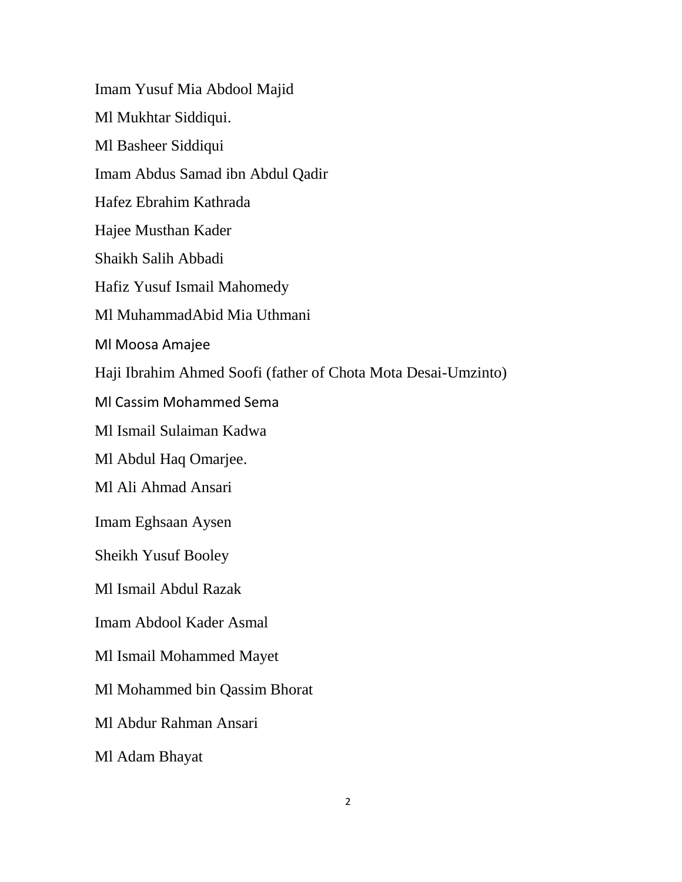Imam Yusuf Mia Abdool Majid

Ml Mukhtar Siddiqui.

Ml Basheer Siddiqui

Imam Abdus Samad ibn Abdul Qadir

Hafez Ebrahim Kathrada

Hajee Musthan Kader

Shaikh Salih Abbadi

Hafiz Yusuf Ismail Mahomedy

Ml MuhammadAbid Mia Uthmani

Ml Moosa Amajee

Haji Ibrahim Ahmed Soofi (father of Chota Mota Desai-Umzinto)

Ml Cassim Mohammed Sema

Ml Ismail Sulaiman Kadwa

Ml Abdul Haq Omarjee.

Ml Ali Ahmad Ansari

Imam Eghsaan Aysen

Sheikh Yusuf Booley

Ml Ismail Abdul Razak

Imam Abdool Kader Asmal

Ml Ismail Mohammed Mayet

Ml Mohammed bin Qassim Bhorat

Ml Abdur Rahman Ansari

Ml Adam Bhayat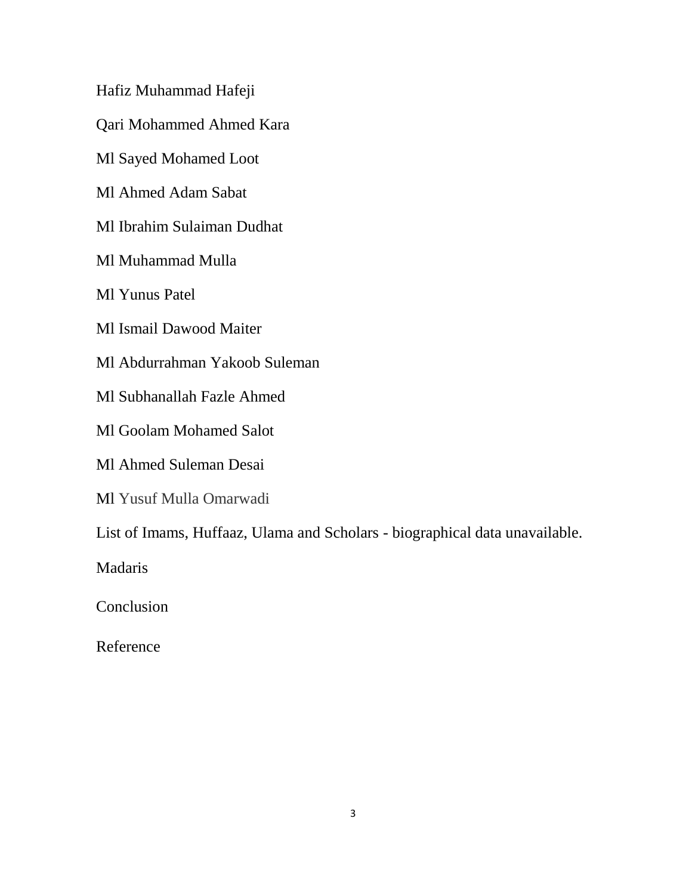Hafiz Muhammad Hafeji

Qari Mohammed Ahmed Kara

Ml Sayed Mohamed Loot

Ml Ahmed Adam Sabat

Ml Ibrahim Sulaiman Dudhat

Ml Muhammad Mulla

Ml Yunus Patel

Ml Ismail Dawood Maiter

Ml Abdurrahman Yakoob Suleman

Ml Subhanallah Fazle Ahmed

Ml Goolam Mohamed Salot

Ml Ahmed Suleman Desai

Ml Yusuf Mulla Omarwadi

List of Imams, Huffaaz, Ulama and Scholars - biographical data unavailable.

Madaris

Conclusion

Reference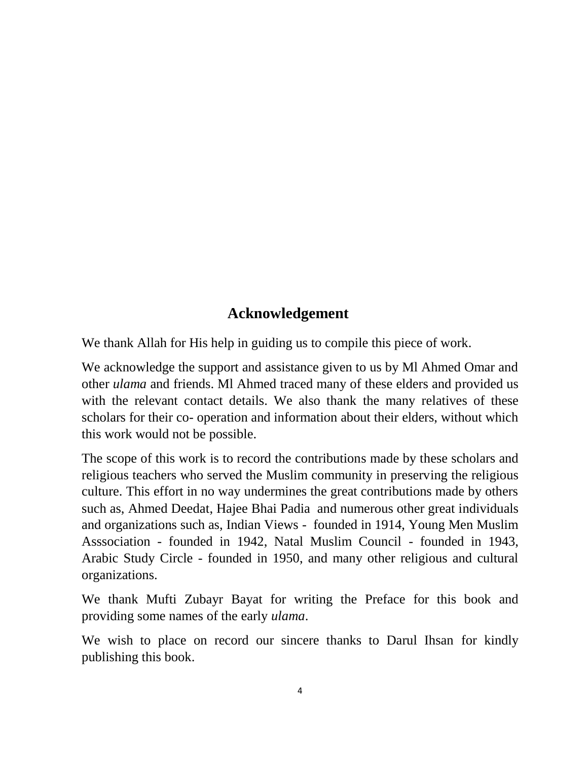## Acknowledgement

We thank Allah for His help in guiding us to compile this piece of work.

We acknowledge the support and assistance given to us by Ml Ahmed Omar and other *ulama* and friends. Ml Ahmed traced many of these elders and provided us with the relevant contact details. We also thank the many relatives of these scholars for their co- operation and information about their elders, without which this work would not be possible.

The scope of this work is to record the contributions made by these scholars and religious teachers who served the Muslim community in preserving the religious culture. This effort in no way undermines the great contributions made by others such as, Ahmed Deedat, Hajee Bhai Padia and numerous other great individuals and organizations such as, Indian Views - founded in 1914, Young Men Muslim Asssociation - founded in 1942, Natal Muslim Council - founded in 1943, Arabic Study Circle - founded in 1950, and many other religious and cultural organizations.

We thank Mufti Zubayr Bayat for writing the Preface for this book and providing some names of the early *ulama*.

We wish to place on record our sincere thanks to Darul Ihsan for kindly publishing this book.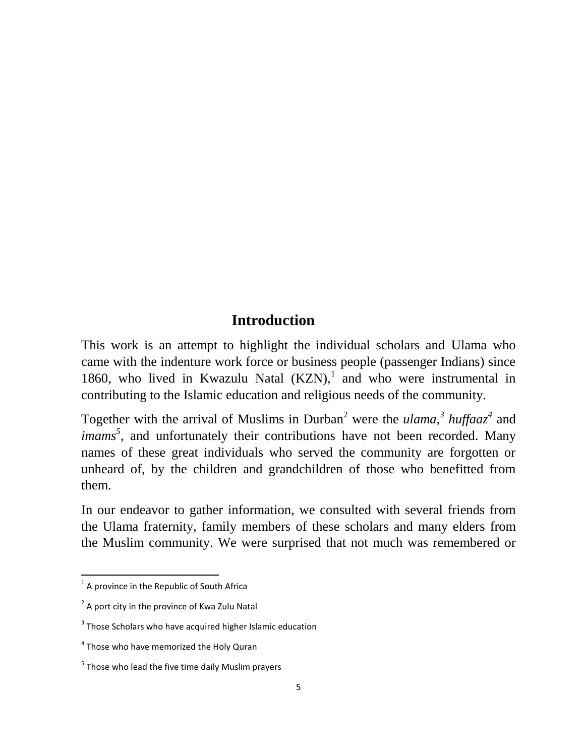# Introduction

This work is an attempt to highlight the individual scholars and Ulama who came with the indenture work force or business people (passenger Indians) since 1860, who lived in Kwazulu Natal (KZN),[1] and who were instrumental in contributing to the Islamic education and religious needs of the community.

Together with the arrival of Muslims in Durban[2] were the *ulama,*[3] *huffaaz*[4] and *imams*[5], and unfortunately their contributions have not been recorded. Many names of these great individuals who served the community are forgotten or unheard of, by the children and grandchildren of those who benefitted from them.

In our endeavor to gather information, we consulted with several friends from the Ulama fraternity, family members of these scholars and many elders from the Muslim community. We were surprised that not much was remembered or

---

[1] A province in the Republic of South Africa

[2] A port city in the province of Kwa Zulu Natal

[3] Those Scholars who have acquired higher Islamic education

[4] Those who have memorized the Holy Quran

[5] Those who lead the five time daily Muslim prayers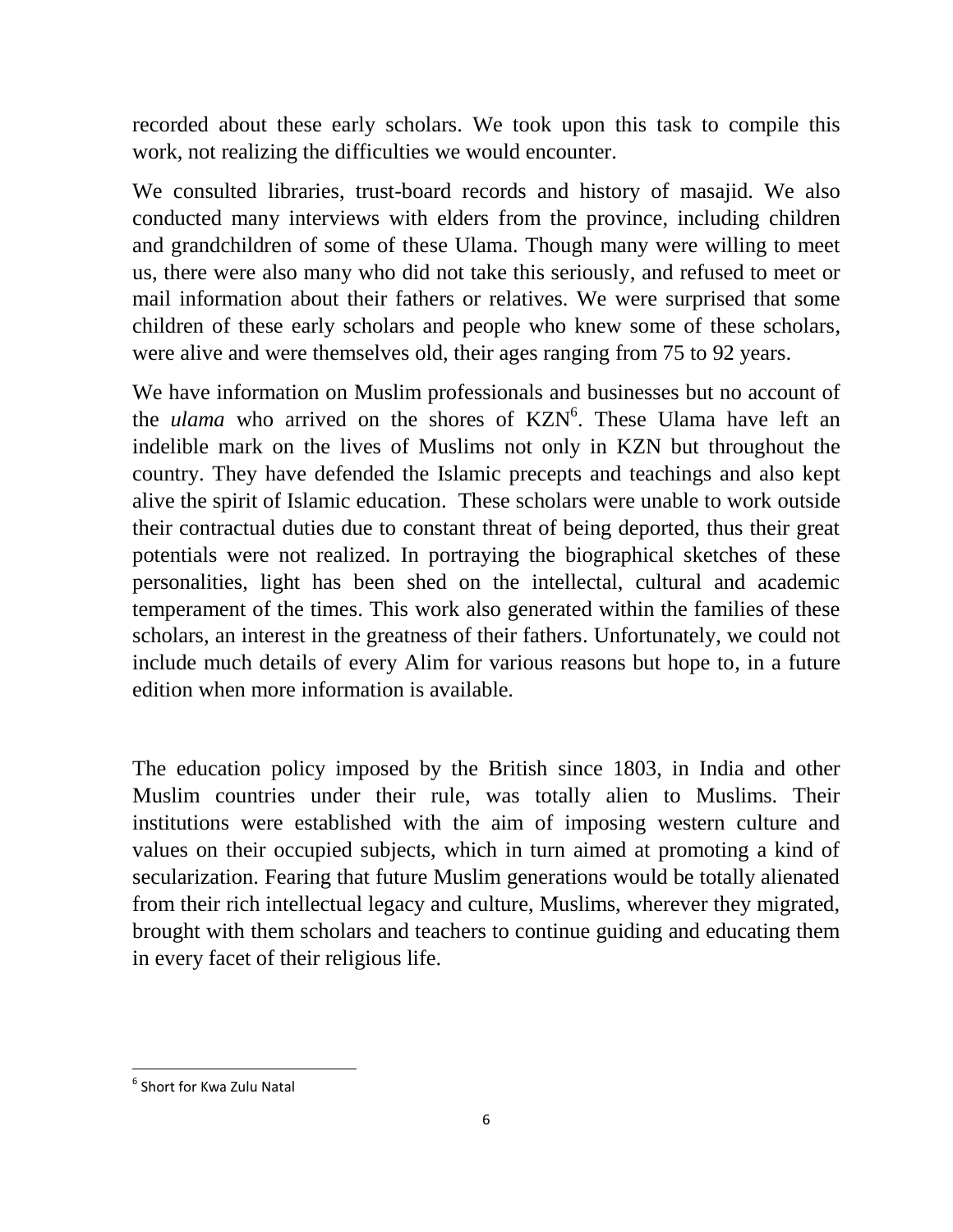recorded about these early scholars. We took upon this task to compile this work, not realizing the difficulties we would encounter.

We consulted libraries, trust-board records and history of masajid. We also conducted many interviews with elders from the province, including children and grandchildren of some of these Ulama. Though many were willing to meet us, there were also many who did not take this seriously, and refused to meet or mail information about their fathers or relatives. We were surprised that some children of these early scholars and people who knew some of these scholars, were alive and were themselves old, their ages ranging from 75 to 92 years.

We have information on Muslim professionals and businesses but no account of the *ulama* who arrived on the shores of KZN[6]. These Ulama have left an indelible mark on the lives of Muslims not only in KZN but throughout the country. They have defended the Islamic precepts and teachings and also kept alive the spirit of Islamic education. These scholars were unable to work outside their contractual duties due to constant threat of being deported, thus their great potentials were not realized. In portraying the biographical sketches of these personalities, light has been shed on the intellectal, cultural and academic temperament of the times. This work also generated within the families of these scholars, an interest in the greatness of their fathers. Unfortunately, we could not include much details of every Alim for various reasons but hope to, in a future edition when more information is available.

The education policy imposed by the British since 1803, in India and other Muslim countries under their rule, was totally alien to Muslims. Their institutions were established with the aim of imposing western culture and values on their occupied subjects, which in turn aimed at promoting a kind of secularization. Fearing that future Muslim generations would be totally alienated from their rich intellectual legacy and culture, Muslims, wherever they migrated, brought with them scholars and teachers to continue guiding and educating them in every facet of their religious life.

---

[6] Short for Kwa Zulu Natal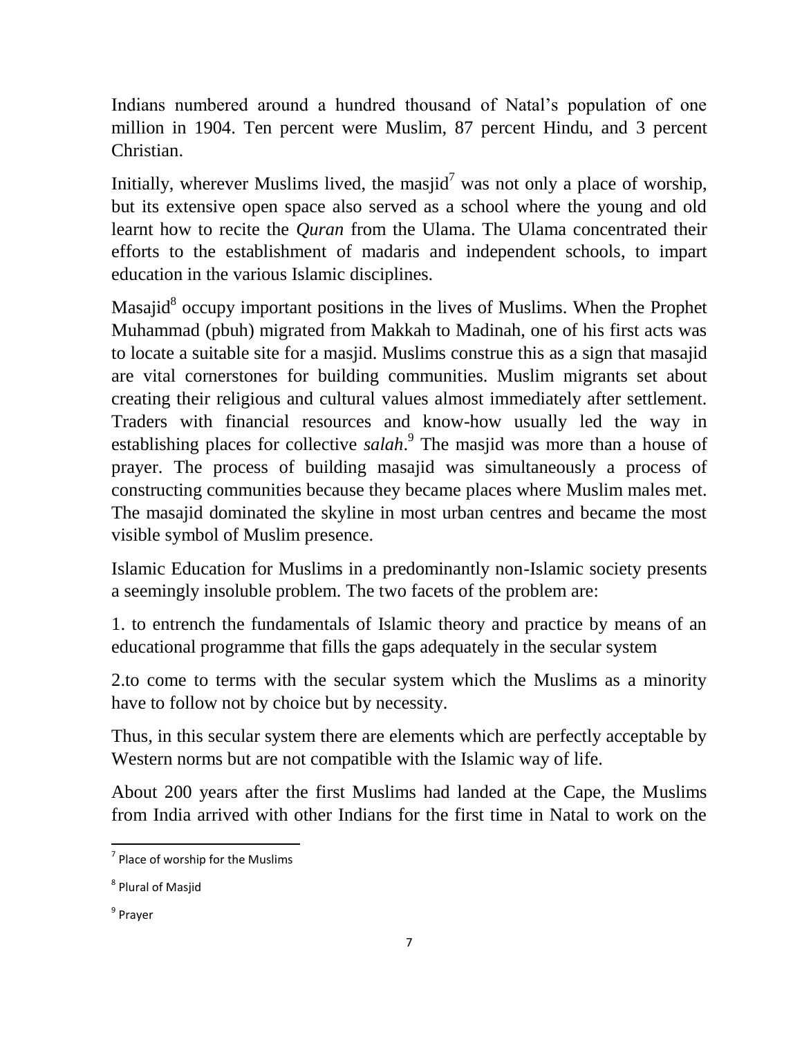Indians numbered around a hundred thousand of Natal's population of one million in 1904. Ten percent were Muslim, 87 percent Hindu, and 3 percent Christian.

Initially, wherever Muslims lived, the masjid[7] was not only a place of worship, but its extensive open space also served as a school where the young and old learnt how to recite the *Quran* from the Ulama. The Ulama concentrated their efforts to the establishment of madaris and independent schools, to impart education in the various Islamic disciplines.

Masajid[8] occupy important positions in the lives of Muslims. When the Prophet Muhammad (pbuh) migrated from Makkah to Madinah, one of his first acts was to locate a suitable site for a masjid. Muslims construe this as a sign that masajid are vital cornerstones for building communities. Muslim migrants set about creating their religious and cultural values almost immediately after settlement. Traders with financial resources and know-how usually led the way in establishing places for collective *salah*.[9] The masjid was more than a house of prayer. The process of building masajid was simultaneously a process of constructing communities because they became places where Muslim males met. The masajid dominated the skyline in most urban centres and became the most visible symbol of Muslim presence.

Islamic Education for Muslims in a predominantly non-Islamic society presents a seemingly insoluble problem. The two facets of the problem are:

1. to entrench the fundamentals of Islamic theory and practice by means of an educational programme that fills the gaps adequately in the secular system

2.to come to terms with the secular system which the Muslims as a minority have to follow not by choice but by necessity.

Thus, in this secular system there are elements which are perfectly acceptable by Western norms but are not compatible with the Islamic way of life.

About 200 years after the first Muslims had landed at the Cape, the Muslims from India arrived with other Indians for the first time in Natal to work on the

[7] Place of worship for the Muslims

[8] Plural of Masjid

[9] Prayer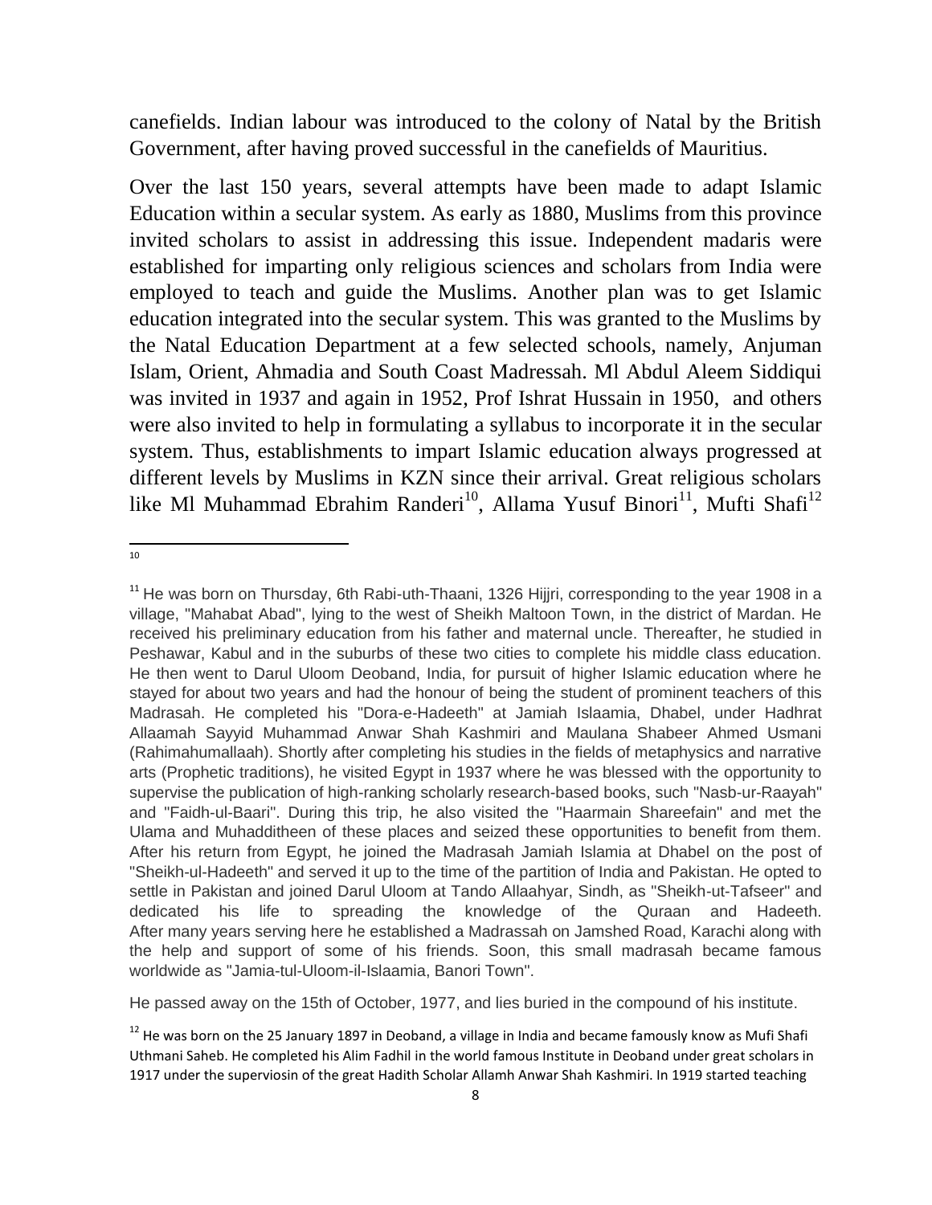canefields. Indian labour was introduced to the colony of Natal by the British Government, after having proved successful in the canefields of Mauritius.

Over the last 150 years, several attempts have been made to adapt Islamic Education within a secular system. As early as 1880, Muslims from this province invited scholars to assist in addressing this issue. Independent madaris were established for imparting only religious sciences and scholars from India were employed to teach and guide the Muslims. Another plan was to get Islamic education integrated into the secular system. This was granted to the Muslims by the Natal Education Department at a few selected schools, namely, Anjuman Islam, Orient, Ahmadia and South Coast Madressah. Ml Abdul Aleem Siddiqui was invited in 1937 and again in 1952, Prof Ishrat Hussain in 1950, and others were also invited to help in formulating a syllabus to incorporate it in the secular system. Thus, establishments to impart Islamic education always progressed at different levels by Muslims in KZN since their arrival. Great religious scholars like Ml Muhammad Ebrahim Randeri[10], Allama Yusuf Binori[11], Mufti Shafi[12]

---

[10]

[11] He was born on Thursday, 6th Rabi-uth-Thaani, 1326 Hijjri, corresponding to the year 1908 in a village, "Mahabat Abad", lying to the west of Sheikh Maltoon Town, in the district of Mardan. He received his preliminary education from his father and maternal uncle. Thereafter, he studied in Peshawar, Kabul and in the suburbs of these two cities to complete his middle class education. He then went to Darul Uloom Deoband, India, for pursuit of higher Islamic education where he stayed for about two years and had the honour of being the student of prominent teachers of this Madrasah. He completed his "Dora-e-Hadeeth" at Jamiah Islaamia, Dhabel, under Hadhrat Allaamah Sayyid Muhammad Anwar Shah Kashmiri and Maulana Shabeer Ahmed Usmani (Rahimahumallaah). Shortly after completing his studies in the fields of metaphysics and narrative arts (Prophetic traditions), he visited Egypt in 1937 where he was blessed with the opportunity to supervise the publication of high-ranking scholarly research-based books, such "Nasb-ur-Raayah" and "Faidh-ul-Baari". During this trip, he also visited the "Haarmain Shareefain" and met the Ulama and Muhadditheen of these places and seized these opportunities to benefit from them. After his return from Egypt, he joined the Madrasah Jamiah Islamia at Dhabel on the post of "Sheikh-ul-Hadeeth" and served it up to the time of the partition of India and Pakistan. He opted to settle in Pakistan and joined Darul Uloom at Tando Allaahyar, Sindh, as "Sheikh-ut-Tafseer" and dedicated his life to spreading the knowledge of the Quraan and Hadeeth. After many years serving here he established a Madrassah on Jamshed Road, Karachi along with the help and support of some of his friends. Soon, this small madrasah became famous worldwide as "Jamia-tul-Uloom-il-Islaamia, Banori Town".

He passed away on the 15th of October, 1977, and lies buried in the compound of his institute.

[12] He was born on the 25 January 1897 in Deoband, a village in India and became famously know as Mufi Shafi Uthmani Saheb. He completed his Alim Fadhil in the world famous Institute in Deoband under great scholars in 1917 under the superviosin of the great Hadith Scholar Allamh Anwar Shah Kashmiri. In 1919 started teaching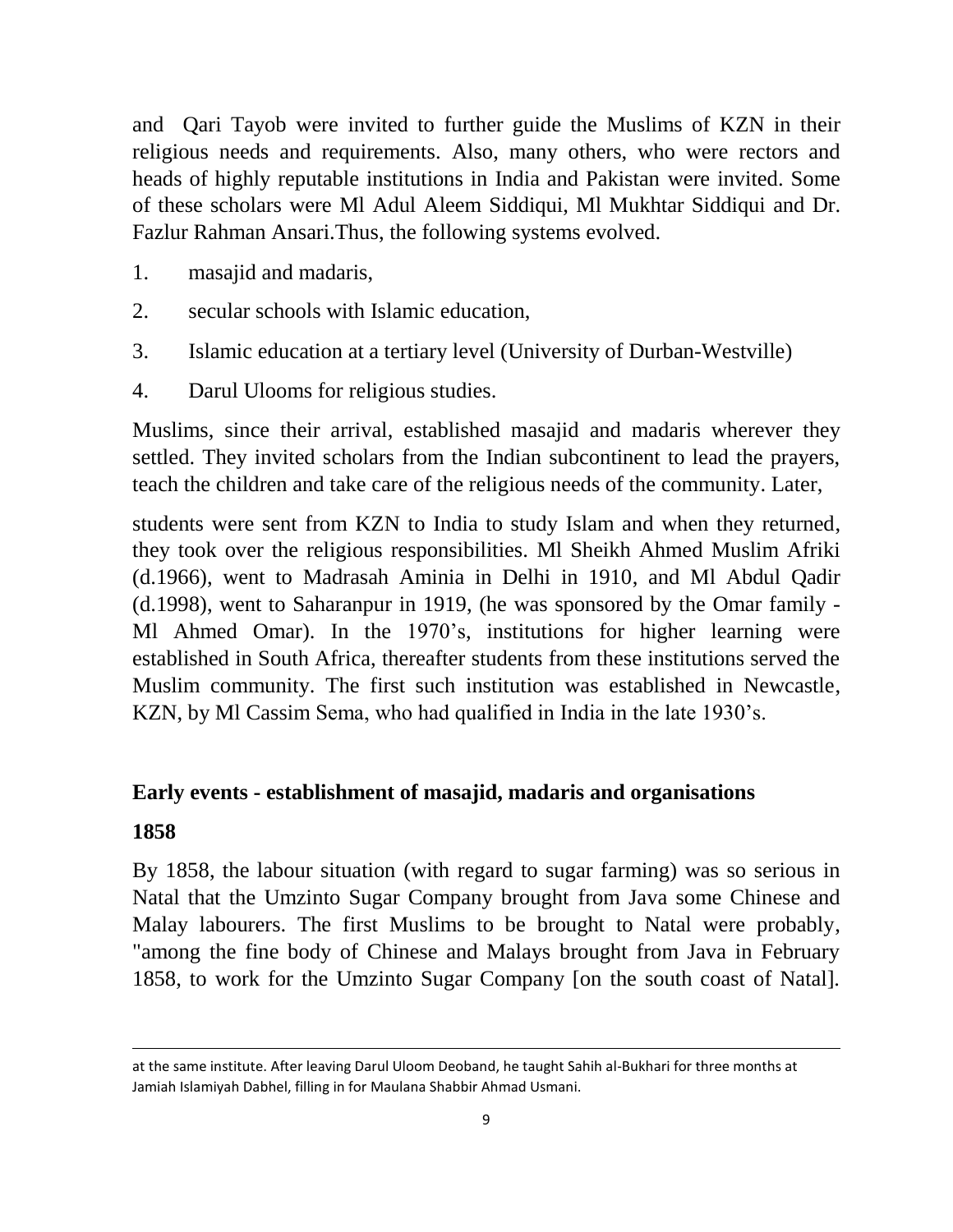and Qari Tayob were invited to further guide the Muslims of KZN in their religious needs and requirements. Also, many others, who were rectors and heads of highly reputable institutions in India and Pakistan were invited. Some of these scholars were Ml Adul Aleem Siddiqui, Ml Mukhtar Siddiqui and Dr. Fazlur Rahman Ansari.Thus, the following systems evolved.

1. masajid and madaris,
2. secular schools with Islamic education,
3. Islamic education at a tertiary level (University of Durban-Westville)
4. Darul Ulooms for religious studies.

Muslims, since their arrival, established masajid and madaris wherever they settled. They invited scholars from the Indian subcontinent to lead the prayers, teach the children and take care of the religious needs of the community. Later,

students were sent from KZN to India to study Islam and when they returned, they took over the religious responsibilities. Ml Sheikh Ahmed Muslim Afriki (d.1966), went to Madrasah Aminia in Delhi in 1910, and Ml Abdul Qadir (d.1998), went to Saharanpur in 1919, (he was sponsored by the Omar family - Ml Ahmed Omar). In the 1970's, institutions for higher learning were established in South Africa, thereafter students from these institutions served the Muslim community. The first such institution was established in Newcastle, KZN, by Ml Cassim Sema, who had qualified in India in the late 1930's.

## Early events - establishment of masajid, madaris and organisations

### 1858

By 1858, the labour situation (with regard to sugar farming) was so serious in Natal that the Umzinto Sugar Company brought from Java some Chinese and Malay labourers. The first Muslims to be brought to Natal were probably, "among the fine body of Chinese and Malays brought from Java in February 1858, to work for the Umzinto Sugar Company [on the south coast of Natal].

---

at the same institute. After leaving Darul Uloom Deoband, he taught Sahih al-Bukhari for three months at Jamiah Islamiyah Dabhel, filling in for Maulana Shabbir Ahmad Usmani.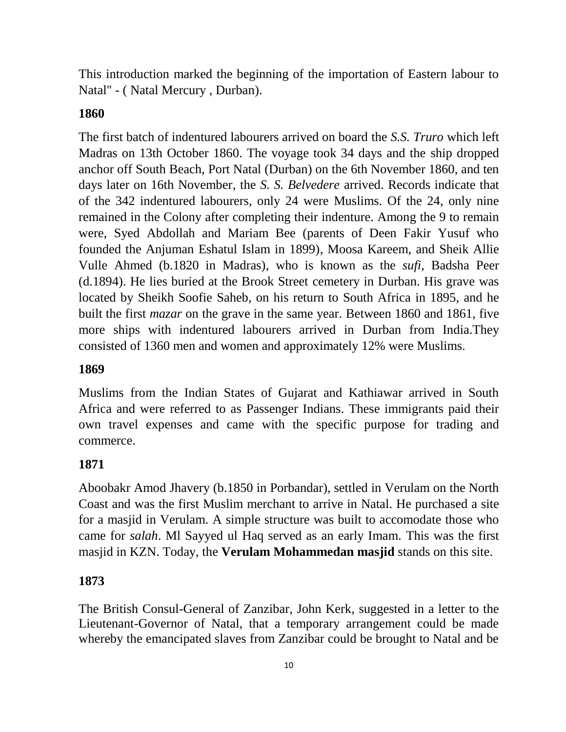This introduction marked the beginning of the importation of Eastern labour to Natal" - ( Natal Mercury , Durban).

**1860**

The first batch of indentured labourers arrived on board the *S.S. Truro* which left Madras on 13th October 1860. The voyage took 34 days and the ship dropped anchor off South Beach, Port Natal (Durban) on the 6th November 1860, and ten days later on 16th November, the *S. S. Belvedere* arrived. Records indicate that of the 342 indentured labourers, only 24 were Muslims. Of the 24, only nine remained in the Colony after completing their indenture. Among the 9 to remain were, Syed Abdollah and Mariam Bee (parents of Deen Fakir Yusuf who founded the Anjuman Eshatul Islam in 1899), Moosa Kareem, and Sheik Allie Vulle Ahmed (b.1820 in Madras), who is known as the *sufi*, Badsha Peer (d.1894). He lies buried at the Brook Street cemetery in Durban. His grave was located by Sheikh Soofie Saheb, on his return to South Africa in 1895, and he built the first *mazar* on the grave in the same year. Between 1860 and 1861, five more ships with indentured labourers arrived in Durban from India.They consisted of 1360 men and women and approximately 12% were Muslims.

**1869**

Muslims from the Indian States of Gujarat and Kathiawar arrived in South Africa and were referred to as Passenger Indians. These immigrants paid their own travel expenses and came with the specific purpose for trading and commerce.

**1871**

Aboobakr Amod Jhavery (b.1850 in Porbandar), settled in Verulam on the North Coast and was the first Muslim merchant to arrive in Natal. He purchased a site for a masjid in Verulam. A simple structure was built to accomodate those who came for *salah*. Ml Sayyed ul Haq served as an early Imam. This was the first masjid in KZN. Today, the **Verulam Mohammedan masjid** stands on this site.

**1873**

The British Consul-General of Zanzibar, John Kerk, suggested in a letter to the Lieutenant-Governor of Natal, that a temporary arrangement could be made whereby the emancipated slaves from Zanzibar could be brought to Natal and be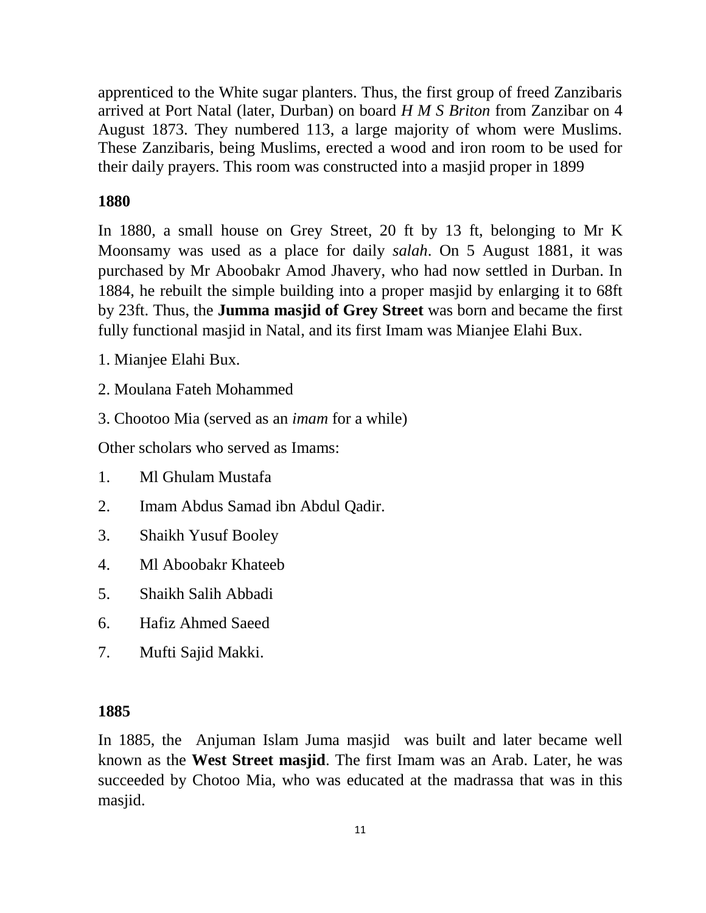apprenticed to the White sugar planters. Thus, the first group of freed Zanzibaris arrived at Port Natal (later, Durban) on board *H M S Briton* from Zanzibar on 4 August 1873. They numbered 113, a large majority of whom were Muslims. These Zanzibaris, being Muslims, erected a wood and iron room to be used for their daily prayers. This room was constructed into a masjid proper in 1899

**1880**

In 1880, a small house on Grey Street, 20 ft by 13 ft, belonging to Mr K Moonsamy was used as a place for daily *salah*. On 5 August 1881, it was purchased by Mr Aboobakr Amod Jhavery, who had now settled in Durban. In 1884, he rebuilt the simple building into a proper masjid by enlarging it to 68ft by 23ft. Thus, the **Jumma masjid of Grey Street** was born and became the first fully functional masjid in Natal, and its first Imam was Mianjee Elahi Bux.

1. Mianjee Elahi Bux.
2. Moulana Fateh Mohammed
3. Chootoo Mia (served as an *imam* for a while)

Other scholars who served as Imams:

1. Ml Ghulam Mustafa
2. Imam Abdus Samad ibn Abdul Qadir.
3. Shaikh Yusuf Booley
4. Ml Aboobakr Khateeb
5. Shaikh Salih Abbadi
6. Hafiz Ahmed Saeed
7. Mufti Sajid Makki.

**1885**

In 1885, the Anjuman Islam Juma masjid was built and later became well known as the **West Street masjid**. The first Imam was an Arab. Later, he was succeeded by Chotoo Mia, who was educated at the madrassa that was in this masjid.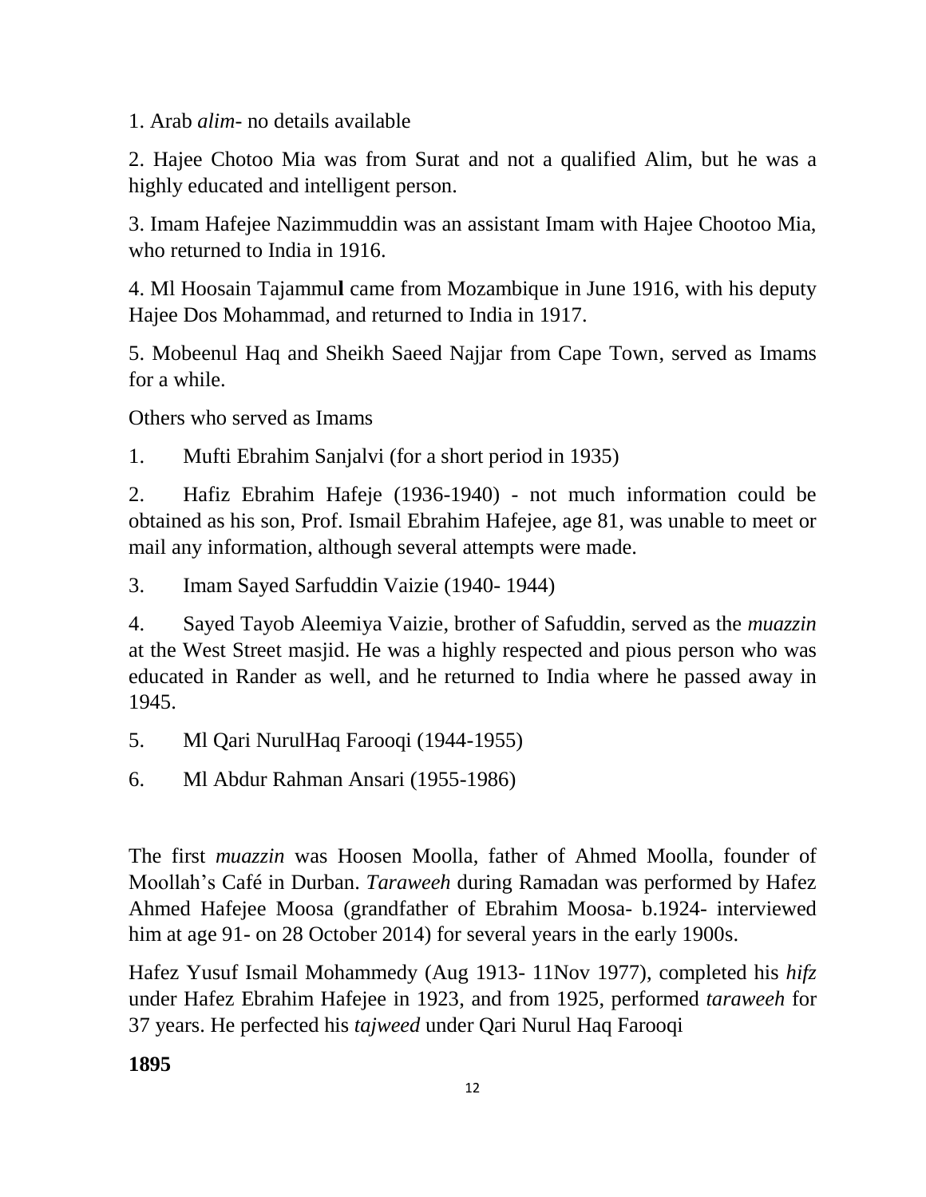1. Arab *alim*- no details available

2. Hajee Chotoo Mia was from Surat and not a qualified Alim, but he was a highly educated and intelligent person.

3. Imam Hafejee Nazimmuddin was an assistant Imam with Hajee Chootoo Mia, who returned to India in 1916.

4. Ml Hoosain Tajammu**l** came from Mozambique in June 1916, with his deputy Hajee Dos Mohammad, and returned to India in 1917.

5. Mobeenul Haq and Sheikh Saeed Najjar from Cape Town, served as Imams for a while.

Others who served as Imams

1. Mufti Ebrahim Sanjalvi (for a short period in 1935)

2. Hafiz Ebrahim Hafeje (1936-1940) - not much information could be obtained as his son, Prof. Ismail Ebrahim Hafejee, age 81, was unable to meet or mail any information, although several attempts were made.

3. Imam Sayed Sarfuddin Vaizie (1940- 1944)

4. Sayed Tayob Aleemiya Vaizie, brother of Safuddin, served as the *muazzin* at the West Street masjid. He was a highly respected and pious person who was educated in Rander as well, and he returned to India where he passed away in 1945.

5. Ml Qari NurulHaq Farooqi (1944-1955)

6. Ml Abdur Rahman Ansari (1955-1986)

The first *muazzin* was Hoosen Moolla, father of Ahmed Moolla, founder of Moollah's Café in Durban. *Taraweeh* during Ramadan was performed by Hafez Ahmed Hafejee Moosa (grandfather of Ebrahim Moosa- b.1924- interviewed him at age 91- on 28 October 2014) for several years in the early 1900s.

Hafez Yusuf Ismail Mohammedy (Aug 1913- 11Nov 1977), completed his *hifz* under Hafez Ebrahim Hafejee in 1923, and from 1925, performed *taraweeh* for 37 years. He perfected his *tajweed* under Qari Nurul Haq Farooqi

**1895**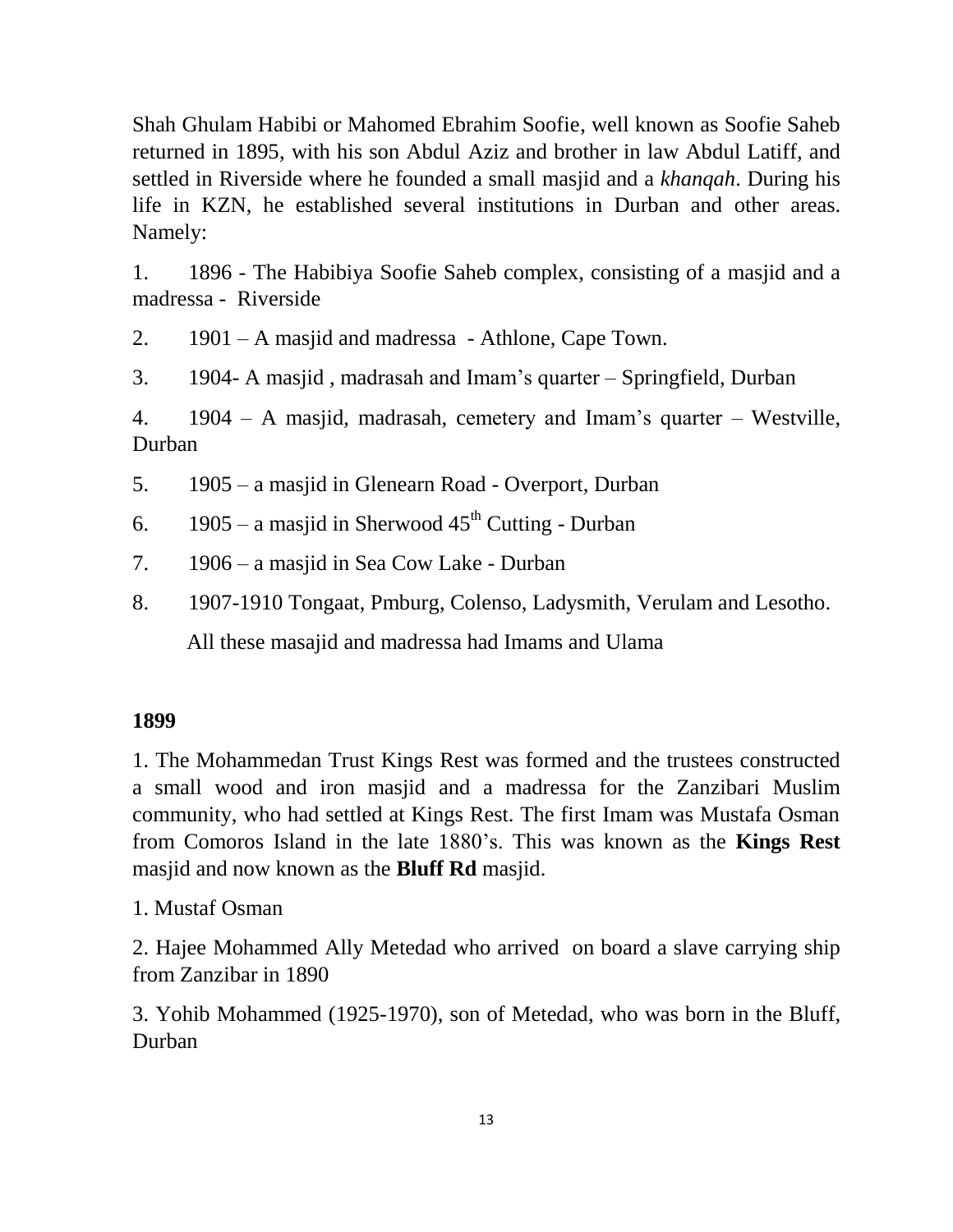Shah Ghulam Habibi or Mahomed Ebrahim Soofie, well known as Soofie Saheb returned in 1895, with his son Abdul Aziz and brother in law Abdul Latiff, and settled in Riverside where he founded a small masjid and a *khanqah*. During his life in KZN, he established several institutions in Durban and other areas. Namely:

1. 1896 - The Habibiya Soofie Saheb complex, consisting of a masjid and a madressa - Riverside
2. 1901 – A masjid and madressa - Athlone, Cape Town.
3. 1904- A masjid , madrasah and Imam's quarter – Springfield, Durban
4. 1904 – A masjid, madrasah, cemetery and Imam's quarter – Westville, Durban
5. 1905 – a masjid in Glenearn Road - Overport, Durban
6. 1905 – a masjid in Sherwood 45th Cutting - Durban
7. 1906 – a masjid in Sea Cow Lake - Durban
8. 1907-1910 Tongaat, Pmburg, Colenso, Ladysmith, Verulam and Lesotho.

   All these masajid and madressa had Imams and Ulama

**1899**

1. The Mohammedan Trust Kings Rest was formed and the trustees constructed a small wood and iron masjid and a madressa for the Zanzibari Muslim community, who had settled at Kings Rest. The first Imam was Mustafa Osman from Comoros Island in the late 1880's. This was known as the **Kings Rest** masjid and now known as the **Bluff Rd** masjid.

1. Mustaf Osman

2. Hajee Mohammed Ally Metedad who arrived on board a slave carrying ship from Zanzibar in 1890

3. Yohib Mohammed (1925-1970), son of Metedad, who was born in the Bluff, Durban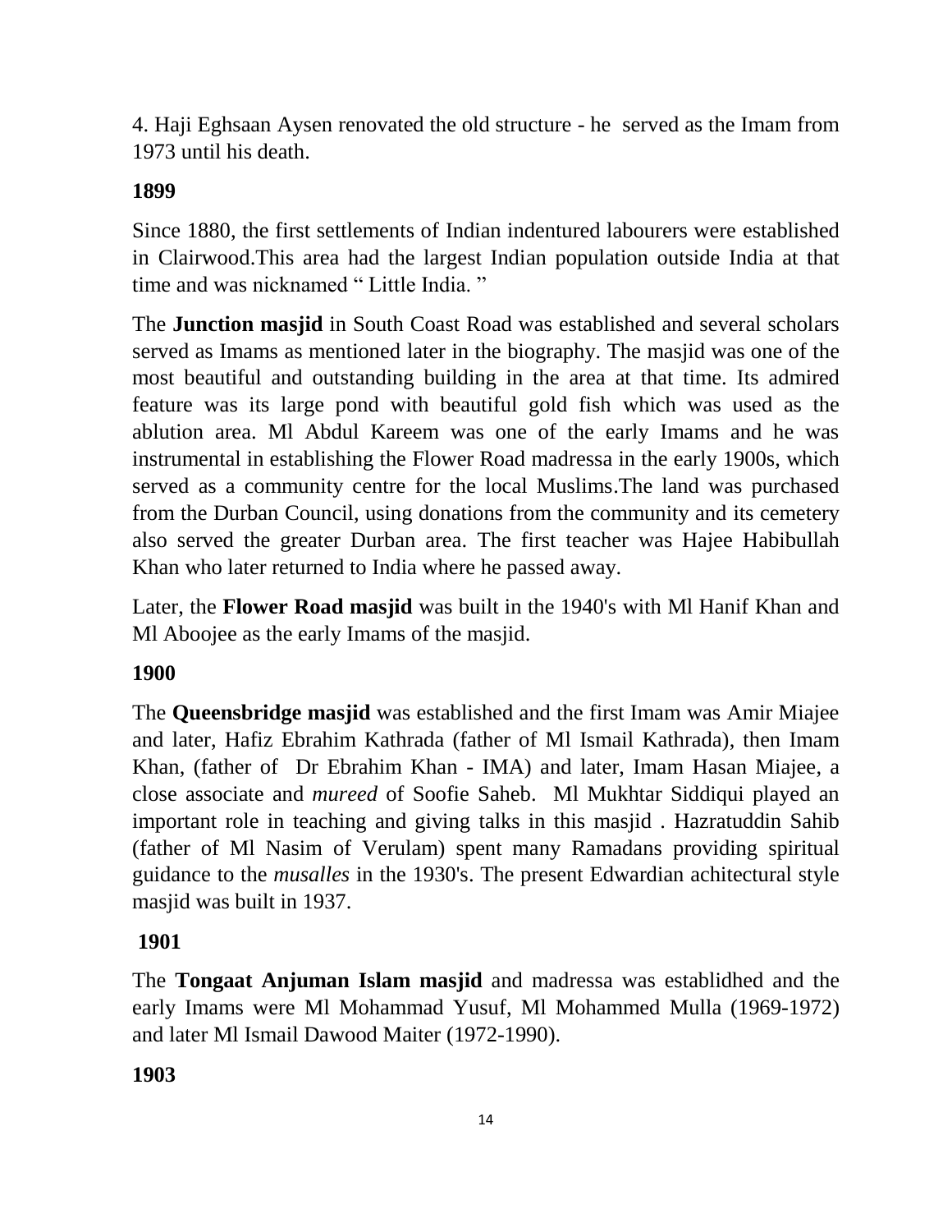4. Haji Eghsaan Aysen renovated the old structure - he served as the Imam from 1973 until his death.

**1899**

Since 1880, the first settlements of Indian indentured labourers were established in Clairwood.This area had the largest Indian population outside India at that time and was nicknamed " Little India. "

The **Junction masjid** in South Coast Road was established and several scholars served as Imams as mentioned later in the biography. The masjid was one of the most beautiful and outstanding building in the area at that time. Its admired feature was its large pond with beautiful gold fish which was used as the ablution area. Ml Abdul Kareem was one of the early Imams and he was instrumental in establishing the Flower Road madressa in the early 1900s, which served as a community centre for the local Muslims.The land was purchased from the Durban Council, using donations from the community and its cemetery also served the greater Durban area. The first teacher was Hajee Habibullah Khan who later returned to India where he passed away.

Later, the **Flower Road masjid** was built in the 1940's with Ml Hanif Khan and Ml Aboojee as the early Imams of the masjid.

**1900**

The **Queensbridge masjid** was established and the first Imam was Amir Miajee and later, Hafiz Ebrahim Kathrada (father of Ml Ismail Kathrada), then Imam Khan, (father of Dr Ebrahim Khan - IMA) and later, Imam Hasan Miajee, a close associate and *mureed* of Soofie Saheb. Ml Mukhtar Siddiqui played an important role in teaching and giving talks in this masjid . Hazratuddin Sahib (father of Ml Nasim of Verulam) spent many Ramadans providing spiritual guidance to the *musalles* in the 1930's. The present Edwardian achitectural style masjid was built in 1937.

**1901**

The **Tongaat Anjuman Islam masjid** and madressa was establidhed and the early Imams were Ml Mohammad Yusuf, Ml Mohammed Mulla (1969-1972) and later Ml Ismail Dawood Maiter (1972-1990).

**1903**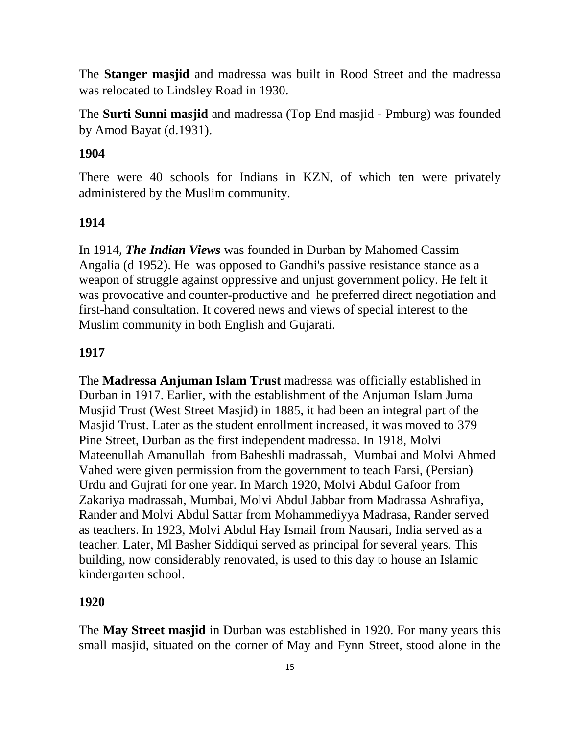The **Stanger masjid** and madressa was built in Rood Street and the madressa was relocated to Lindsley Road in 1930.

The **Surti Sunni masjid** and madressa (Top End masjid - Pmburg) was founded by Amod Bayat (d.1931).

**1904**

There were 40 schools for Indians in KZN, of which ten were privately administered by the Muslim community.

**1914**

In 1914, ***The Indian Views*** was founded in Durban by Mahomed Cassim Angalia (d 1952). He was opposed to Gandhi's passive resistance stance as a weapon of struggle against oppressive and unjust government policy. He felt it was provocative and counter-productive and he preferred direct negotiation and first-hand consultation. It covered news and views of special interest to the Muslim community in both English and Gujarati.

**1917**

The **Madressa Anjuman Islam Trust** madressa was officially established in Durban in 1917. Earlier, with the establishment of the Anjuman Islam Juma Musjid Trust (West Street Masjid) in 1885, it had been an integral part of the Masjid Trust. Later as the student enrollment increased, it was moved to 379 Pine Street, Durban as the first independent madressa. In 1918, Molvi Mateenullah Amanullah from Baheshli madrassah, Mumbai and Molvi Ahmed Vahed were given permission from the government to teach Farsi, (Persian) Urdu and Gujrati for one year. In March 1920, Molvi Abdul Gafoor from Zakariya madrassah, Mumbai, Molvi Abdul Jabbar from Madrassa Ashrafiya, Rander and Molvi Abdul Sattar from Mohammediyya Madrasa, Rander served as teachers. In 1923, Molvi Abdul Hay Ismail from Nausari, India served as a teacher. Later, Ml Basher Siddiqui served as principal for several years. This building, now considerably renovated, is used to this day to house an Islamic kindergarten school.

**1920**

The **May Street masjid** in Durban was established in 1920. For many years this small masjid, situated on the corner of May and Fynn Street, stood alone in the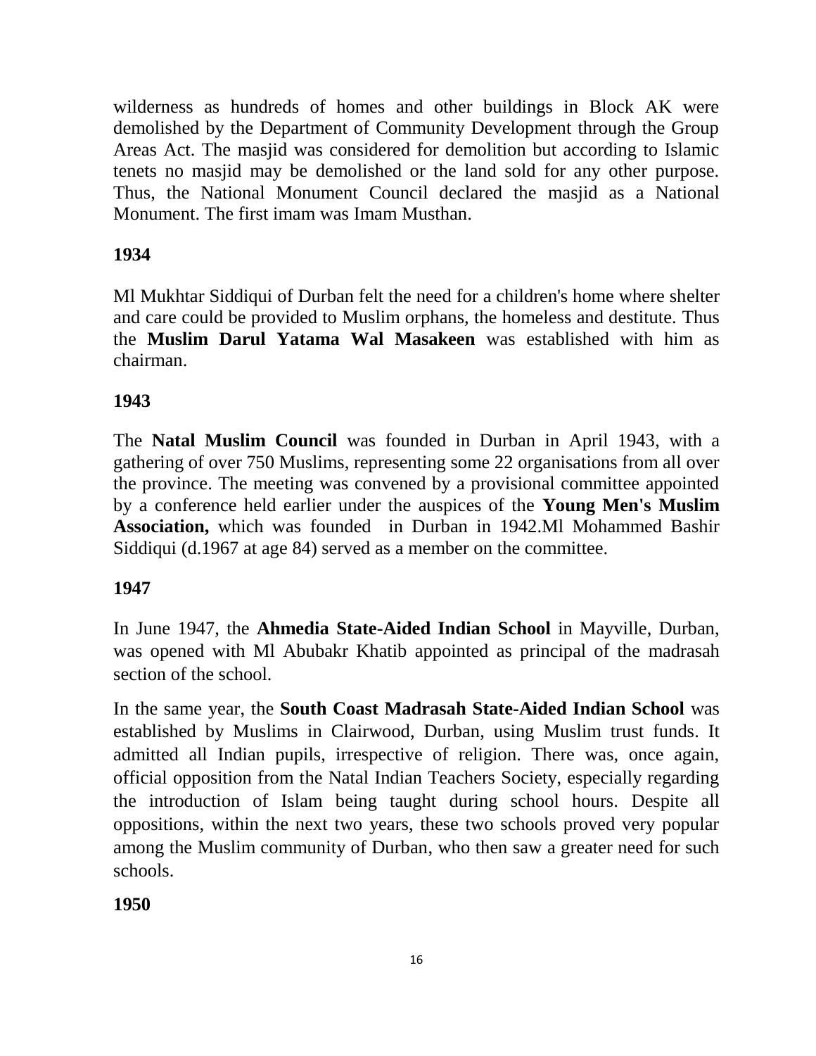wilderness as hundreds of homes and other buildings in Block AK were demolished by the Department of Community Development through the Group Areas Act. The masjid was considered for demolition but according to Islamic tenets no masjid may be demolished or the land sold for any other purpose. Thus, the National Monument Council declared the masjid as a National Monument. The first imam was Imam Musthan.

**1934**

Ml Mukhtar Siddiqui of Durban felt the need for a children's home where shelter and care could be provided to Muslim orphans, the homeless and destitute. Thus the **Muslim Darul Yatama Wal Masakeen** was established with him as chairman.

**1943**

The **Natal Muslim Council** was founded in Durban in April 1943, with a gathering of over 750 Muslims, representing some 22 organisations from all over the province. The meeting was convened by a provisional committee appointed by a conference held earlier under the auspices of the **Young Men's Muslim Association,** which was founded in Durban in 1942.Ml Mohammed Bashir Siddiqui (d.1967 at age 84) served as a member on the committee.

**1947**

In June 1947, the **Ahmedia State-Aided Indian School** in Mayville, Durban, was opened with Ml Abubakr Khatib appointed as principal of the madrasah section of the school.

In the same year, the **South Coast Madrasah State-Aided Indian School** was established by Muslims in Clairwood, Durban, using Muslim trust funds. It admitted all Indian pupils, irrespective of religion. There was, once again, official opposition from the Natal Indian Teachers Society, especially regarding the introduction of Islam being taught during school hours. Despite all oppositions, within the next two years, these two schools proved very popular among the Muslim community of Durban, who then saw a greater need for such schools.

**1950**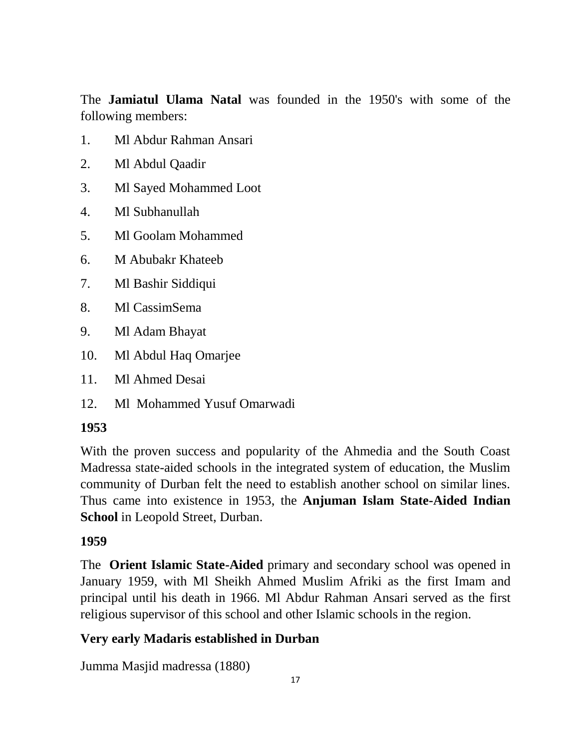The **Jamiatul Ulama Natal** was founded in the 1950's with some of the following members:

1. Ml Abdur Rahman Ansari
2. Ml Abdul Qaadir
3. Ml Sayed Mohammed Loot
4. Ml Subhanullah
5. Ml Goolam Mohammed
6. M Abubakr Khateeb
7. Ml Bashir Siddiqui
8. Ml CassimSema
9. Ml Adam Bhayat
10. Ml Abdul Haq Omarjee
11. Ml Ahmed Desai
12. Ml Mohammed Yusuf Omarwadi

**1953**

With the proven success and popularity of the Ahmedia and the South Coast Madressa state-aided schools in the integrated system of education, the Muslim community of Durban felt the need to establish another school on similar lines. Thus came into existence in 1953, the **Anjuman Islam State-Aided Indian School** in Leopold Street, Durban.

**1959**

The **Orient Islamic State-Aided** primary and secondary school was opened in January 1959, with Ml Sheikh Ahmed Muslim Afriki as the first Imam and principal until his death in 1966. Ml Abdur Rahman Ansari served as the first religious supervisor of this school and other Islamic schools in the region.

**Very early Madaris established in Durban**

Jumma Masjid madressa (1880)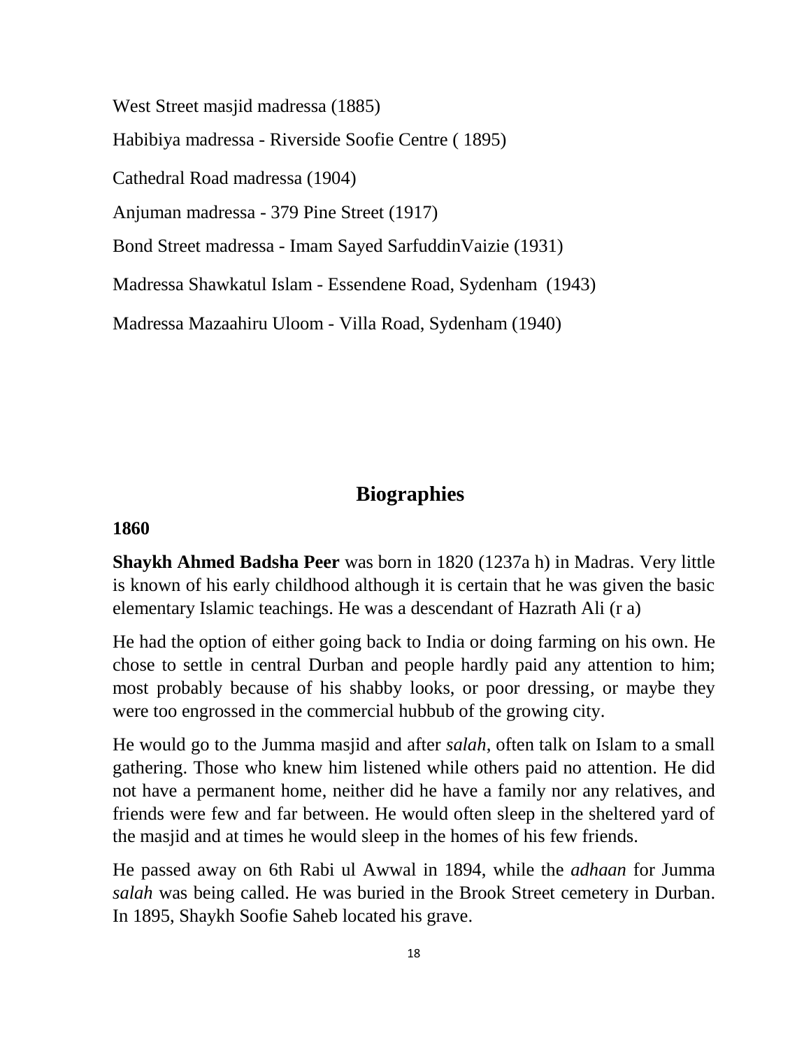West Street masjid madressa (1885)

Habibiya madressa - Riverside Soofie Centre ( 1895)

Cathedral Road madressa (1904)

Anjuman madressa - 379 Pine Street (1917)

Bond Street madressa - Imam Sayed SarfuddinVaizie (1931)

Madressa Shawkatul Islam - Essendene Road, Sydenham (1943)

Madressa Mazaahiru Uloom - Villa Road, Sydenham (1940)

## Biographies

**1860**

**Shaykh Ahmed Badsha Peer** was born in 1820 (1237a h) in Madras. Very little is known of his early childhood although it is certain that he was given the basic elementary Islamic teachings. He was a descendant of Hazrath Ali (r a)

He had the option of either going back to India or doing farming on his own. He chose to settle in central Durban and people hardly paid any attention to him; most probably because of his shabby looks, or poor dressing, or maybe they were too engrossed in the commercial hubbub of the growing city.

He would go to the Jumma masjid and after *salah*, often talk on Islam to a small gathering. Those who knew him listened while others paid no attention. He did not have a permanent home, neither did he have a family nor any relatives, and friends were few and far between. He would often sleep in the sheltered yard of the masjid and at times he would sleep in the homes of his few friends.

He passed away on 6th Rabi ul Awwal in 1894, while the *adhaan* for Jumma *salah* was being called. He was buried in the Brook Street cemetery in Durban. In 1895, Shaykh Soofie Saheb located his grave.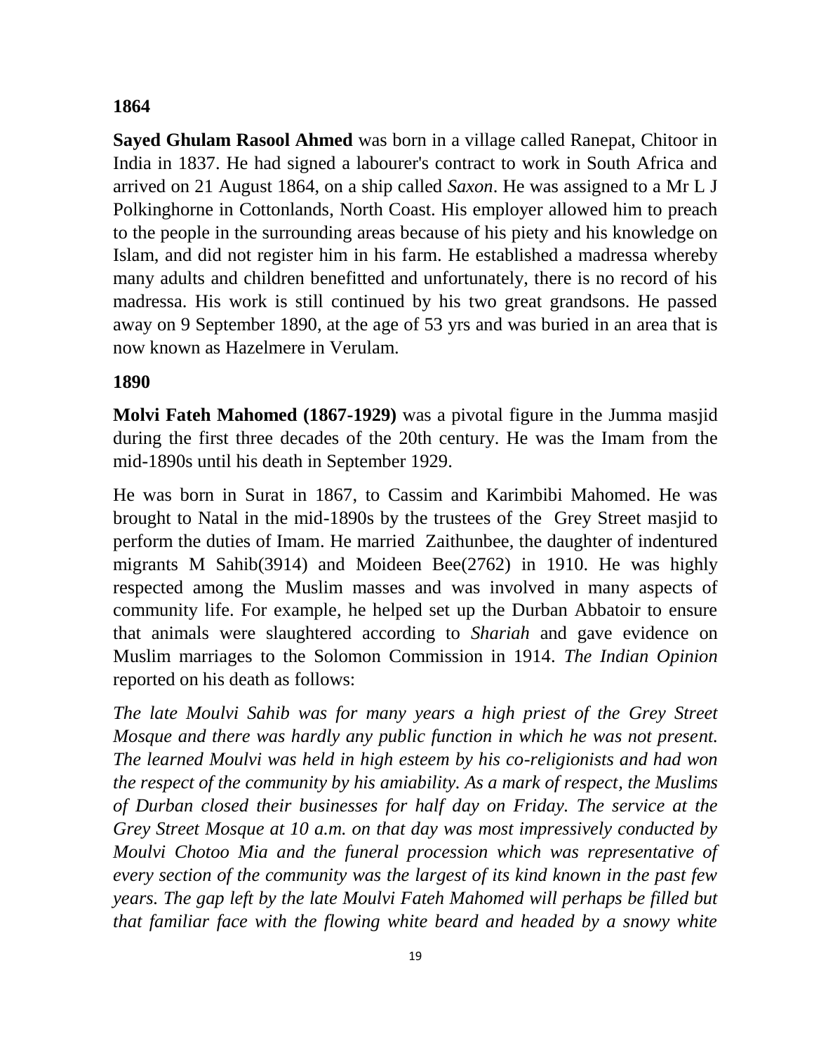**1864**

**Sayed Ghulam Rasool Ahmed** was born in a village called Ranepat, Chitoor in India in 1837. He had signed a labourer's contract to work in South Africa and arrived on 21 August 1864, on a ship called *Saxon*. He was assigned to a Mr L J Polkinghorne in Cottonlands, North Coast. His employer allowed him to preach to the people in the surrounding areas because of his piety and his knowledge on Islam, and did not register him in his farm. He established a madressa whereby many adults and children benefitted and unfortunately, there is no record of his madressa. His work is still continued by his two great grandsons. He passed away on 9 September 1890, at the age of 53 yrs and was buried in an area that is now known as Hazelmere in Verulam.

**1890**

**Molvi Fateh Mahomed (1867-1929)** was a pivotal figure in the Jumma masjid during the first three decades of the 20th century. He was the Imam from the mid-1890s until his death in September 1929.

He was born in Surat in 1867, to Cassim and Karimbibi Mahomed. He was brought to Natal in the mid-1890s by the trustees of the Grey Street masjid to perform the duties of Imam. He married Zaithunbee, the daughter of indentured migrants M Sahib(3914) and Moideen Bee(2762) in 1910. He was highly respected among the Muslim masses and was involved in many aspects of community life. For example, he helped set up the Durban Abbatoir to ensure that animals were slaughtered according to *Shariah* and gave evidence on Muslim marriages to the Solomon Commission in 1914. *The Indian Opinion* reported on his death as follows:

*The late Moulvi Sahib was for many years a high priest of the Grey Street Mosque and there was hardly any public function in which he was not present. The learned Moulvi was held in high esteem by his co-religionists and had won the respect of the community by his amiability. As a mark of respect, the Muslims of Durban closed their businesses for half day on Friday. The service at the Grey Street Mosque at 10 a.m. on that day was most impressively conducted by Moulvi Chotoo Mia and the funeral procession which was representative of every section of the community was the largest of its kind known in the past few years. The gap left by the late Moulvi Fateh Mahomed will perhaps be filled but that familiar face with the flowing white beard and headed by a snowy white*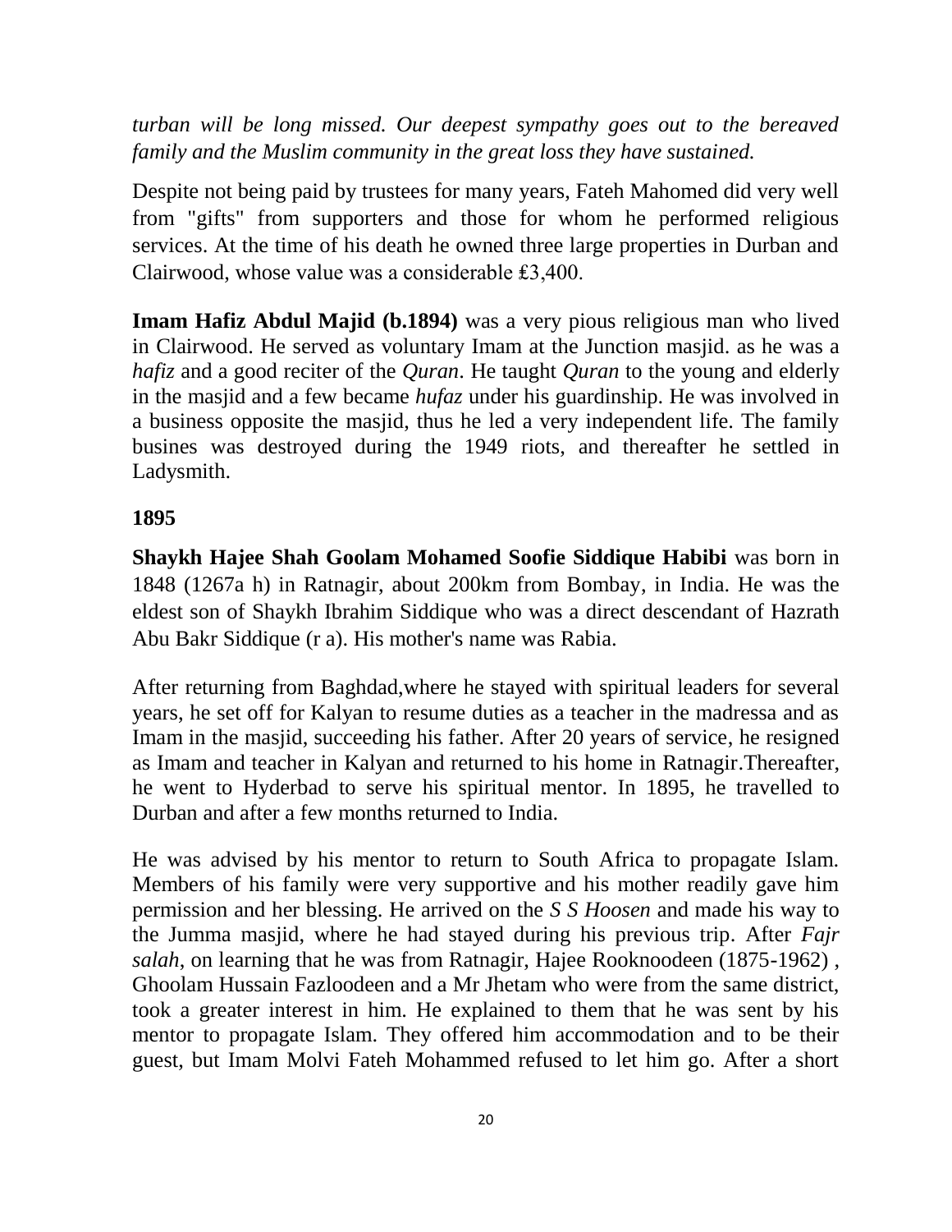*turban will be long missed. Our deepest sympathy goes out to the bereaved family and the Muslim community in the great loss they have sustained.*

Despite not being paid by trustees for many years, Fateh Mahomed did very well from "gifts" from supporters and those for whom he performed religious services. At the time of his death he owned three large properties in Durban and Clairwood, whose value was a considerable ₤3,400.

**Imam Hafiz Abdul Majid (b.1894)** was a very pious religious man who lived in Clairwood. He served as voluntary Imam at the Junction masjid. as he was a *hafiz* and a good reciter of the *Quran*. He taught *Quran* to the young and elderly in the masjid and a few became *hufaz* under his guardinship. He was involved in a business opposite the masjid, thus he led a very independent life. The family busines was destroyed during the 1949 riots, and thereafter he settled in Ladysmith.

**1895**

**Shaykh Hajee Shah Goolam Mohamed Soofie Siddique Habibi** was born in 1848 (1267a h) in Ratnagir, about 200km from Bombay, in India. He was the eldest son of Shaykh Ibrahim Siddique who was a direct descendant of Hazrath Abu Bakr Siddique (r a). His mother's name was Rabia.

After returning from Baghdad,where he stayed with spiritual leaders for several years, he set off for Kalyan to resume duties as a teacher in the madressa and as Imam in the masjid, succeeding his father. After 20 years of service, he resigned as Imam and teacher in Kalyan and returned to his home in Ratnagir.Thereafter, he went to Hyderbad to serve his spiritual mentor. In 1895, he travelled to Durban and after a few months returned to India.

He was advised by his mentor to return to South Africa to propagate Islam. Members of his family were very supportive and his mother readily gave him permission and her blessing. He arrived on the *S S Hoosen* and made his way to the Jumma masjid, where he had stayed during his previous trip. After *Fajr salah*, on learning that he was from Ratnagir, Hajee Rooknoodeen (1875-1962) , Ghoolam Hussain Fazloodeen and a Mr Jhetam who were from the same district, took a greater interest in him. He explained to them that he was sent by his mentor to propagate Islam. They offered him accommodation and to be their guest, but Imam Molvi Fateh Mohammed refused to let him go. After a short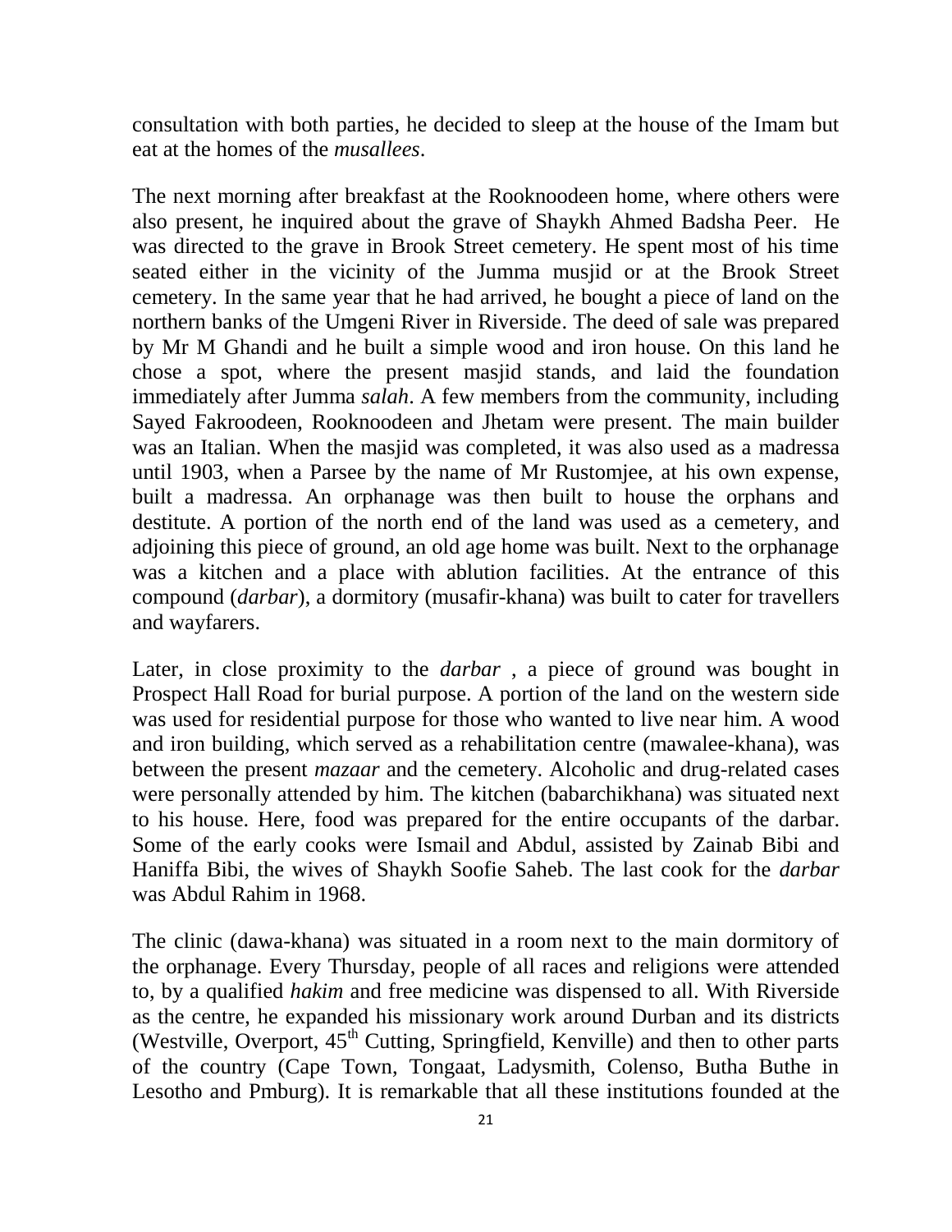consultation with both parties, he decided to sleep at the house of the Imam but eat at the homes of the *musallees*.

The next morning after breakfast at the Rooknoodeen home, where others were also present, he inquired about the grave of Shaykh Ahmed Badsha Peer. He was directed to the grave in Brook Street cemetery. He spent most of his time seated either in the vicinity of the Jumma musjid or at the Brook Street cemetery. In the same year that he had arrived, he bought a piece of land on the northern banks of the Umgeni River in Riverside. The deed of sale was prepared by Mr M Ghandi and he built a simple wood and iron house. On this land he chose a spot, where the present masjid stands, and laid the foundation immediately after Jumma *salah*. A few members from the community, including Sayed Fakroodeen, Rooknoodeen and Jhetam were present. The main builder was an Italian. When the masjid was completed, it was also used as a madressa until 1903, when a Parsee by the name of Mr Rustomjee, at his own expense, built a madressa. An orphanage was then built to house the orphans and destitute. A portion of the north end of the land was used as a cemetery, and adjoining this piece of ground, an old age home was built. Next to the orphanage was a kitchen and a place with ablution facilities. At the entrance of this compound (*darbar*), a dormitory (musafir-khana) was built to cater for travellers and wayfarers.

Later, in close proximity to the *darbar* , a piece of ground was bought in Prospect Hall Road for burial purpose. A portion of the land on the western side was used for residential purpose for those who wanted to live near him. A wood and iron building, which served as a rehabilitation centre (mawalee-khana), was between the present *mazaar* and the cemetery. Alcoholic and drug-related cases were personally attended by him. The kitchen (babarchikhana) was situated next to his house. Here, food was prepared for the entire occupants of the darbar. Some of the early cooks were Ismail and Abdul, assisted by Zainab Bibi and Haniffa Bibi, the wives of Shaykh Soofie Saheb. The last cook for the *darbar* was Abdul Rahim in 1968.

The clinic (dawa-khana) was situated in a room next to the main dormitory of the orphanage. Every Thursday, people of all races and religions were attended to, by a qualified *hakim* and free medicine was dispensed to all. With Riverside as the centre, he expanded his missionary work around Durban and its districts (Westville, Overport, 45th Cutting, Springfield, Kenville) and then to other parts of the country (Cape Town, Tongaat, Ladysmith, Colenso, Butha Buthe in Lesotho and Pmburg). It is remarkable that all these institutions founded at the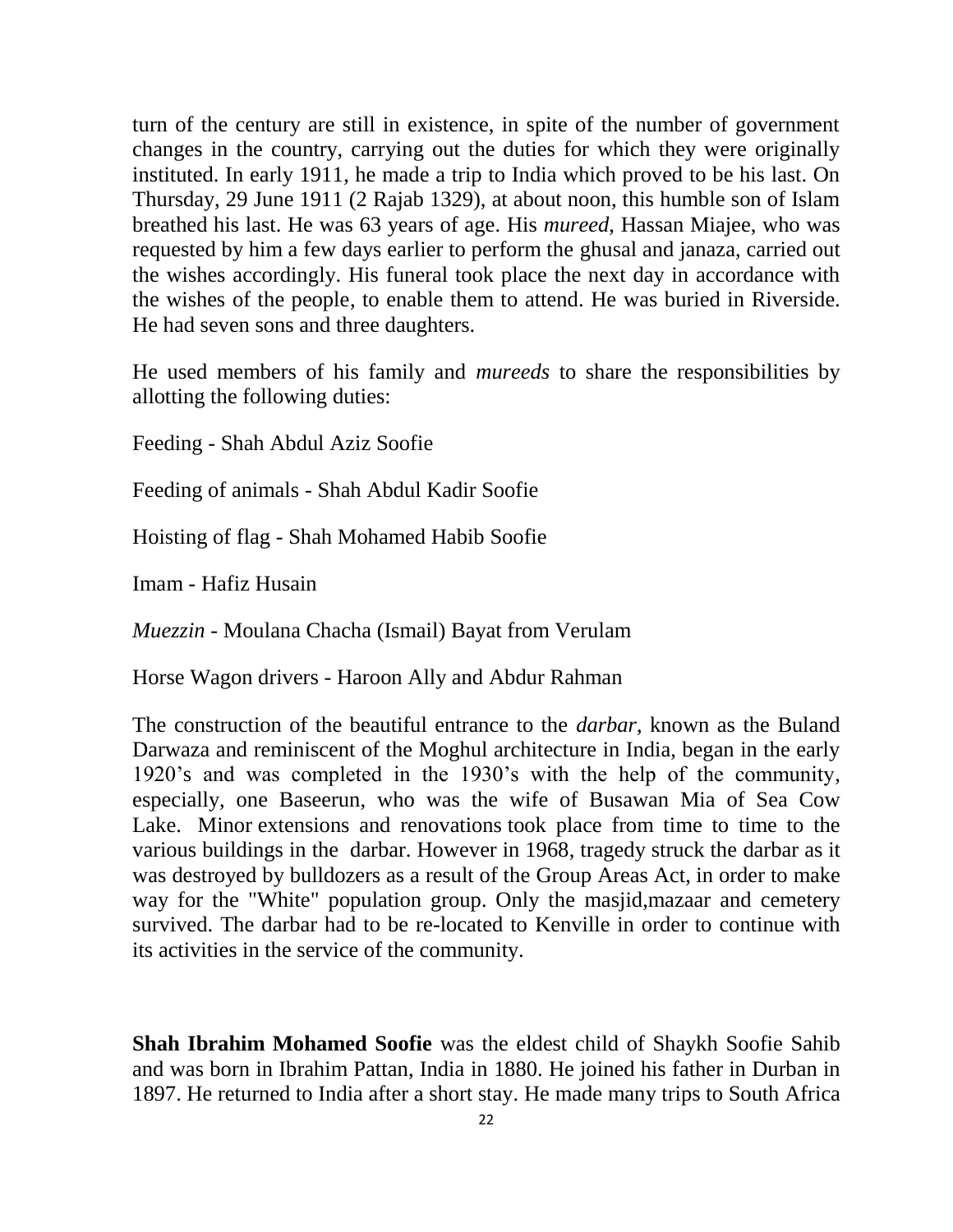turn of the century are still in existence, in spite of the number of government changes in the country, carrying out the duties for which they were originally instituted. In early 1911, he made a trip to India which proved to be his last. On Thursday, 29 June 1911 (2 Rajab 1329), at about noon, this humble son of Islam breathed his last. He was 63 years of age. His *mureed*, Hassan Miajee, who was requested by him a few days earlier to perform the ghusal and janaza, carried out the wishes accordingly. His funeral took place the next day in accordance with the wishes of the people, to enable them to attend. He was buried in Riverside. He had seven sons and three daughters.

He used members of his family and *mureeds* to share the responsibilities by allotting the following duties:

Feeding - Shah Abdul Aziz Soofie

Feeding of animals - Shah Abdul Kadir Soofie

Hoisting of flag - Shah Mohamed Habib Soofie

Imam - Hafiz Husain

*Muezzin* - Moulana Chacha (Ismail) Bayat from Verulam

Horse Wagon drivers - Haroon Ally and Abdur Rahman

The construction of the beautiful entrance to the *darbar*, known as the Buland Darwaza and reminiscent of the Moghul architecture in India, began in the early 1920's and was completed in the 1930's with the help of the community, especially, one Baseerun, who was the wife of Busawan Mia of Sea Cow Lake. Minor extensions and renovations took place from time to time to the various buildings in the darbar. However in 1968, tragedy struck the darbar as it was destroyed by bulldozers as a result of the Group Areas Act, in order to make way for the "White" population group. Only the masjid,mazaar and cemetery survived. The darbar had to be re-located to Kenville in order to continue with its activities in the service of the community.

**Shah Ibrahim Mohamed Soofie** was the eldest child of Shaykh Soofie Sahib and was born in Ibrahim Pattan, India in 1880. He joined his father in Durban in 1897. He returned to India after a short stay. He made many trips to South Africa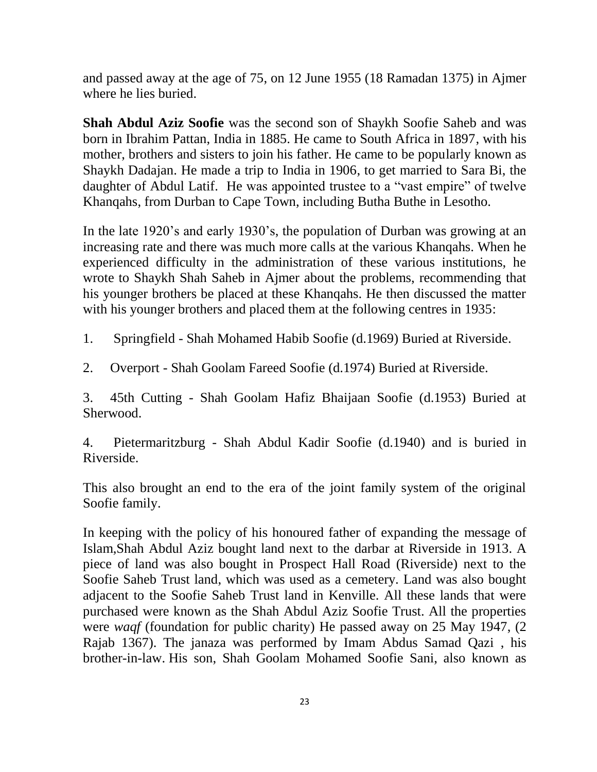and passed away at the age of 75, on 12 June 1955 (18 Ramadan 1375) in Ajmer where he lies buried.

**Shah Abdul Aziz Soofie** was the second son of Shaykh Soofie Saheb and was born in Ibrahim Pattan, India in 1885. He came to South Africa in 1897, with his mother, brothers and sisters to join his father. He came to be popularly known as Shaykh Dadajan. He made a trip to India in 1906, to get married to Sara Bi, the daughter of Abdul Latif. He was appointed trustee to a "vast empire" of twelve Khanqahs, from Durban to Cape Town, including Butha Buthe in Lesotho.

In the late 1920's and early 1930's, the population of Durban was growing at an increasing rate and there was much more calls at the various Khanqahs. When he experienced difficulty in the administration of these various institutions, he wrote to Shaykh Shah Saheb in Ajmer about the problems, recommending that his younger brothers be placed at these Khanqahs. He then discussed the matter with his younger brothers and placed them at the following centres in 1935:

1. Springfield - Shah Mohamed Habib Soofie (d.1969) Buried at Riverside.
2. Overport - Shah Goolam Fareed Soofie (d.1974) Buried at Riverside.
3. 45th Cutting - Shah Goolam Hafiz Bhaijaan Soofie (d.1953) Buried at Sherwood.
4. Pietermaritzburg - Shah Abdul Kadir Soofie (d.1940) and is buried in Riverside.

This also brought an end to the era of the joint family system of the original Soofie family.

In keeping with the policy of his honoured father of expanding the message of Islam,Shah Abdul Aziz bought land next to the darbar at Riverside in 1913. A piece of land was also bought in Prospect Hall Road (Riverside) next to the Soofie Saheb Trust land, which was used as a cemetery. Land was also bought adjacent to the Soofie Saheb Trust land in Kenville. All these lands that were purchased were known as the Shah Abdul Aziz Soofie Trust. All the properties were *waqf* (foundation for public charity) He passed away on 25 May 1947, (2 Rajab 1367). The janaza was performed by Imam Abdus Samad Qazi , his brother-in-law. His son, Shah Goolam Mohamed Soofie Sani, also known as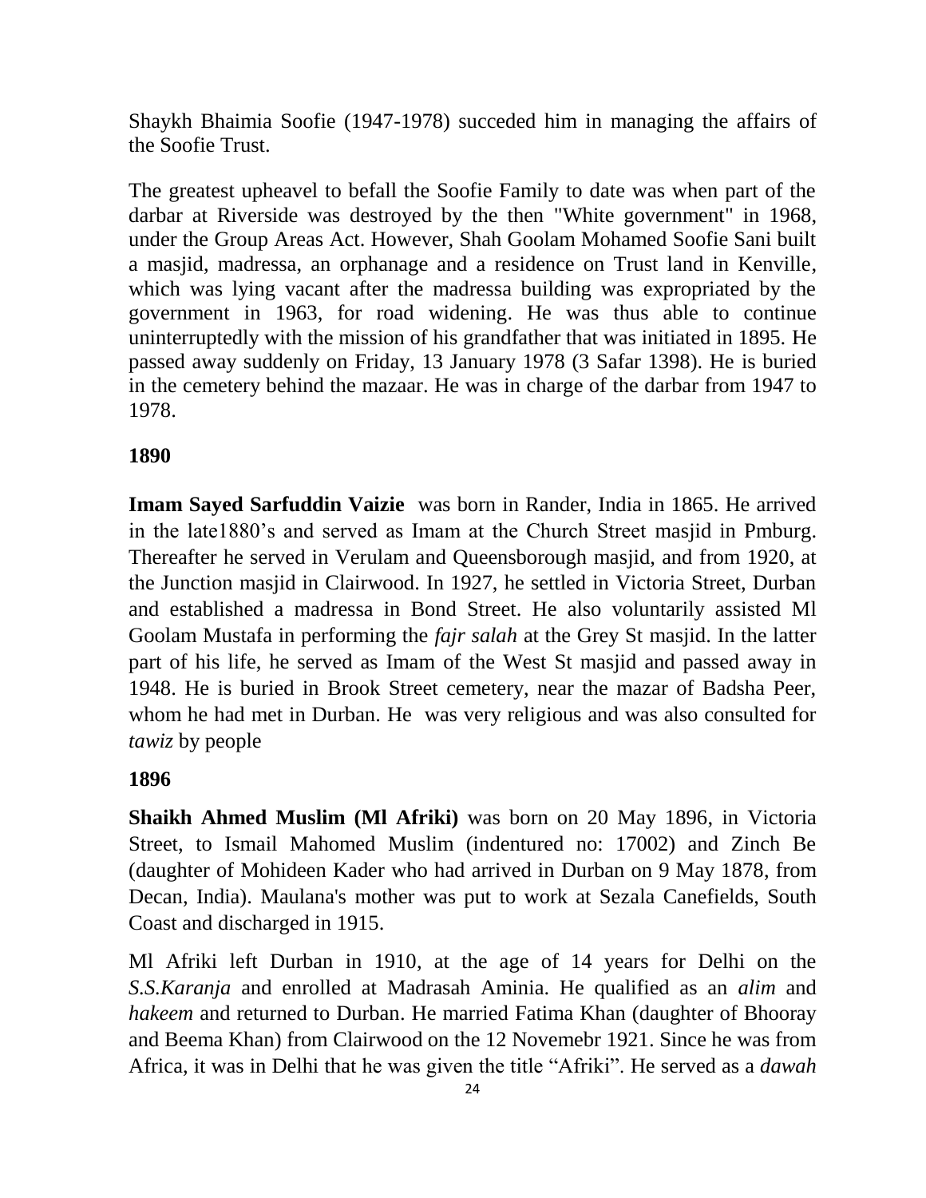Shaykh Bhaimia Soofie (1947-1978) succeded him in managing the affairs of the Soofie Trust.

The greatest upheaval to befall the Soofie Family to date was when part of the darbar at Riverside was destroyed by the then "White government" in 1968, under the Group Areas Act. However, Shah Goolam Mohamed Soofie Sani built a masjid, madressa, an orphanage and a residence on Trust land in Kenville, which was lying vacant after the madressa building was expropriated by the government in 1963, for road widening. He was thus able to continue uninterruptedly with the mission of his grandfather that was initiated in 1895. He passed away suddenly on Friday, 13 January 1978 (3 Safar 1398). He is buried in the cemetery behind the mazaar. He was in charge of the darbar from 1947 to 1978.

**1890**

**Imam Sayed Sarfuddin Vaizie** was born in Rander, India in 1865. He arrived in the late1880's and served as Imam at the Church Street masjid in Pmburg. Thereafter he served in Verulam and Queensborough masjid, and from 1920, at the Junction masjid in Clairwood. In 1927, he settled in Victoria Street, Durban and established a madressa in Bond Street. He also voluntarily assisted Ml Goolam Mustafa in performing the *fajr salah* at the Grey St masjid. In the latter part of his life, he served as Imam of the West St masjid and passed away in 1948. He is buried in Brook Street cemetery, near the mazar of Badsha Peer, whom he had met in Durban. He was very religious and was also consulted for *tawiz* by people

**1896**

**Shaikh Ahmed Muslim (Ml Afriki)** was born on 20 May 1896, in Victoria Street, to Ismail Mahomed Muslim (indentured no: 17002) and Zinch Be (daughter of Mohideen Kader who had arrived in Durban on 9 May 1878, from Decan, India). Maulana's mother was put to work at Sezala Canefields, South Coast and discharged in 1915.

Ml Afriki left Durban in 1910, at the age of 14 years for Delhi on the *S.S.Karanja* and enrolled at Madrasah Aminia. He qualified as an *alim* and *hakeem* and returned to Durban. He married Fatima Khan (daughter of Bhooray and Beema Khan) from Clairwood on the 12 Novemebr 1921. Since he was from Africa, it was in Delhi that he was given the title "Afriki". He served as a *dawah*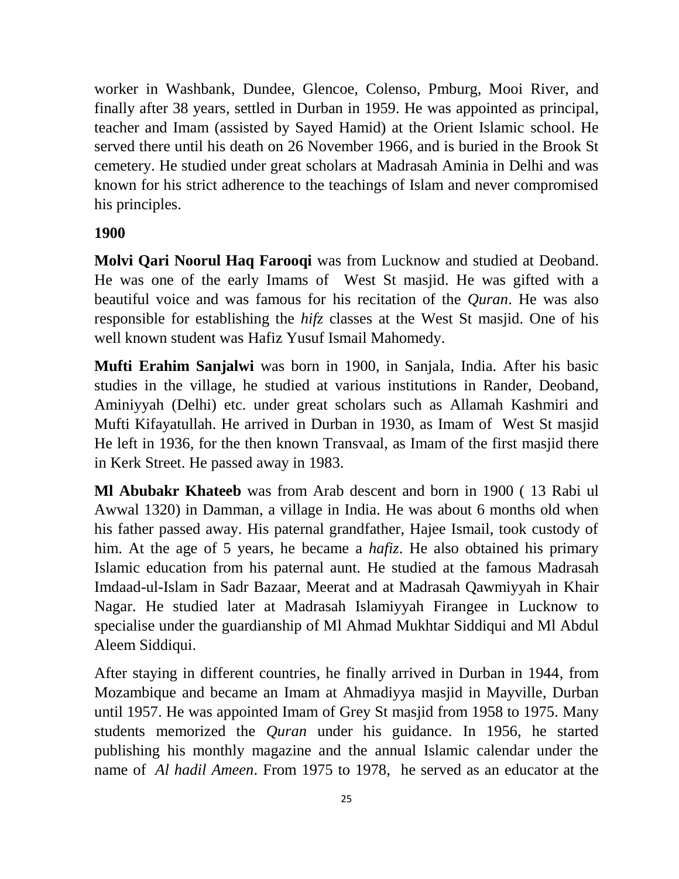worker in Washbank, Dundee, Glencoe, Colenso, Pmburg, Mooi River, and finally after 38 years, settled in Durban in 1959. He was appointed as principal, teacher and Imam (assisted by Sayed Hamid) at the Orient Islamic school. He served there until his death on 26 November 1966, and is buried in the Brook St cemetery. He studied under great scholars at Madrasah Aminia in Delhi and was known for his strict adherence to the teachings of Islam and never compromised his principles.

**1900**

**Molvi Qari Noorul Haq Farooqi** was from Lucknow and studied at Deoband. He was one of the early Imams of West St masjid. He was gifted with a beautiful voice and was famous for his recitation of the *Quran*. He was also responsible for establishing the *hifz* classes at the West St masjid. One of his well known student was Hafiz Yusuf Ismail Mahomedy.

**Mufti Erahim Sanjalwi** was born in 1900, in Sanjala, India. After his basic studies in the village, he studied at various institutions in Rander, Deoband, Aminiyyah (Delhi) etc. under great scholars such as Allamah Kashmiri and Mufti Kifayatullah. He arrived in Durban in 1930, as Imam of West St masjid He left in 1936, for the then known Transvaal, as Imam of the first masjid there in Kerk Street. He passed away in 1983.

**Ml Abubakr Khateeb** was from Arab descent and born in 1900 ( 13 Rabi ul Awwal 1320) in Damman, a village in India. He was about 6 months old when his father passed away. His paternal grandfather, Hajee Ismail, took custody of him. At the age of 5 years, he became a *hafiz*. He also obtained his primary Islamic education from his paternal aunt. He studied at the famous Madrasah Imdaad-ul-Islam in Sadr Bazaar, Meerat and at Madrasah Qawmiyyah in Khair Nagar. He studied later at Madrasah Islamiyyah Firangee in Lucknow to specialise under the guardianship of Ml Ahmad Mukhtar Siddiqui and Ml Abdul Aleem Siddiqui.

After staying in different countries, he finally arrived in Durban in 1944, from Mozambique and became an Imam at Ahmadiyya masjid in Mayville, Durban until 1957. He was appointed Imam of Grey St masjid from 1958 to 1975. Many students memorized the *Quran* under his guidance. In 1956, he started publishing his monthly magazine and the annual Islamic calendar under the name of *Al hadil Ameen*. From 1975 to 1978, he served as an educator at the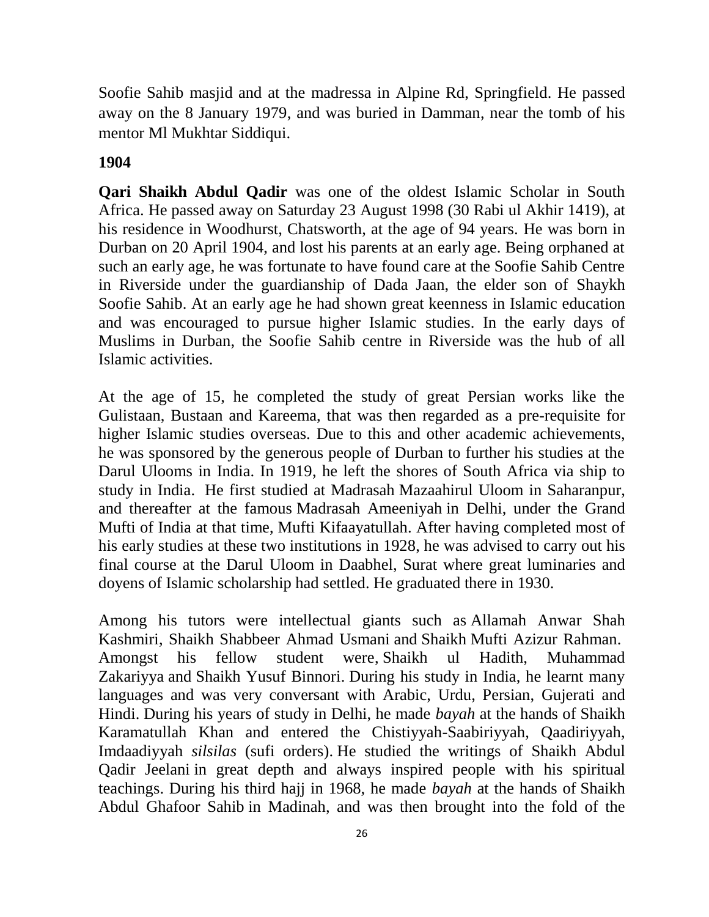Soofie Sahib masjid and at the madressa in Alpine Rd, Springfield. He passed away on the 8 January 1979, and was buried in Damman, near the tomb of his mentor Ml Mukhtar Siddiqui.

**1904**

**Qari Shaikh Abdul Qadir** was one of the oldest Islamic Scholar in South Africa. He passed away on Saturday 23 August 1998 (30 Rabi ul Akhir 1419), at his residence in Woodhurst, Chatsworth, at the age of 94 years. He was born in Durban on 20 April 1904, and lost his parents at an early age. Being orphaned at such an early age, he was fortunate to have found care at the Soofie Sahib Centre in Riverside under the guardianship of Dada Jaan, the elder son of Shaykh Soofie Sahib. At an early age he had shown great keenness in Islamic education and was encouraged to pursue higher Islamic studies. In the early days of Muslims in Durban, the Soofie Sahib centre in Riverside was the hub of all Islamic activities.

At the age of 15, he completed the study of great Persian works like the Gulistaan, Bustaan and Kareema, that was then regarded as a pre-requisite for higher Islamic studies overseas. Due to this and other academic achievements, he was sponsored by the generous people of Durban to further his studies at the Darul Ulooms in India. In 1919, he left the shores of South Africa via ship to study in India. He first studied at Madrasah Mazaahirul Uloom in Saharanpur, and thereafter at the famous Madrasah Ameeniyah in Delhi, under the Grand Mufti of India at that time, Mufti Kifaayatullah. After having completed most of his early studies at these two institutions in 1928, he was advised to carry out his final course at the Darul Uloom in Daabhel, Surat where great luminaries and doyens of Islamic scholarship had settled. He graduated there in 1930.

Among his tutors were intellectual giants such as Allamah Anwar Shah Kashmiri, Shaikh Shabbeer Ahmad Usmani and Shaikh Mufti Azizur Rahman. Amongst his fellow student were, Shaikh ul Hadith, Muhammad Zakariyya and Shaikh Yusuf Binnori. During his study in India, he learnt many languages and was very conversant with Arabic, Urdu, Persian, Gujerati and Hindi. During his years of study in Delhi, he made *bayah* at the hands of Shaikh Karamatullah Khan and entered the Chistiyyah-Saabiriyyah, Qaadiriyyah, Imdaadiyyah *silsilas* (sufi orders). He studied the writings of Shaikh Abdul Qadir Jeelani in great depth and always inspired people with his spiritual teachings. During his third hajj in 1968, he made *bayah* at the hands of Shaikh Abdul Ghafoor Sahib in Madinah, and was then brought into the fold of the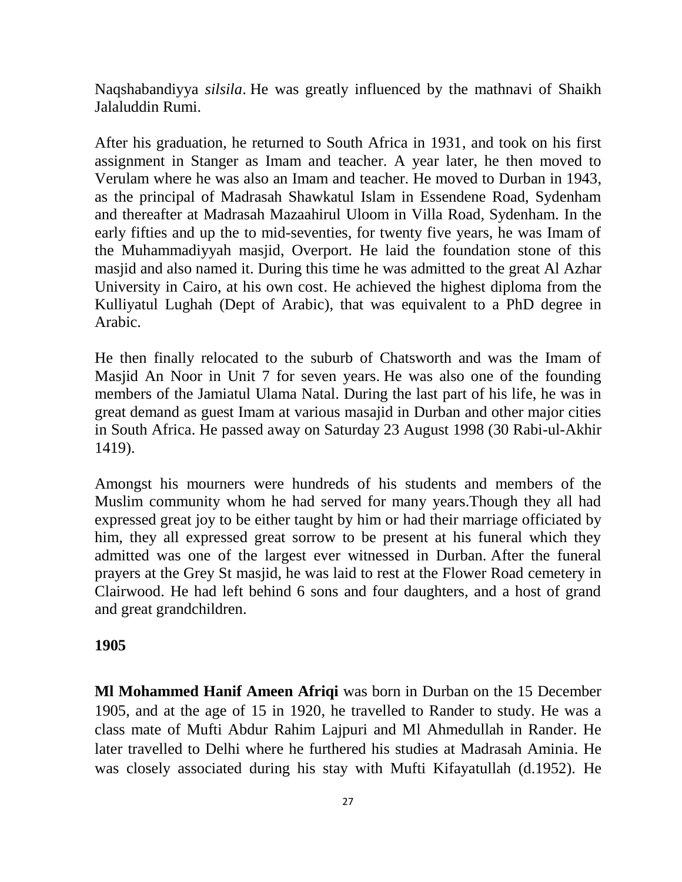Naqshabandiyya *silsila*. He was greatly influenced by the mathnavi of Shaikh Jalaluddin Rumi.

After his graduation, he returned to South Africa in 1931, and took on his first assignment in Stanger as Imam and teacher. A year later, he then moved to Verulam where he was also an Imam and teacher. He moved to Durban in 1943, as the principal of Madrasah Shawkatul Islam in Essendene Road, Sydenham and thereafter at Madrasah Mazaahirul Uloom in Villa Road, Sydenham. In the early fifties and up the to mid-seventies, for twenty five years, he was Imam of the Muhammadiyyah masjid, Overport. He laid the foundation stone of this masjid and also named it. During this time he was admitted to the great Al Azhar University in Cairo, at his own cost. He achieved the highest diploma from the Kulliyatul Lughah (Dept of Arabic), that was equivalent to a PhD degree in Arabic.

He then finally relocated to the suburb of Chatsworth and was the Imam of Masjid An Noor in Unit 7 for seven years. He was also one of the founding members of the Jamiatul Ulama Natal. During the last part of his life, he was in great demand as guest Imam at various masajid in Durban and other major cities in South Africa. He passed away on Saturday 23 August 1998 (30 Rabi-ul-Akhir 1419).

Amongst his mourners were hundreds of his students and members of the Muslim community whom he had served for many years.Though they all had expressed great joy to be either taught by him or had their marriage officiated by him, they all expressed great sorrow to be present at his funeral which they admitted was one of the largest ever witnessed in Durban. After the funeral prayers at the Grey St masjid, he was laid to rest at the Flower Road cemetery in Clairwood. He had left behind 6 sons and four daughters, and a host of grand and great grandchildren.

**1905**

**Ml Mohammed Hanif Ameen Afriqi** was born in Durban on the 15 December 1905, and at the age of 15 in 1920, he travelled to Rander to study. He was a class mate of Mufti Abdur Rahim Lajpuri and Ml Ahmedullah in Rander. He later travelled to Delhi where he furthered his studies at Madrasah Aminia. He was closely associated during his stay with Mufti Kifayatullah (d.1952). He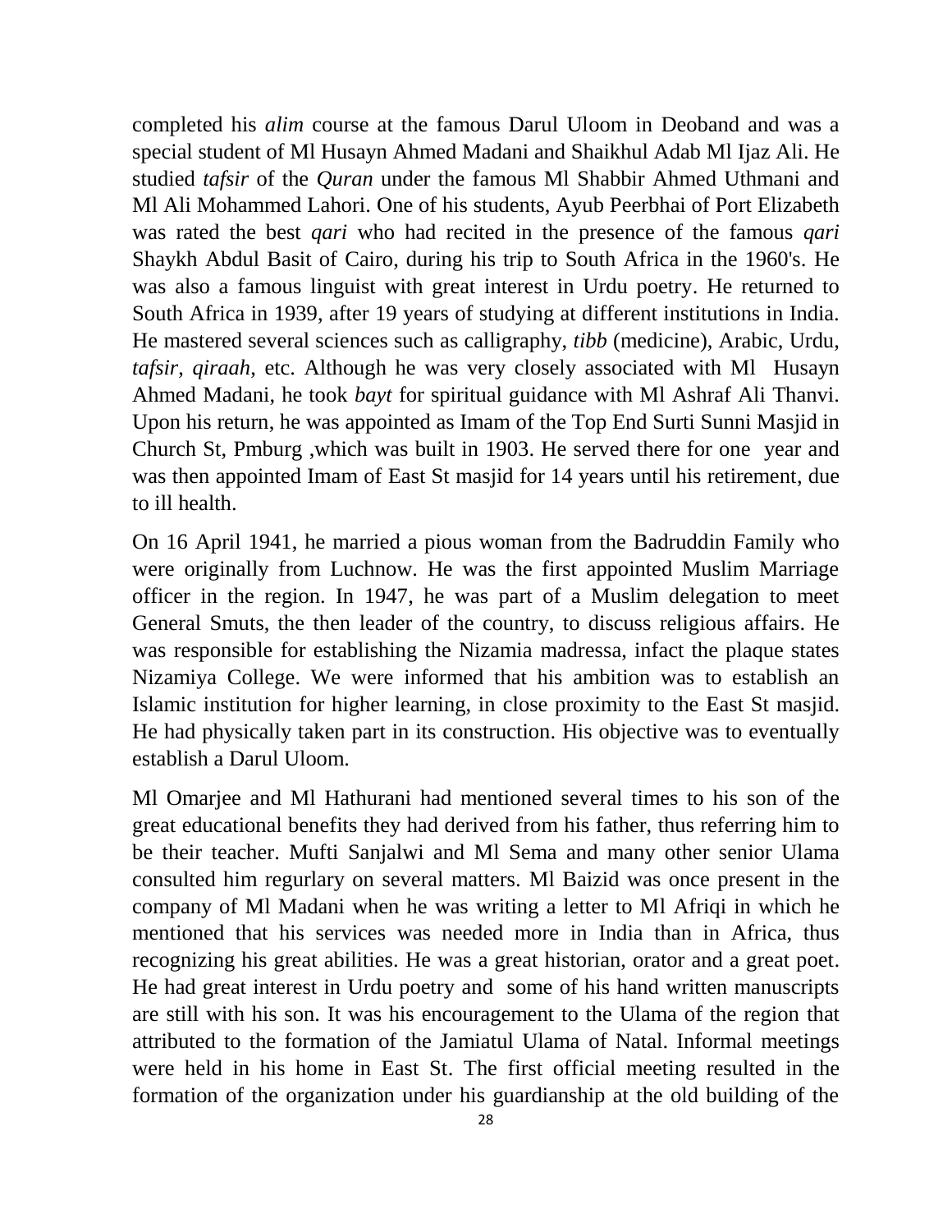completed his *alim* course at the famous Darul Uloom in Deoband and was a special student of Ml Husayn Ahmed Madani and Shaikhul Adab Ml Ijaz Ali. He studied *tafsir* of the *Quran* under the famous Ml Shabbir Ahmed Uthmani and Ml Ali Mohammed Lahori. One of his students, Ayub Peerbhai of Port Elizabeth was rated the best *qari* who had recited in the presence of the famous *qari* Shaykh Abdul Basit of Cairo, during his trip to South Africa in the 1960's. He was also a famous linguist with great interest in Urdu poetry. He returned to South Africa in 1939, after 19 years of studying at different institutions in India. He mastered several sciences such as calligraphy, *tibb* (medicine), Arabic, Urdu, *tafsir*, *qiraah*, etc. Although he was very closely associated with Ml Husayn Ahmed Madani, he took *bayt* for spiritual guidance with Ml Ashraf Ali Thanvi. Upon his return, he was appointed as Imam of the Top End Surti Sunni Masjid in Church St, Pmburg ,which was built in 1903. He served there for one year and was then appointed Imam of East St masjid for 14 years until his retirement, due to ill health.

On 16 April 1941, he married a pious woman from the Badruddin Family who were originally from Luchnow. He was the first appointed Muslim Marriage officer in the region. In 1947, he was part of a Muslim delegation to meet General Smuts, the then leader of the country, to discuss religious affairs. He was responsible for establishing the Nizamia madressa, infact the plaque states Nizamiya College. We were informed that his ambition was to establish an Islamic institution for higher learning, in close proximity to the East St masjid. He had physically taken part in its construction. His objective was to eventually establish a Darul Uloom.

Ml Omarjee and Ml Hathurani had mentioned several times to his son of the great educational benefits they had derived from his father, thus referring him to be their teacher. Mufti Sanjalwi and Ml Sema and many other senior Ulama consulted him regurlary on several matters. Ml Baizid was once present in the company of Ml Madani when he was writing a letter to Ml Afriqi in which he mentioned that his services was needed more in India than in Africa, thus recognizing his great abilities. He was a great historian, orator and a great poet. He had great interest in Urdu poetry and some of his hand written manuscripts are still with his son. It was his encouragement to the Ulama of the region that attributed to the formation of the Jamiatul Ulama of Natal. Informal meetings were held in his home in East St. The first official meeting resulted in the formation of the organization under his guardianship at the old building of the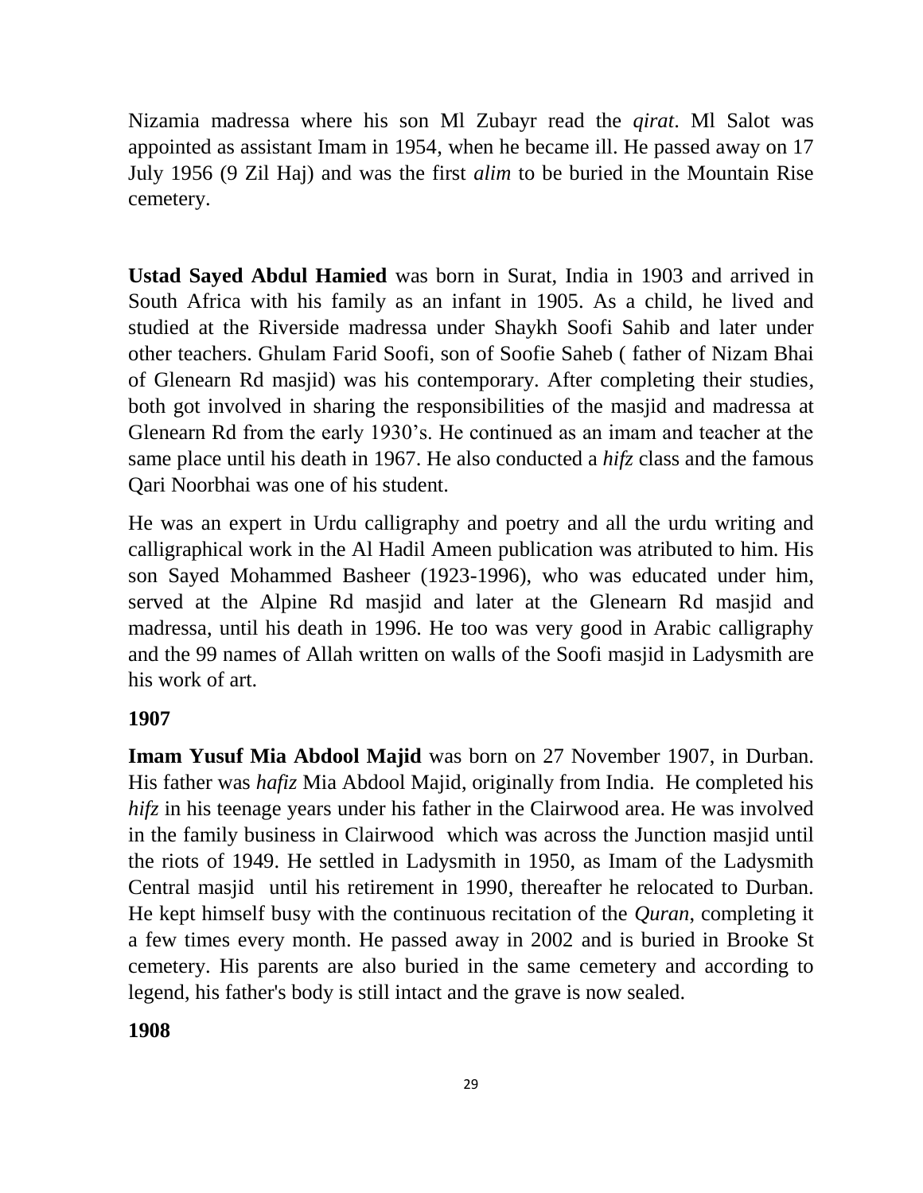Nizamia madressa where his son Ml Zubayr read the *qirat*. Ml Salot was appointed as assistant Imam in 1954, when he became ill. He passed away on 17 July 1956 (9 Zil Haj) and was the first *alim* to be buried in the Mountain Rise cemetery.

**Ustad Sayed Abdul Hamied** was born in Surat, India in 1903 and arrived in South Africa with his family as an infant in 1905. As a child, he lived and studied at the Riverside madressa under Shaykh Soofi Sahib and later under other teachers. Ghulam Farid Soofi, son of Soofie Saheb ( father of Nizam Bhai of Glenearn Rd masjid) was his contemporary. After completing their studies, both got involved in sharing the responsibilities of the masjid and madressa at Glenearn Rd from the early 1930's. He continued as an imam and teacher at the same place until his death in 1967. He also conducted a *hifz* class and the famous Qari Noorbhai was one of his student.

He was an expert in Urdu calligraphy and poetry and all the urdu writing and calligraphical work in the Al Hadil Ameen publication was atributed to him. His son Sayed Mohammed Basheer (1923-1996), who was educated under him, served at the Alpine Rd masjid and later at the Glenearn Rd masjid and madressa, until his death in 1996. He too was very good in Arabic calligraphy and the 99 names of Allah written on walls of the Soofi masjid in Ladysmith are his work of art.

**1907**

**Imam Yusuf Mia Abdool Majid** was born on 27 November 1907, in Durban. His father was *hafiz* Mia Abdool Majid, originally from India. He completed his *hifz* in his teenage years under his father in the Clairwood area. He was involved in the family business in Clairwood which was across the Junction masjid until the riots of 1949. He settled in Ladysmith in 1950, as Imam of the Ladysmith Central masjid until his retirement in 1990, thereafter he relocated to Durban. He kept himself busy with the continuous recitation of the *Quran*, completing it a few times every month. He passed away in 2002 and is buried in Brooke St cemetery. His parents are also buried in the same cemetery and according to legend, his father's body is still intact and the grave is now sealed.

**1908**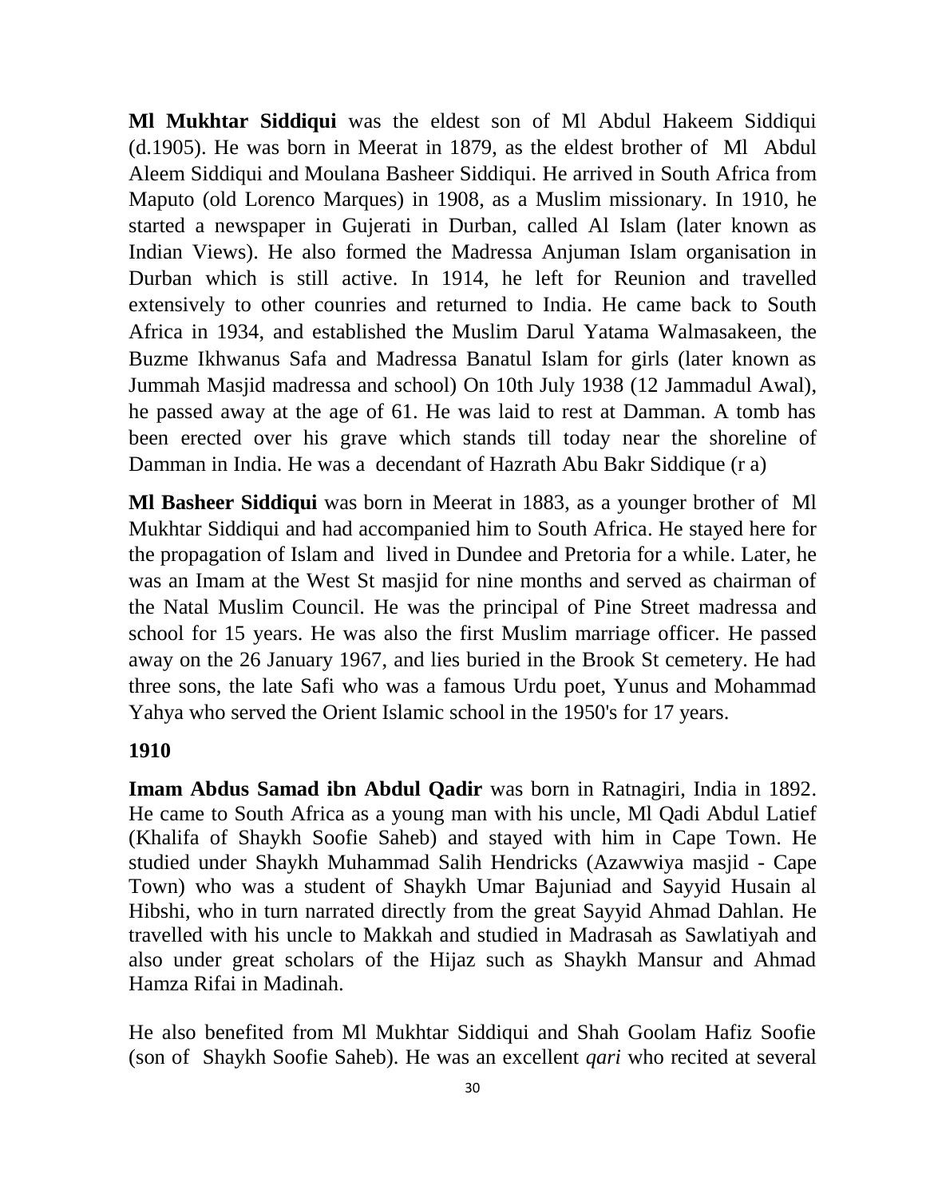**Ml Mukhtar Siddiqui** was the eldest son of Ml Abdul Hakeem Siddiqui (d.1905). He was born in Meerat in 1879, as the eldest brother of Ml Abdul Aleem Siddiqui and Moulana Basheer Siddiqui. He arrived in South Africa from Maputo (old Lorenco Marques) in 1908, as a Muslim missionary. In 1910, he started a newspaper in Gujerati in Durban, called Al Islam (later known as Indian Views). He also formed the Madressa Anjuman Islam organisation in Durban which is still active. In 1914, he left for Reunion and travelled extensively to other counries and returned to India. He came back to South Africa in 1934, and established the Muslim Darul Yatama Walmasakeen, the Buzme Ikhwanus Safa and Madressa Banatul Islam for girls (later known as Jummah Masjid madressa and school) On 10th July 1938 (12 Jammadul Awal), he passed away at the age of 61. He was laid to rest at Damman. A tomb has been erected over his grave which stands till today near the shoreline of Damman in India. He was a decendant of Hazrath Abu Bakr Siddique (r a)

**Ml Basheer Siddiqui** was born in Meerat in 1883, as a younger brother of Ml Mukhtar Siddiqui and had accompanied him to South Africa. He stayed here for the propagation of Islam and lived in Dundee and Pretoria for a while. Later, he was an Imam at the West St masjid for nine months and served as chairman of the Natal Muslim Council. He was the principal of Pine Street madressa and school for 15 years. He was also the first Muslim marriage officer. He passed away on the 26 January 1967, and lies buried in the Brook St cemetery. He had three sons, the late Safi who was a famous Urdu poet, Yunus and Mohammad Yahya who served the Orient Islamic school in the 1950's for 17 years.

**1910**

**Imam Abdus Samad ibn Abdul Qadir** was born in Ratnagiri, India in 1892. He came to South Africa as a young man with his uncle, Ml Qadi Abdul Latief (Khalifa of Shaykh Soofie Saheb) and stayed with him in Cape Town. He studied under Shaykh Muhammad Salih Hendricks (Azawwiya masjid - Cape Town) who was a student of Shaykh Umar Bajuniad and Sayyid Husain al Hibshi, who in turn narrated directly from the great Sayyid Ahmad Dahlan. He travelled with his uncle to Makkah and studied in Madrasah as Sawlatiyah and also under great scholars of the Hijaz such as Shaykh Mansur and Ahmad Hamza Rifai in Madinah.

He also benefited from Ml Mukhtar Siddiqui and Shah Goolam Hafiz Soofie (son of Shaykh Soofie Saheb). He was an excellent *qari* who recited at several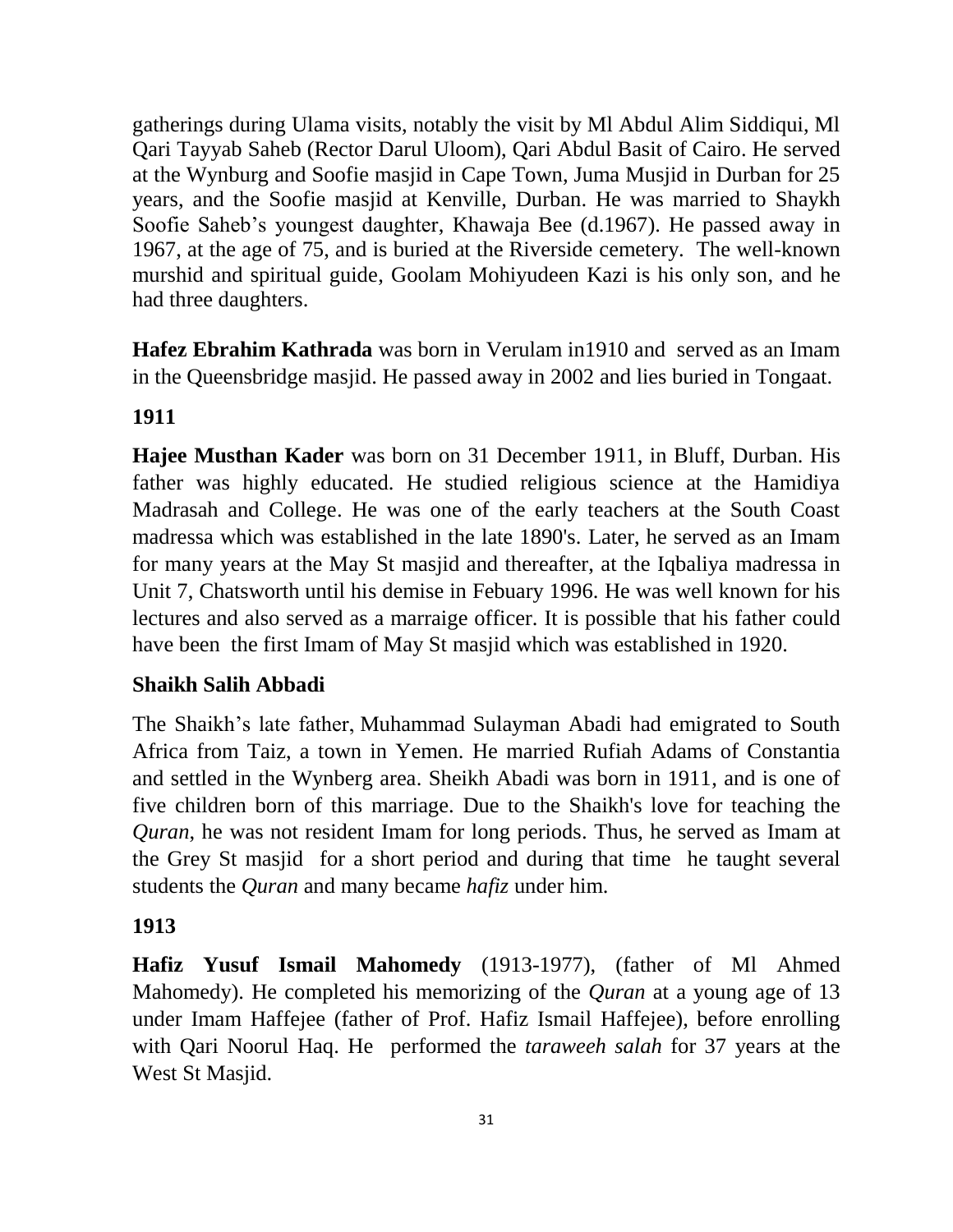gatherings during Ulama visits, notably the visit by Ml Abdul Alim Siddiqui, Ml Qari Tayyab Saheb (Rector Darul Uloom), Qari Abdul Basit of Cairo. He served at the Wynburg and Soofie masjid in Cape Town, Juma Musjid in Durban for 25 years, and the Soofie masjid at Kenville, Durban. He was married to Shaykh Soofie Saheb's youngest daughter, Khawaja Bee (d.1967). He passed away in 1967, at the age of 75, and is buried at the Riverside cemetery. The well-known murshid and spiritual guide, Goolam Mohiyudeen Kazi is his only son, and he had three daughters.

**Hafez Ebrahim Kathrada** was born in Verulam in1910 and served as an Imam in the Queensbridge masjid. He passed away in 2002 and lies buried in Tongaat.

**1911**

**Hajee Musthan Kader** was born on 31 December 1911, in Bluff, Durban. His father was highly educated. He studied religious science at the Hamidiya Madrasah and College. He was one of the early teachers at the South Coast madressa which was established in the late 1890's. Later, he served as an Imam for many years at the May St masjid and thereafter, at the Iqbaliya madressa in Unit 7, Chatsworth until his demise in Febuary 1996. He was well known for his lectures and also served as a marraige officer. It is possible that his father could have been the first Imam of May St masjid which was established in 1920.

**Shaikh Salih Abbadi**

The Shaikh's late father, Muhammad Sulayman Abadi had emigrated to South Africa from Taiz, a town in Yemen. He married Rufiah Adams of Constantia and settled in the Wynberg area. Sheikh Abadi was born in 1911, and is one of five children born of this marriage. Due to the Shaikh's love for teaching the *Quran*, he was not resident Imam for long periods. Thus, he served as Imam at the Grey St masjid for a short period and during that time he taught several students the *Quran* and many became *hafiz* under him.

**1913**

**Hafiz Yusuf Ismail Mahomedy** (1913-1977), (father of Ml Ahmed Mahomedy). He completed his memorizing of the *Quran* at a young age of 13 under Imam Haffejee (father of Prof. Hafiz Ismail Haffejee), before enrolling with Qari Noorul Haq. He performed the *taraweeh salah* for 37 years at the West St Masjid.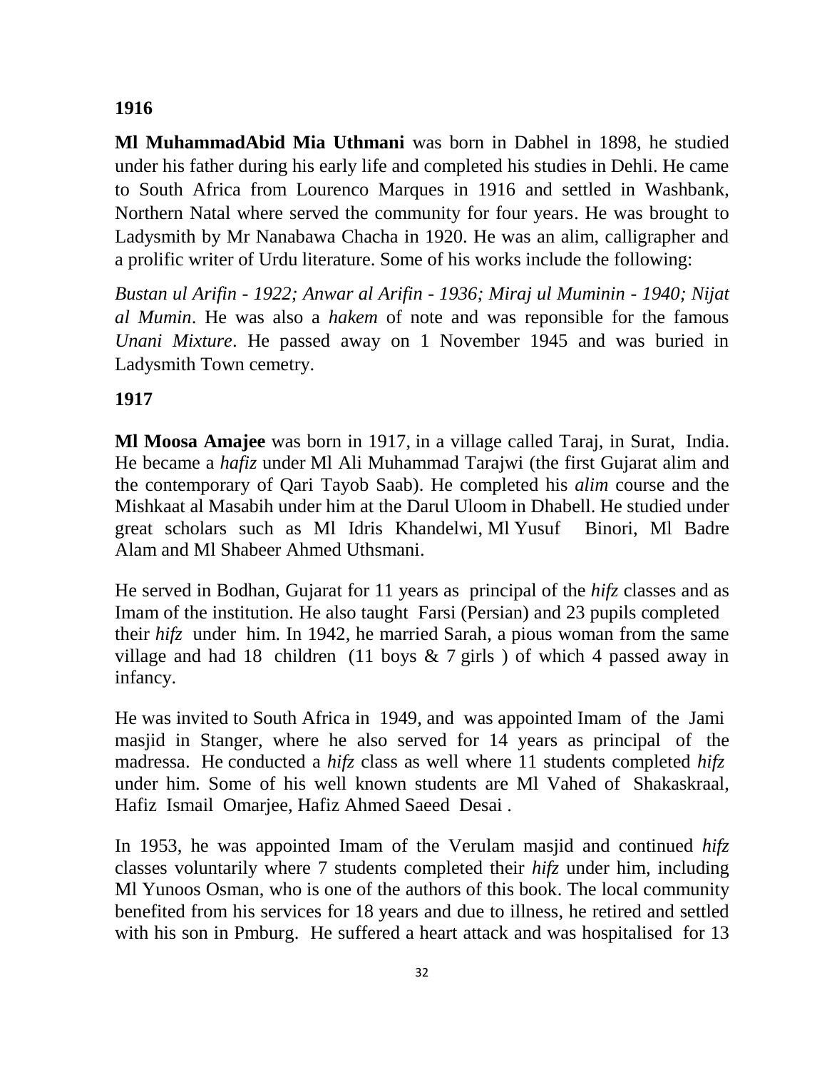**1916**

**Ml MuhammadAbid Mia Uthmani** was born in Dabhel in 1898, he studied under his father during his early life and completed his studies in Dehli. He came to South Africa from Lourenco Marques in 1916 and settled in Washbank, Northern Natal where served the community for four years. He was brought to Ladysmith by Mr Nanabawa Chacha in 1920. He was an alim, calligrapher and a prolific writer of Urdu literature. Some of his works include the following:

*Bustan ul Arifin - 1922; Anwar al Arifin - 1936; Miraj ul Muminin - 1940; Nijat al Mumin*. He was also a *hakem* of note and was reponsible for the famous *Unani Mixture*. He passed away on 1 November 1945 and was buried in Ladysmith Town cemetry.

**1917**

**Ml Moosa Amajee** was born in 1917, in a village called Taraj, in Surat, India. He became a *hafiz* under Ml Ali Muhammad Tarajwi (the first Gujarat alim and the contemporary of Qari Tayob Saab). He completed his *alim* course and the Mishkaat al Masabih under him at the Darul Uloom in Dhabell. He studied under great scholars such as Ml Idris Khandelwi, Ml Yusuf Binori, Ml Badre Alam and Ml Shabeer Ahmed Uthsmani.

He served in Bodhan, Gujarat for 11 years as principal of the *hifz* classes and as Imam of the institution. He also taught Farsi (Persian) and 23 pupils completed their *hifz* under him. In 1942, he married Sarah, a pious woman from the same village and had 18 children (11 boys & 7 girls ) of which 4 passed away in infancy.

He was invited to South Africa in 1949, and was appointed Imam of the Jami masjid in Stanger, where he also served for 14 years as principal of the madressa. He conducted a *hifz* class as well where 11 students completed *hifz* under him. Some of his well known students are Ml Vahed of Shakaskraal, Hafiz Ismail Omarjee, Hafiz Ahmed Saeed Desai .

In 1953, he was appointed Imam of the Verulam masjid and continued *hifz* classes voluntarily where 7 students completed their *hifz* under him, including Ml Yunoos Osman, who is one of the authors of this book. The local community benefited from his services for 18 years and due to illness, he retired and settled with his son in Pmburg. He suffered a heart attack and was hospitalised for 13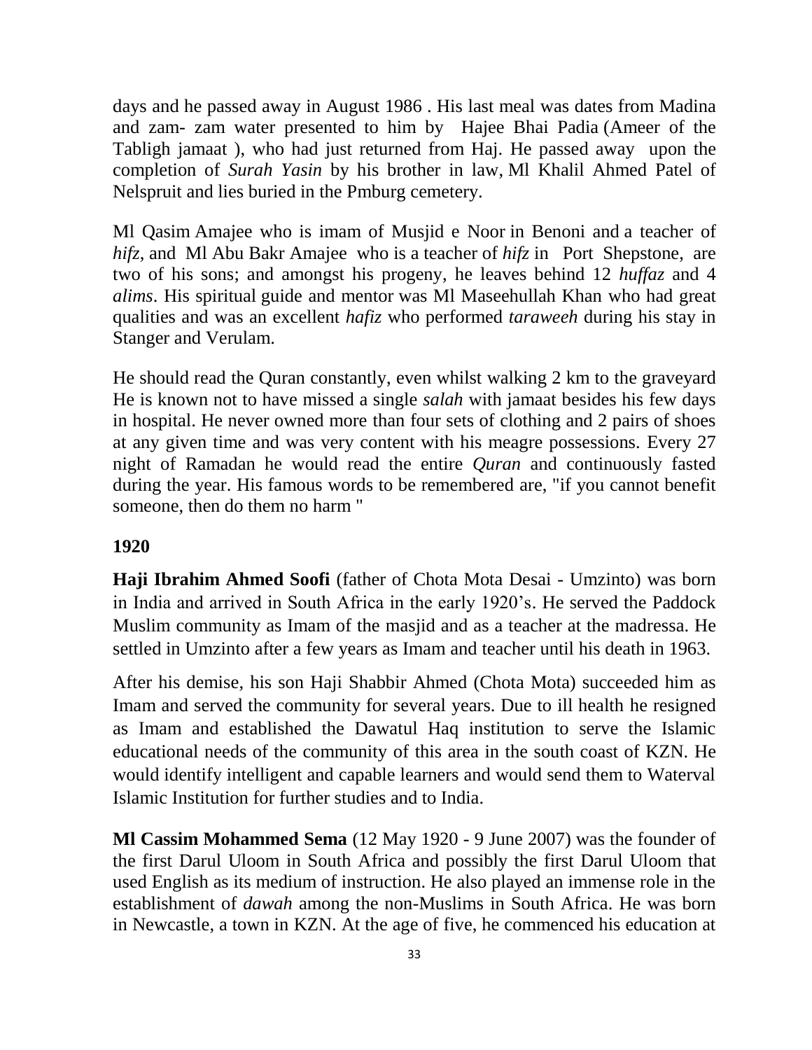days and he passed away in August 1986 . His last meal was dates from Madina and zam- zam water presented to him by Hajee Bhai Padia (Ameer of the Tabligh jamaat ), who had just returned from Haj. He passed away upon the completion of *Surah Yasin* by his brother in law, Ml Khalil Ahmed Patel of Nelspruit and lies buried in the Pmburg cemetery.

Ml Qasim Amajee who is imam of Musjid e Noor in Benoni and a teacher of *hifz*, and Ml Abu Bakr Amajee who is a teacher of *hifz* in Port Shepstone, are two of his sons; and amongst his progeny, he leaves behind 12 *huffaz* and 4 *alims*. His spiritual guide and mentor was Ml Maseehullah Khan who had great qualities and was an excellent *hafiz* who performed *taraweeh* during his stay in Stanger and Verulam.

He should read the Quran constantly, even whilst walking 2 km to the graveyard He is known not to have missed a single *salah* with jamaat besides his few days in hospital. He never owned more than four sets of clothing and 2 pairs of shoes at any given time and was very content with his meagre possessions. Every 27 night of Ramadan he would read the entire *Quran* and continuously fasted during the year. His famous words to be remembered are, "if you cannot benefit someone, then do them no harm "

**1920**

**Haji Ibrahim Ahmed Soofi** (father of Chota Mota Desai - Umzinto) was born in India and arrived in South Africa in the early 1920's. He served the Paddock Muslim community as Imam of the masjid and as a teacher at the madressa. He settled in Umzinto after a few years as Imam and teacher until his death in 1963.

After his demise, his son Haji Shabbir Ahmed (Chota Mota) succeeded him as Imam and served the community for several years. Due to ill health he resigned as Imam and established the Dawatul Haq institution to serve the Islamic educational needs of the community of this area in the south coast of KZN. He would identify intelligent and capable learners and would send them to Waterval Islamic Institution for further studies and to India.

**Ml Cassim Mohammed Sema** (12 May 1920 - 9 June 2007) was the founder of the first Darul Uloom in South Africa and possibly the first Darul Uloom that used English as its medium of instruction. He also played an immense role in the establishment of *dawah* among the non-Muslims in South Africa. He was born in Newcastle, a town in KZN. At the age of five, he commenced his education at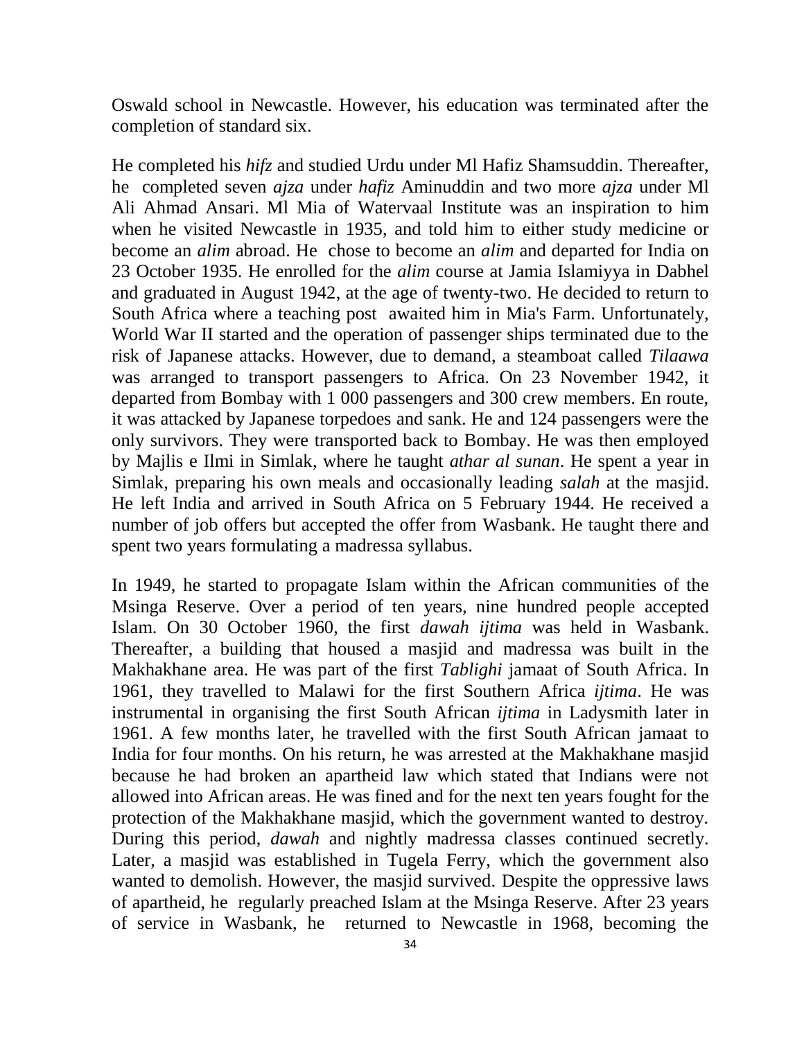Oswald school in Newcastle. However, his education was terminated after the completion of standard six.

He completed his *hifz* and studied Urdu under Ml Hafiz Shamsuddin. Thereafter, he completed seven *ajza* under *hafiz* Aminuddin and two more *ajza* under Ml Ali Ahmad Ansari. Ml Mia of Watervaal Institute was an inspiration to him when he visited Newcastle in 1935, and told him to either study medicine or become an *alim* abroad. He chose to become an *alim* and departed for India on 23 October 1935. He enrolled for the *alim* course at Jamia Islamiyya in Dabhel and graduated in August 1942, at the age of twenty-two. He decided to return to South Africa where a teaching post awaited him in Mia's Farm. Unfortunately, World War II started and the operation of passenger ships terminated due to the risk of Japanese attacks. However, due to demand, a steamboat called *Tilaawa* was arranged to transport passengers to Africa. On 23 November 1942, it departed from Bombay with 1 000 passengers and 300 crew members. En route, it was attacked by Japanese torpedoes and sank. He and 124 passengers were the only survivors. They were transported back to Bombay. He was then employed by Majlis e Ilmi in Simlak, where he taught *athar al sunan*. He spent a year in Simlak, preparing his own meals and occasionally leading *salah* at the masjid. He left India and arrived in South Africa on 5 February 1944. He received a number of job offers but accepted the offer from Wasbank. He taught there and spent two years formulating a madressa syllabus.

In 1949, he started to propagate Islam within the African communities of the Msinga Reserve. Over a period of ten years, nine hundred people accepted Islam. On 30 October 1960, the first *dawah ijtima* was held in Wasbank. Thereafter, a building that housed a masjid and madressa was built in the Makhakhane area. He was part of the first *Tablighi* jamaat of South Africa. In 1961, they travelled to Malawi for the first Southern Africa *ijtima*. He was instrumental in organising the first South African *ijtima* in Ladysmith later in 1961. A few months later, he travelled with the first South African jamaat to India for four months. On his return, he was arrested at the Makhakhane masjid because he had broken an apartheid law which stated that Indians were not allowed into African areas. He was fined and for the next ten years fought for the protection of the Makhakhane masjid, which the government wanted to destroy. During this period, *dawah* and nightly madressa classes continued secretly. Later, a masjid was established in Tugela Ferry, which the government also wanted to demolish. However, the masjid survived. Despite the oppressive laws of apartheid, he regularly preached Islam at the Msinga Reserve. After 23 years of service in Wasbank, he returned to Newcastle in 1968, becoming the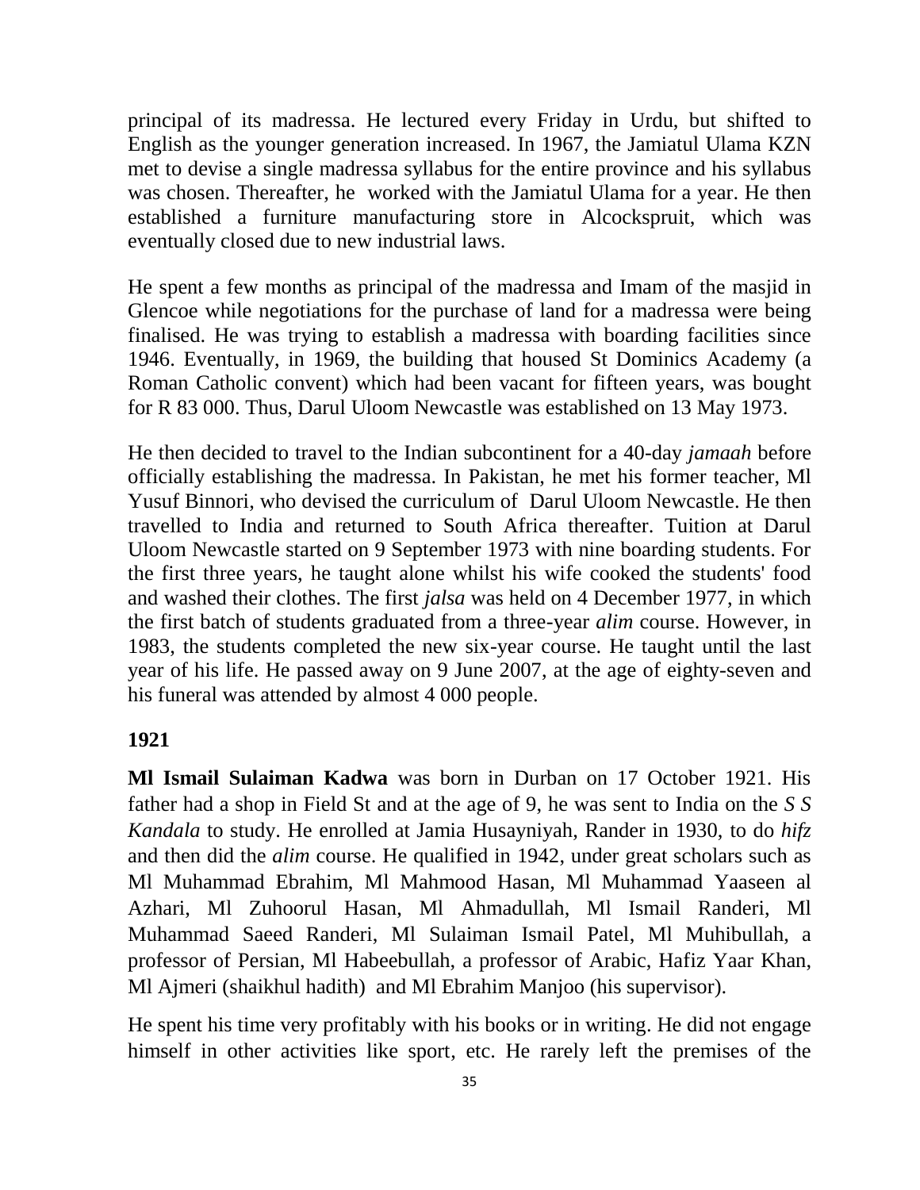principal of its madressa. He lectured every Friday in Urdu, but shifted to English as the younger generation increased. In 1967, the Jamiatul Ulama KZN met to devise a single madressa syllabus for the entire province and his syllabus was chosen. Thereafter, he worked with the Jamiatul Ulama for a year. He then established a furniture manufacturing store in Alcockspruit, which was eventually closed due to new industrial laws.

He spent a few months as principal of the madressa and Imam of the masjid in Glencoe while negotiations for the purchase of land for a madressa were being finalised. He was trying to establish a madressa with boarding facilities since 1946. Eventually, in 1969, the building that housed St Dominics Academy (a Roman Catholic convent) which had been vacant for fifteen years, was bought for R 83 000. Thus, Darul Uloom Newcastle was established on 13 May 1973.

He then decided to travel to the Indian subcontinent for a 40-day *jamaah* before officially establishing the madressa. In Pakistan, he met his former teacher, Ml Yusuf Binnori, who devised the curriculum of Darul Uloom Newcastle. He then travelled to India and returned to South Africa thereafter. Tuition at Darul Uloom Newcastle started on 9 September 1973 with nine boarding students. For the first three years, he taught alone whilst his wife cooked the students' food and washed their clothes. The first *jalsa* was held on 4 December 1977, in which the first batch of students graduated from a three-year *alim* course. However, in 1983, the students completed the new six-year course. He taught until the last year of his life. He passed away on 9 June 2007, at the age of eighty-seven and his funeral was attended by almost 4 000 people.

**1921**

**Ml Ismail Sulaiman Kadwa** was born in Durban on 17 October 1921. His father had a shop in Field St and at the age of 9, he was sent to India on the *S S Kandala* to study. He enrolled at Jamia Husayniyah, Rander in 1930, to do *hifz* and then did the *alim* course. He qualified in 1942, under great scholars such as Ml Muhammad Ebrahim, Ml Mahmood Hasan, Ml Muhammad Yaaseen al Azhari, Ml Zuhoorul Hasan, Ml Ahmadullah, Ml Ismail Randeri, Ml Muhammad Saeed Randeri, Ml Sulaiman Ismail Patel, Ml Muhibullah, a professor of Persian, Ml Habeebullah, a professor of Arabic, Hafiz Yaar Khan, Ml Ajmeri (shaikhul hadith) and Ml Ebrahim Manjoo (his supervisor).

He spent his time very profitably with his books or in writing. He did not engage himself in other activities like sport, etc. He rarely left the premises of the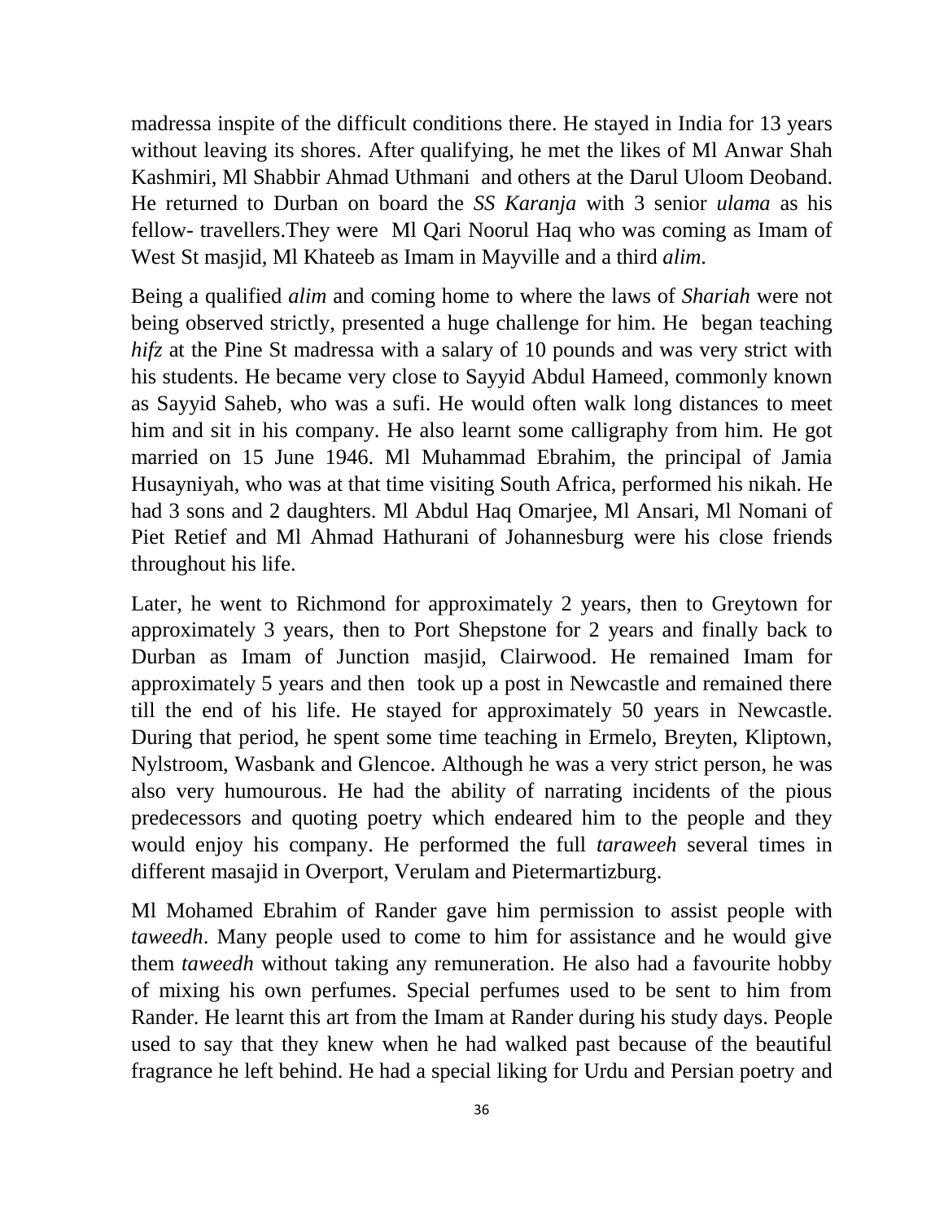madressa inspite of the difficult conditions there. He stayed in India for 13 years without leaving its shores. After qualifying, he met the likes of Ml Anwar Shah Kashmiri, Ml Shabbir Ahmad Uthmani and others at the Darul Uloom Deoband. He returned to Durban on board the *SS Karanja* with 3 senior *ulama* as his fellow- travellers.They were Ml Qari Noorul Haq who was coming as Imam of West St masjid, Ml Khateeb as Imam in Mayville and a third *alim*.

Being a qualified *alim* and coming home to where the laws of *Shariah* were not being observed strictly, presented a huge challenge for him. He began teaching *hifz* at the Pine St madressa with a salary of 10 pounds and was very strict with his students. He became very close to Sayyid Abdul Hameed, commonly known as Sayyid Saheb, who was a sufi. He would often walk long distances to meet him and sit in his company. He also learnt some calligraphy from him. He got married on 15 June 1946. Ml Muhammad Ebrahim, the principal of Jamia Husayniyah, who was at that time visiting South Africa, performed his nikah. He had 3 sons and 2 daughters. Ml Abdul Haq Omarjee, Ml Ansari, Ml Nomani of Piet Retief and Ml Ahmad Hathurani of Johannesburg were his close friends throughout his life.

Later, he went to Richmond for approximately 2 years, then to Greytown for approximately 3 years, then to Port Shepstone for 2 years and finally back to Durban as Imam of Junction masjid, Clairwood. He remained Imam for approximately 5 years and then took up a post in Newcastle and remained there till the end of his life. He stayed for approximately 50 years in Newcastle. During that period, he spent some time teaching in Ermelo, Breyten, Kliptown, Nylstroom, Wasbank and Glencoe. Although he was a very strict person, he was also very humourous. He had the ability of narrating incidents of the pious predecessors and quoting poetry which endeared him to the people and they would enjoy his company. He performed the full *taraweeh* several times in different masajid in Overport, Verulam and Pietermartizburg.

Ml Mohamed Ebrahim of Rander gave him permission to assist people with *taweedh*. Many people used to come to him for assistance and he would give them *taweedh* without taking any remuneration. He also had a favourite hobby of mixing his own perfumes. Special perfumes used to be sent to him from Rander. He learnt this art from the Imam at Rander during his study days. People used to say that they knew when he had walked past because of the beautiful fragrance he left behind. He had a special liking for Urdu and Persian poetry and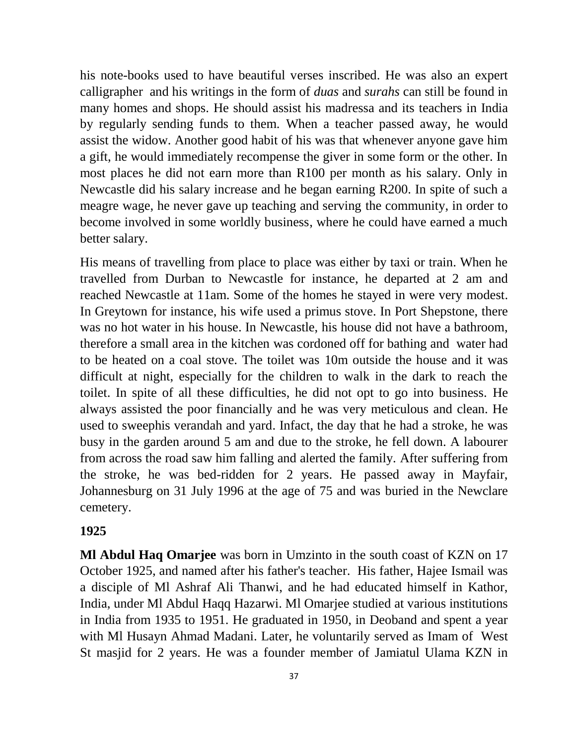his note-books used to have beautiful verses inscribed. He was also an expert calligrapher and his writings in the form of *duas* and *surahs* can still be found in many homes and shops. He should assist his madressa and its teachers in India by regularly sending funds to them. When a teacher passed away, he would assist the widow. Another good habit of his was that whenever anyone gave him a gift, he would immediately recompense the giver in some form or the other. In most places he did not earn more than R100 per month as his salary. Only in Newcastle did his salary increase and he began earning R200. In spite of such a meagre wage, he never gave up teaching and serving the community, in order to become involved in some worldly business, where he could have earned a much better salary.

His means of travelling from place to place was either by taxi or train. When he travelled from Durban to Newcastle for instance, he departed at 2 am and reached Newcastle at 11am. Some of the homes he stayed in were very modest. In Greytown for instance, his wife used a primus stove. In Port Shepstone, there was no hot water in his house. In Newcastle, his house did not have a bathroom, therefore a small area in the kitchen was cordoned off for bathing and water had to be heated on a coal stove. The toilet was 10m outside the house and it was difficult at night, especially for the children to walk in the dark to reach the toilet. In spite of all these difficulties, he did not opt to go into business. He always assisted the poor financially and he was very meticulous and clean. He used to sweephis verandah and yard. Infact, the day that he had a stroke, he was busy in the garden around 5 am and due to the stroke, he fell down. A labourer from across the road saw him falling and alerted the family. After suffering from the stroke, he was bed-ridden for 2 years. He passed away in Mayfair, Johannesburg on 31 July 1996 at the age of 75 and was buried in the Newclare cemetery.

**1925**

**Ml Abdul Haq Omarjee** was born in Umzinto in the south coast of KZN on 17 October 1925, and named after his father's teacher. His father, Hajee Ismail was a disciple of Ml Ashraf Ali Thanwi, and he had educated himself in Kathor, India, under Ml Abdul Haqq Hazarwi. Ml Omarjee studied at various institutions in India from 1935 to 1951. He graduated in 1950, in Deoband and spent a year with Ml Husayn Ahmad Madani. Later, he voluntarily served as Imam of West St masjid for 2 years. He was a founder member of Jamiatul Ulama KZN in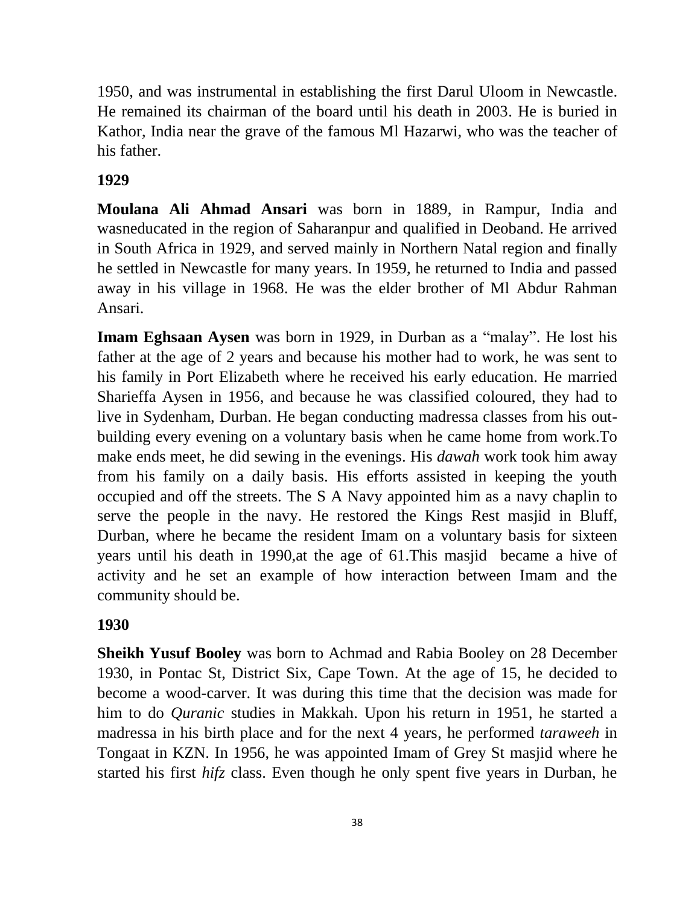1950, and was instrumental in establishing the first Darul Uloom in Newcastle. He remained its chairman of the board until his death in 2003. He is buried in Kathor, India near the grave of the famous Ml Hazarwi, who was the teacher of his father.

**1929**

**Moulana Ali Ahmad Ansari** was born in 1889, in Rampur, India and wasneducated in the region of Saharanpur and qualified in Deoband. He arrived in South Africa in 1929, and served mainly in Northern Natal region and finally he settled in Newcastle for many years. In 1959, he returned to India and passed away in his village in 1968. He was the elder brother of Ml Abdur Rahman Ansari.

**Imam Eghsaan Aysen** was born in 1929, in Durban as a "malay". He lost his father at the age of 2 years and because his mother had to work, he was sent to his family in Port Elizabeth where he received his early education. He married Sharieffa Aysen in 1956, and because he was classified coloured, they had to live in Sydenham, Durban. He began conducting madressa classes from his out-building every evening on a voluntary basis when he came home from work.To make ends meet, he did sewing in the evenings. His *dawah* work took him away from his family on a daily basis. His efforts assisted in keeping the youth occupied and off the streets. The S A Navy appointed him as a navy chaplin to serve the people in the navy. He restored the Kings Rest masjid in Bluff, Durban, where he became the resident Imam on a voluntary basis for sixteen years until his death in 1990,at the age of 61.This masjid became a hive of activity and he set an example of how interaction between Imam and the community should be.

**1930**

**Sheikh Yusuf Booley** was born to Achmad and Rabia Booley on 28 December 1930, in Pontac St, District Six, Cape Town. At the age of 15, he decided to become a wood-carver. It was during this time that the decision was made for him to do *Quranic* studies in Makkah. Upon his return in 1951, he started a madressa in his birth place and for the next 4 years, he performed *taraweeh* in Tongaat in KZN. In 1956, he was appointed Imam of Grey St masjid where he started his first *hifz* class. Even though he only spent five years in Durban, he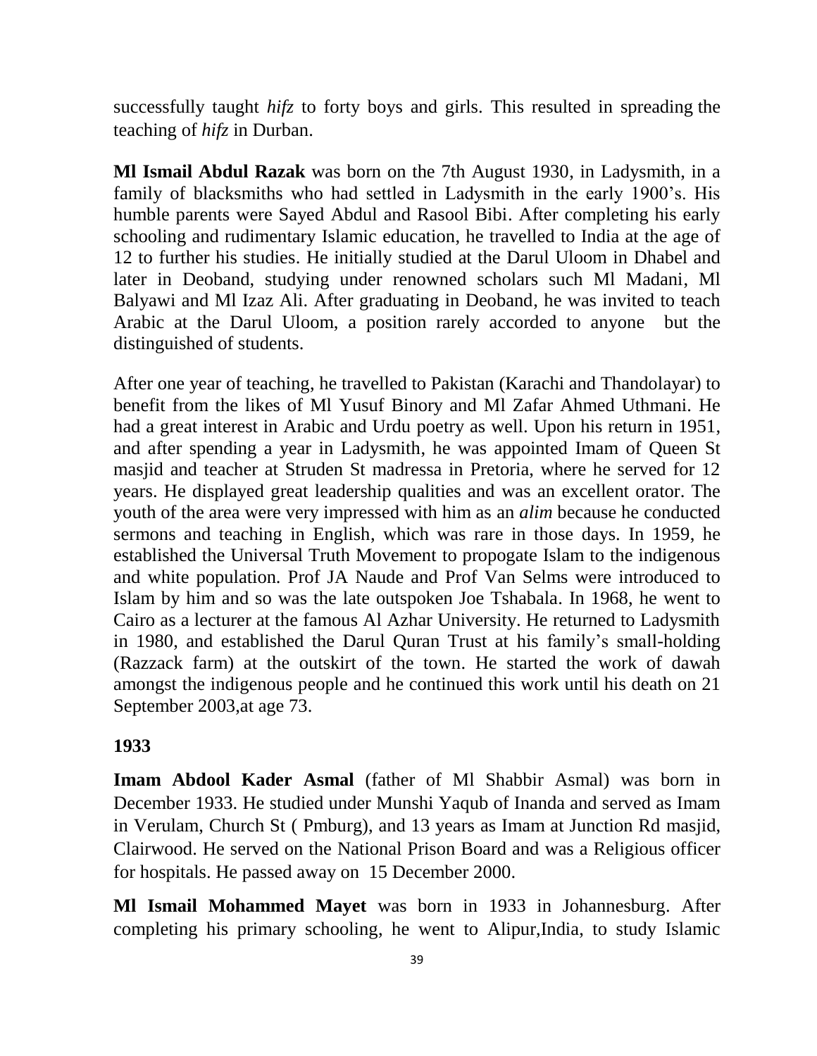successfully taught *hifz* to forty boys and girls. This resulted in spreading the teaching of *hifz* in Durban.

**Ml Ismail Abdul Razak** was born on the 7th August 1930, in Ladysmith, in a family of blacksmiths who had settled in Ladysmith in the early 1900's. His humble parents were Sayed Abdul and Rasool Bibi. After completing his early schooling and rudimentary Islamic education, he travelled to India at the age of 12 to further his studies. He initially studied at the Darul Uloom in Dhabel and later in Deoband, studying under renowned scholars such Ml Madani, Ml Balyawi and Ml Izaz Ali. After graduating in Deoband, he was invited to teach Arabic at the Darul Uloom, a position rarely accorded to anyone but the distinguished of students.

After one year of teaching, he travelled to Pakistan (Karachi and Thandolayar) to benefit from the likes of Ml Yusuf Binory and Ml Zafar Ahmed Uthmani. He had a great interest in Arabic and Urdu poetry as well. Upon his return in 1951, and after spending a year in Ladysmith, he was appointed Imam of Queen St masjid and teacher at Struden St madressa in Pretoria, where he served for 12 years. He displayed great leadership qualities and was an excellent orator. The youth of the area were very impressed with him as an *alim* because he conducted sermons and teaching in English, which was rare in those days. In 1959, he established the Universal Truth Movement to propogate Islam to the indigenous and white population. Prof JA Naude and Prof Van Selms were introduced to Islam by him and so was the late outspoken Joe Tshabala. In 1968, he went to Cairo as a lecturer at the famous Al Azhar University. He returned to Ladysmith in 1980, and established the Darul Quran Trust at his family's small-holding (Razzack farm) at the outskirt of the town. He started the work of dawah amongst the indigenous people and he continued this work until his death on 21 September 2003,at age 73.

**1933**

**Imam Abdool Kader Asmal** (father of Ml Shabbir Asmal) was born in December 1933. He studied under Munshi Yaqub of Inanda and served as Imam in Verulam, Church St ( Pmburg), and 13 years as Imam at Junction Rd masjid, Clairwood. He served on the National Prison Board and was a Religious officer for hospitals. He passed away on 15 December 2000.

**Ml Ismail Mohammed Mayet** was born in 1933 in Johannesburg. After completing his primary schooling, he went to Alipur,India, to study Islamic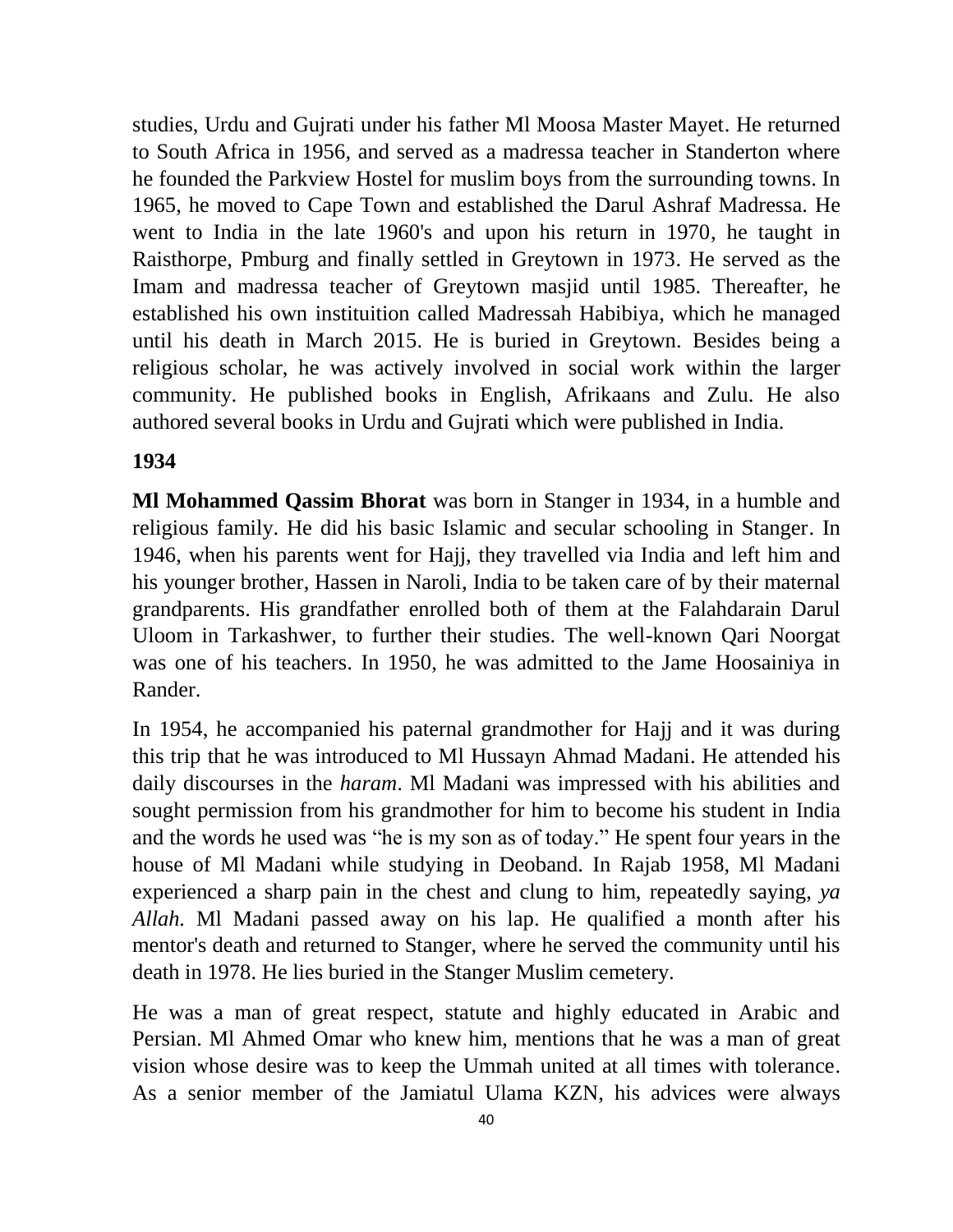studies, Urdu and Gujrati under his father Ml Moosa Master Mayet. He returned to South Africa in 1956, and served as a madressa teacher in Standerton where he founded the Parkview Hostel for muslim boys from the surrounding towns. In 1965, he moved to Cape Town and established the Darul Ashraf Madressa. He went to India in the late 1960's and upon his return in 1970, he taught in Raisthorpe, Pmburg and finally settled in Greytown in 1973. He served as the Imam and madressa teacher of Greytown masjid until 1985. Thereafter, he established his own instituition called Madressah Habibiya, which he managed until his death in March 2015. He is buried in Greytown. Besides being a religious scholar, he was actively involved in social work within the larger community. He published books in English, Afrikaans and Zulu. He also authored several books in Urdu and Gujrati which were published in India.

**1934**

**Ml Mohammed Qassim Bhorat** was born in Stanger in 1934, in a humble and religious family. He did his basic Islamic and secular schooling in Stanger. In 1946, when his parents went for Hajj, they travelled via India and left him and his younger brother, Hassen in Naroli, India to be taken care of by their maternal grandparents. His grandfather enrolled both of them at the Falahdarain Darul Uloom in Tarkashwer, to further their studies. The well-known Qari Noorgat was one of his teachers. In 1950, he was admitted to the Jame Hoosainiya in Rander.

In 1954, he accompanied his paternal grandmother for Hajj and it was during this trip that he was introduced to Ml Hussayn Ahmad Madani. He attended his daily discourses in the *haram*. Ml Madani was impressed with his abilities and sought permission from his grandmother for him to become his student in India and the words he used was "he is my son as of today." He spent four years in the house of Ml Madani while studying in Deoband. In Rajab 1958, Ml Madani experienced a sharp pain in the chest and clung to him, repeatedly saying, *ya Allah*. Ml Madani passed away on his lap. He qualified a month after his mentor's death and returned to Stanger, where he served the community until his death in 1978. He lies buried in the Stanger Muslim cemetery.

He was a man of great respect, statute and highly educated in Arabic and Persian. Ml Ahmed Omar who knew him, mentions that he was a man of great vision whose desire was to keep the Ummah united at all times with tolerance. As a senior member of the Jamiatul Ulama KZN, his advices were always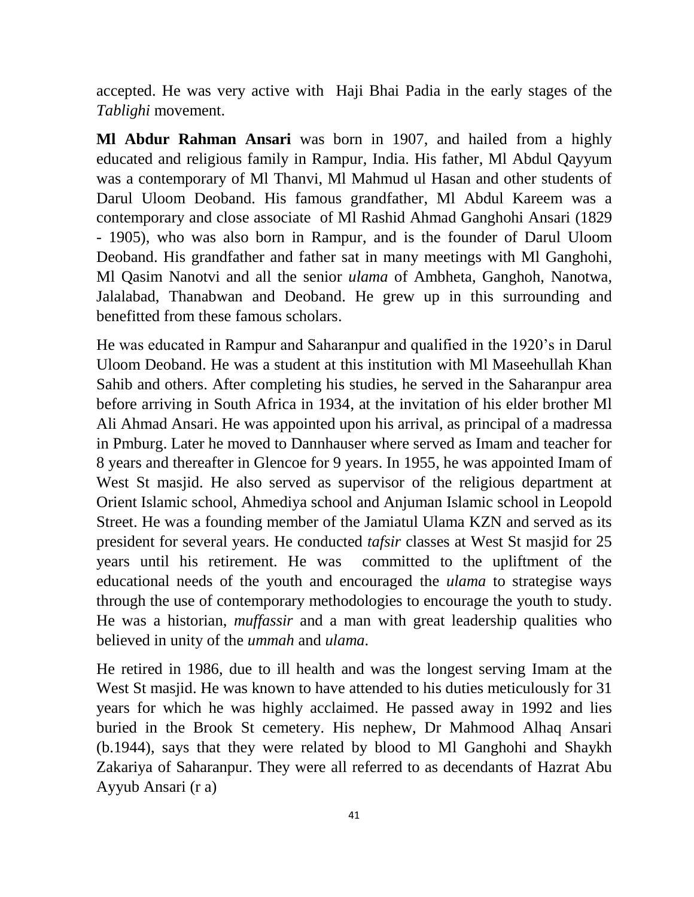accepted. He was very active with Haji Bhai Padia in the early stages of the *Tablighi* movement.

**Ml Abdur Rahman Ansari** was born in 1907, and hailed from a highly educated and religious family in Rampur, India. His father, Ml Abdul Qayyum was a contemporary of Ml Thanvi, Ml Mahmud ul Hasan and other students of Darul Uloom Deoband. His famous grandfather, Ml Abdul Kareem was a contemporary and close associate of Ml Rashid Ahmad Ganghohi Ansari (1829 - 1905), who was also born in Rampur, and is the founder of Darul Uloom Deoband. His grandfather and father sat in many meetings with Ml Ganghohi, Ml Qasim Nanotvi and all the senior *ulama* of Ambheta, Ganghoh, Nanotwa, Jalalabad, Thanabwan and Deoband. He grew up in this surrounding and benefitted from these famous scholars.

He was educated in Rampur and Saharanpur and qualified in the 1920's in Darul Uloom Deoband. He was a student at this institution with Ml Maseehullah Khan Sahib and others. After completing his studies, he served in the Saharanpur area before arriving in South Africa in 1934, at the invitation of his elder brother Ml Ali Ahmad Ansari. He was appointed upon his arrival, as principal of a madressa in Pmburg. Later he moved to Dannhauser where served as Imam and teacher for 8 years and thereafter in Glencoe for 9 years. In 1955, he was appointed Imam of West St masjid. He also served as supervisor of the religious department at Orient Islamic school, Ahmediya school and Anjuman Islamic school in Leopold Street. He was a founding member of the Jamiatul Ulama KZN and served as its president for several years. He conducted *tafsir* classes at West St masjid for 25 years until his retirement. He was committed to the upliftment of the educational needs of the youth and encouraged the *ulama* to strategise ways through the use of contemporary methodologies to encourage the youth to study. He was a historian, *muffassir* and a man with great leadership qualities who believed in unity of the *ummah* and *ulama*.

He retired in 1986, due to ill health and was the longest serving Imam at the West St masjid. He was known to have attended to his duties meticulously for 31 years for which he was highly acclaimed. He passed away in 1992 and lies buried in the Brook St cemetery. His nephew, Dr Mahmood Alhaq Ansari (b.1944), says that they were related by blood to Ml Ganghohi and Shaykh Zakariya of Saharanpur. They were all referred to as decendants of Hazrat Abu Ayyub Ansari (r a)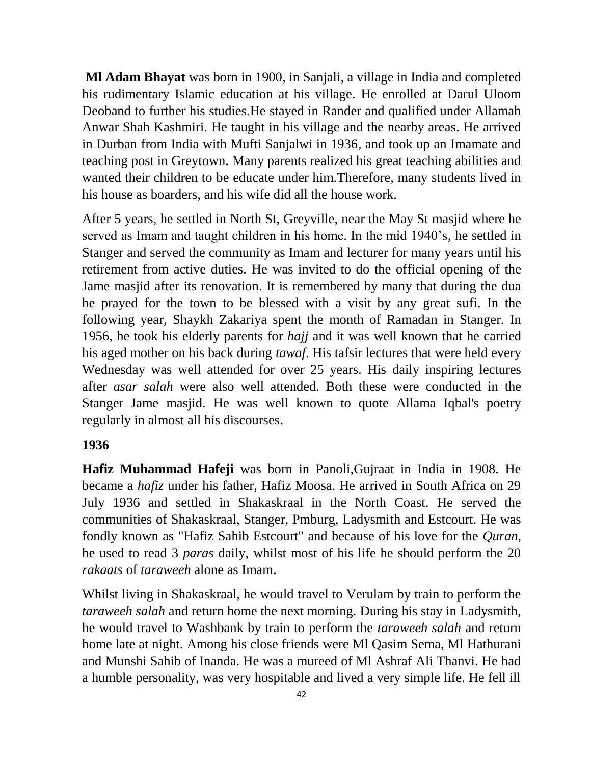**Ml Adam Bhayat** was born in 1900, in Sanjali, a village in India and completed his rudimentary Islamic education at his village. He enrolled at Darul Uloom Deoband to further his studies.He stayed in Rander and qualified under Allamah Anwar Shah Kashmiri. He taught in his village and the nearby areas. He arrived in Durban from India with Mufti Sanjalwi in 1936, and took up an Imamate and teaching post in Greytown. Many parents realized his great teaching abilities and wanted their children to be educate under him.Therefore, many students lived in his house as boarders, and his wife did all the house work.

After 5 years, he settled in North St, Greyville, near the May St masjid where he served as Imam and taught children in his home. In the mid 1940's, he settled in Stanger and served the community as Imam and lecturer for many years until his retirement from active duties. He was invited to do the official opening of the Jame masjid after its renovation. It is remembered by many that during the dua he prayed for the town to be blessed with a visit by any great sufi. In the following year, Shaykh Zakariya spent the month of Ramadan in Stanger. In 1956, he took his elderly parents for *hajj* and it was well known that he carried his aged mother on his back during *tawaf*. His tafsir lectures that were held every Wednesday was well attended for over 25 years. His daily inspiring lectures after *asar salah* were also well attended. Both these were conducted in the Stanger Jame masjid. He was well known to quote Allama Iqbal's poetry regularly in almost all his discourses.

**1936**

**Hafiz Muhammad Hafeji** was born in Panoli,Gujraat in India in 1908. He became a *hafiz* under his father, Hafiz Moosa. He arrived in South Africa on 29 July 1936 and settled in Shakaskraal in the North Coast. He served the communities of Shakaskraal, Stanger, Pmburg, Ladysmith and Estcourt. He was fondly known as "Hafiz Sahib Estcourt" and because of his love for the *Quran*, he used to read 3 *paras* daily, whilst most of his life he should perform the 20 *rakaats* of *taraweeh* alone as Imam.

Whilst living in Shakaskraal, he would travel to Verulam by train to perform the *taraweeh salah* and return home the next morning. During his stay in Ladysmith, he would travel to Washbank by train to perform the *taraweeh salah* and return home late at night. Among his close friends were Ml Qasim Sema, Ml Hathurani and Munshi Sahib of Inanda. He was a mureed of Ml Ashraf Ali Thanvi. He had a humble personality, was very hospitable and lived a very simple life. He fell ill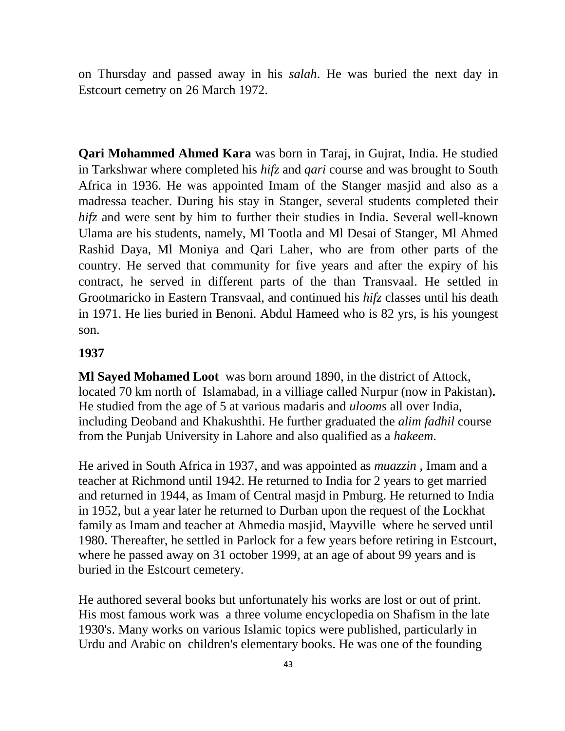on Thursday and passed away in his *salah*. He was buried the next day in Estcourt cemetry on 26 March 1972.

**Qari Mohammed Ahmed Kara** was born in Taraj, in Gujrat, India. He studied in Tarkshwar where completed his *hifz* and *qari* course and was brought to South Africa in 1936. He was appointed Imam of the Stanger masjid and also as a madressa teacher. During his stay in Stanger, several students completed their *hifz* and were sent by him to further their studies in India. Several well-known Ulama are his students, namely, Ml Tootla and Ml Desai of Stanger, Ml Ahmed Rashid Daya, Ml Moniya and Qari Laher, who are from other parts of the country. He served that community for five years and after the expiry of his contract, he served in different parts of the than Transvaal. He settled in Grootmaricko in Eastern Transvaal, and continued his *hifz* classes until his death in 1971. He lies buried in Benoni. Abdul Hameed who is 82 yrs, is his youngest son.

**1937**

**Ml Sayed Mohamed Loot** was born around 1890, in the district of Attock, located 70 km north of Islamabad, in a villiage called Nurpur (now in Pakistan)**.** He studied from the age of 5 at various madaris and *ulooms* all over India, including Deoband and Khakushthi. He further graduated the *alim fadhil* course from the Punjab University in Lahore and also qualified as a *hakeem*.

He arived in South Africa in 1937, and was appointed as *muazzin* , Imam and a teacher at Richmond until 1942. He returned to India for 2 years to get married and returned in 1944, as Imam of Central masjd in Pmburg. He returned to India in 1952, but a year later he returned to Durban upon the request of the Lockhat family as Imam and teacher at Ahmedia masjid, Mayville where he served until 1980. Thereafter, he settled in Parlock for a few years before retiring in Estcourt, where he passed away on 31 october 1999, at an age of about 99 years and is buried in the Estcourt cemetery.

He authored several books but unfortunately his works are lost or out of print. His most famous work was a three volume encyclopedia on Shafism in the late 1930's. Many works on various Islamic topics were published, particularly in Urdu and Arabic on children's elementary books. He was one of the founding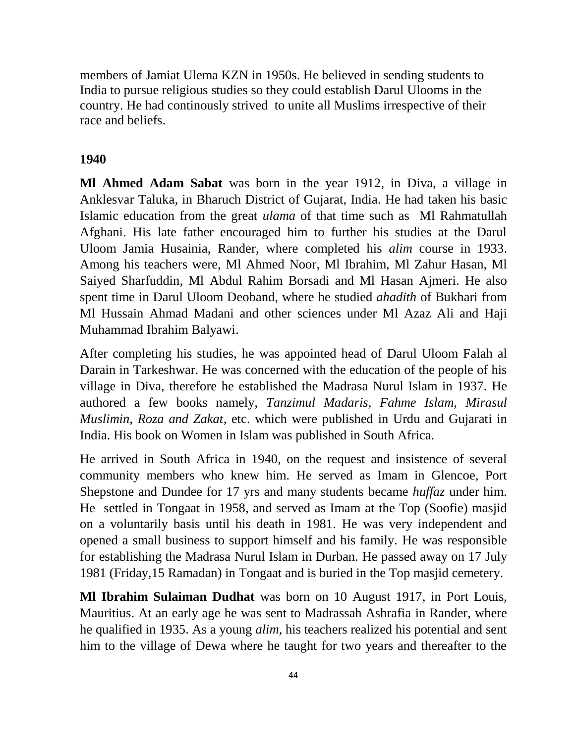members of Jamiat Ulema KZN in 1950s. He believed in sending students to India to pursue religious studies so they could establish Darul Ulooms in the country. He had continously strived to unite all Muslims irrespective of their race and beliefs.

**1940**

**Ml Ahmed Adam Sabat** was born in the year 1912, in Diva, a village in Anklesvar Taluka, in Bharuch District of Gujarat, India. He had taken his basic Islamic education from the great *ulama* of that time such as Ml Rahmatullah Afghani. His late father encouraged him to further his studies at the Darul Uloom Jamia Husainia, Rander, where completed his *alim* course in 1933. Among his teachers were, Ml Ahmed Noor, Ml Ibrahim, Ml Zahur Hasan, Ml Saiyed Sharfuddin, Ml Abdul Rahim Borsadi and Ml Hasan Ajmeri. He also spent time in Darul Uloom Deoband, where he studied *ahadith* of Bukhari from Ml Hussain Ahmad Madani and other sciences under Ml Azaz Ali and Haji Muhammad Ibrahim Balyawi.

After completing his studies, he was appointed head of Darul Uloom Falah al Darain in Tarkeshwar. He was concerned with the education of the people of his village in Diva, therefore he established the Madrasa Nurul Islam in 1937. He authored a few books namely, *Tanzimul Madaris, Fahme Islam, Mirasul Muslimin, Roza and Zakat,* etc. which were published in Urdu and Gujarati in India. His book on Women in Islam was published in South Africa.

He arrived in South Africa in 1940, on the request and insistence of several community members who knew him. He served as Imam in Glencoe, Port Shepstone and Dundee for 17 yrs and many students became *huffaz* under him. He settled in Tongaat in 1958, and served as Imam at the Top (Soofie) masjid on a voluntarily basis until his death in 1981. He was very independent and opened a small business to support himself and his family. He was responsible for establishing the Madrasa Nurul Islam in Durban. He passed away on 17 July 1981 (Friday,15 Ramadan) in Tongaat and is buried in the Top masjid cemetery.

**Ml Ibrahim Sulaiman Dudhat** was born on 10 August 1917, in Port Louis, Mauritius. At an early age he was sent to Madrassah Ashrafia in Rander, where he qualified in 1935. As a young *alim,* his teachers realized his potential and sent him to the village of Dewa where he taught for two years and thereafter to the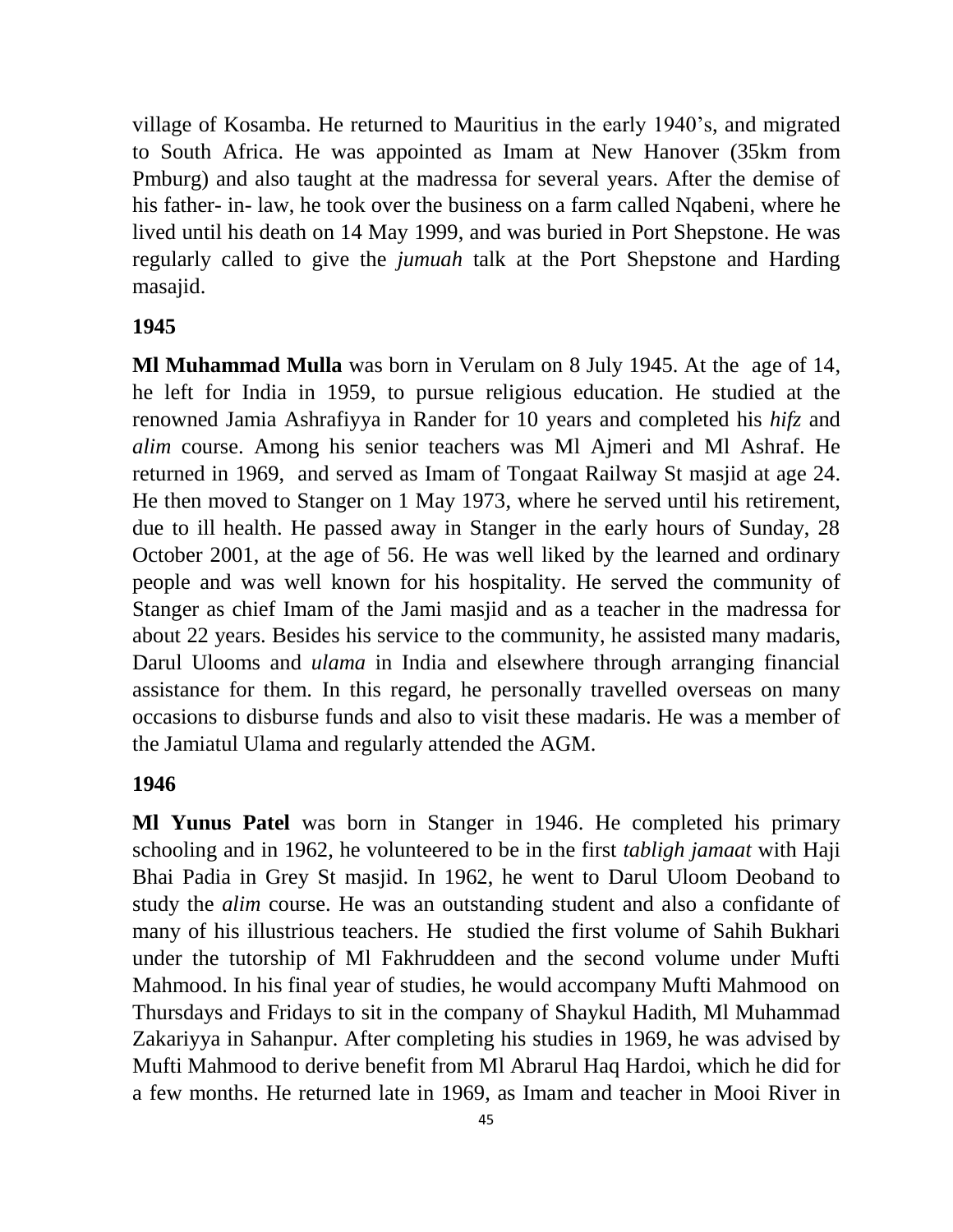village of Kosamba. He returned to Mauritius in the early 1940's, and migrated to South Africa. He was appointed as Imam at New Hanover (35km from Pmburg) and also taught at the madressa for several years. After the demise of his father- in- law, he took over the business on a farm called Nqabeni, where he lived until his death on 14 May 1999, and was buried in Port Shepstone. He was regularly called to give the *jumuah* talk at the Port Shepstone and Harding masajid.

**1945**

**Ml Muhammad Mulla** was born in Verulam on 8 July 1945. At the age of 14, he left for India in 1959, to pursue religious education. He studied at the renowned Jamia Ashrafiyya in Rander for 10 years and completed his *hifz* and *alim* course. Among his senior teachers was Ml Ajmeri and Ml Ashraf. He returned in 1969, and served as Imam of Tongaat Railway St masjid at age 24. He then moved to Stanger on 1 May 1973, where he served until his retirement, due to ill health. He passed away in Stanger in the early hours of Sunday, 28 October 2001, at the age of 56. He was well liked by the learned and ordinary people and was well known for his hospitality. He served the community of Stanger as chief Imam of the Jami masjid and as a teacher in the madressa for about 22 years. Besides his service to the community, he assisted many madaris, Darul Ulooms and *ulama* in India and elsewhere through arranging financial assistance for them. In this regard, he personally travelled overseas on many occasions to disburse funds and also to visit these madaris. He was a member of the Jamiatul Ulama and regularly attended the AGM.

**1946**

**Ml Yunus Patel** was born in Stanger in 1946. He completed his primary schooling and in 1962, he volunteered to be in the first *tabligh jamaat* with Haji Bhai Padia in Grey St masjid. In 1962, he went to Darul Uloom Deoband to study the *alim* course. He was an outstanding student and also a confidante of many of his illustrious teachers. He studied the first volume of Sahih Bukhari under the tutorship of Ml Fakhruddeen and the second volume under Mufti Mahmood. In his final year of studies, he would accompany Mufti Mahmood on Thursdays and Fridays to sit in the company of Shaykul Hadith, Ml Muhammad Zakariyya in Sahanpur. After completing his studies in 1969, he was advised by Mufti Mahmood to derive benefit from Ml Abrarul Haq Hardoi, which he did for a few months. He returned late in 1969, as Imam and teacher in Mooi River in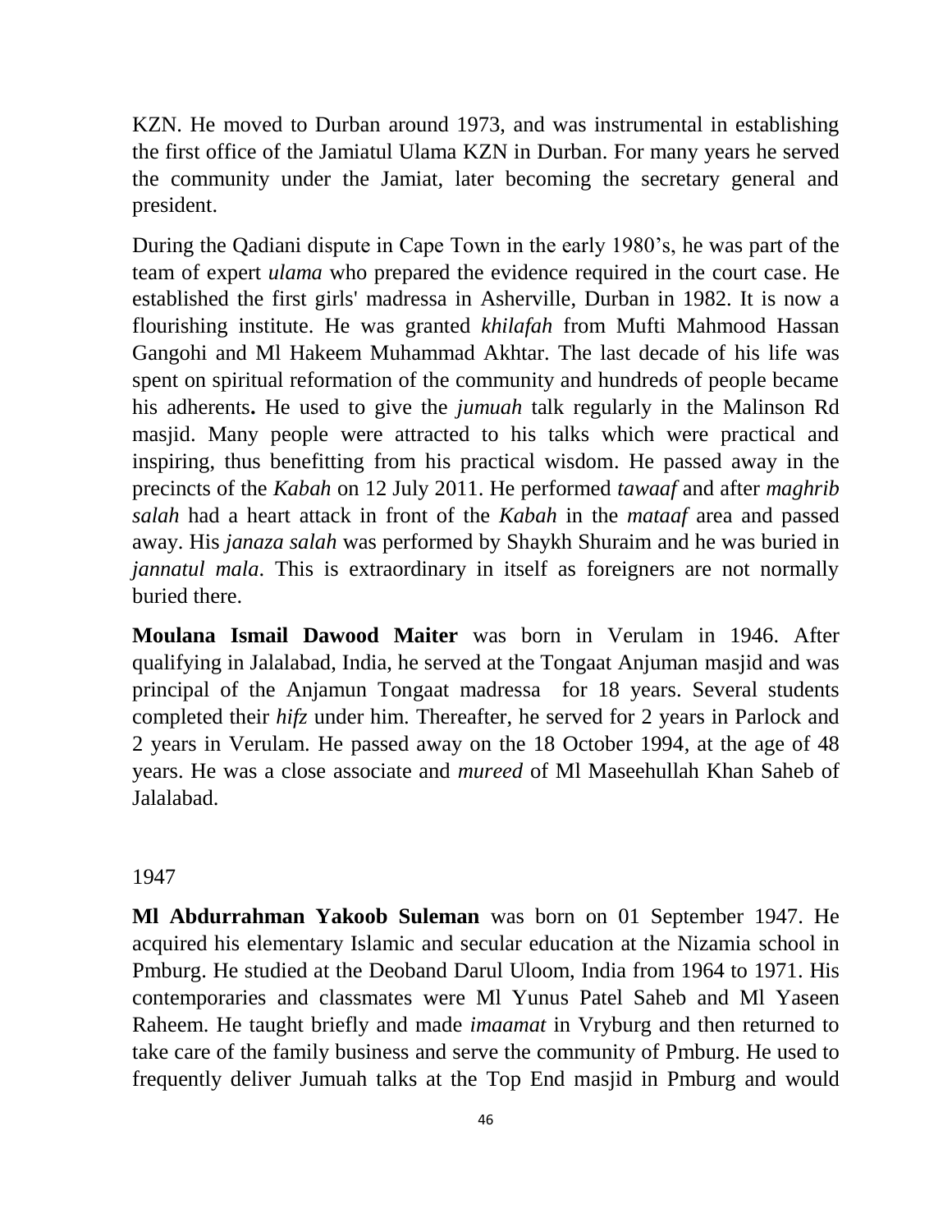KZN. He moved to Durban around 1973, and was instrumental in establishing the first office of the Jamiatul Ulama KZN in Durban. For many years he served the community under the Jamiat, later becoming the secretary general and president.

During the Qadiani dispute in Cape Town in the early 1980's, he was part of the team of expert *ulama* who prepared the evidence required in the court case. He established the first girls' madressa in Asherville, Durban in 1982. It is now a flourishing institute. He was granted *khilafah* from Mufti Mahmood Hassan Gangohi and Ml Hakeem Muhammad Akhtar. The last decade of his life was spent on spiritual reformation of the community and hundreds of people became his adherents**.** He used to give the *jumuah* talk regularly in the Malinson Rd masjid. Many people were attracted to his talks which were practical and inspiring, thus benefitting from his practical wisdom. He passed away in the precincts of the *Kabah* on 12 July 2011. He performed *tawaaf* and after *maghrib salah* had a heart attack in front of the *Kabah* in the *mataaf* area and passed away. His *janaza salah* was performed by Shaykh Shuraim and he was buried in *jannatul mala*. This is extraordinary in itself as foreigners are not normally buried there.

**Moulana Ismail Dawood Maiter** was born in Verulam in 1946. After qualifying in Jalalabad, India, he served at the Tongaat Anjuman masjid and was principal of the Anjamun Tongaat madressa for 18 years. Several students completed their *hifz* under him. Thereafter, he served for 2 years in Parlock and 2 years in Verulam. He passed away on the 18 October 1994, at the age of 48 years. He was a close associate and *mureed* of Ml Maseehullah Khan Saheb of Jalalabad.

1947

**Ml Abdurrahman Yakoob Suleman** was born on 01 September 1947. He acquired his elementary Islamic and secular education at the Nizamia school in Pmburg. He studied at the Deoband Darul Uloom, India from 1964 to 1971. His contemporaries and classmates were Ml Yunus Patel Saheb and Ml Yaseen Raheem. He taught briefly and made *imaamat* in Vryburg and then returned to take care of the family business and serve the community of Pmburg. He used to frequently deliver Jumuah talks at the Top End masjid in Pmburg and would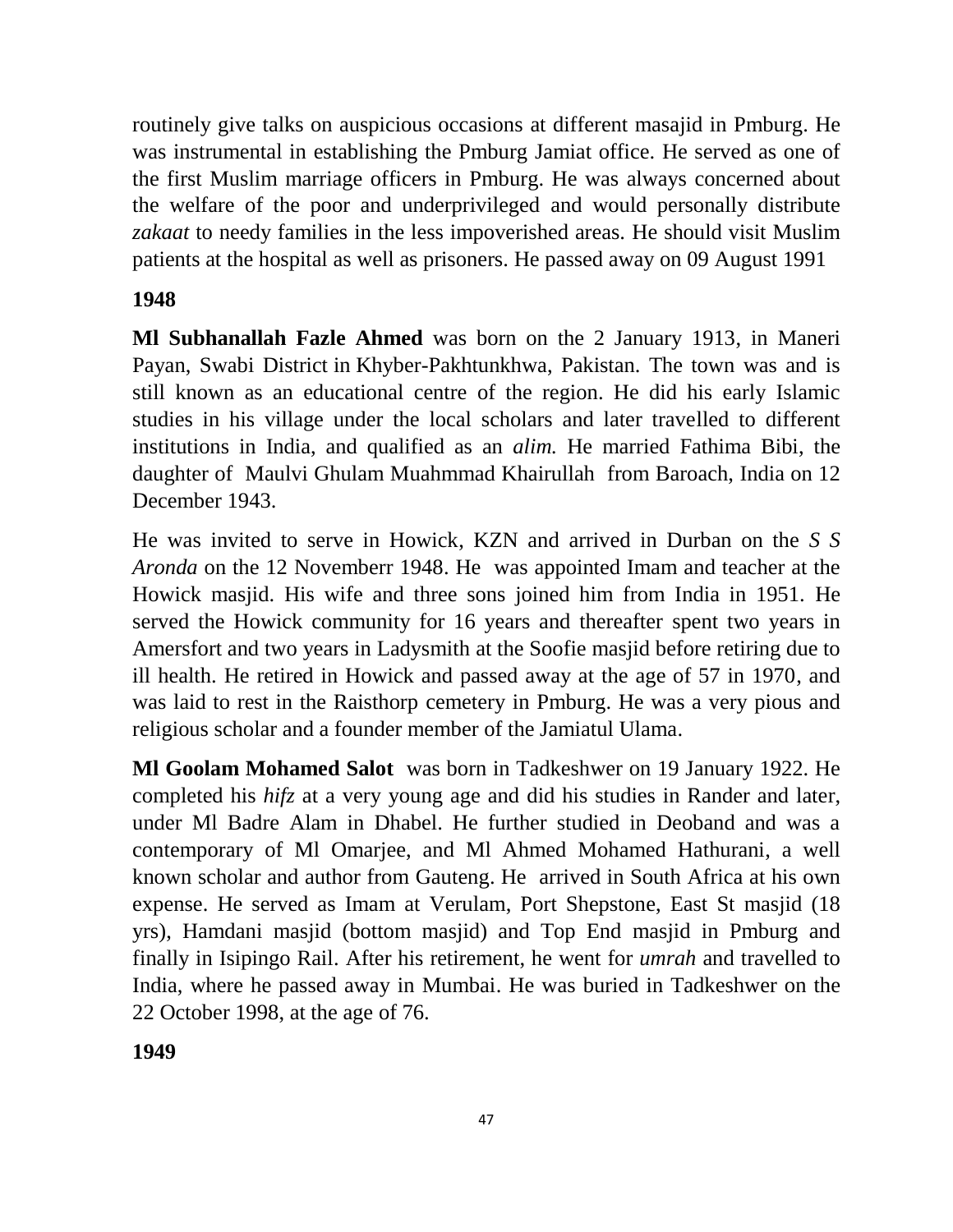routinely give talks on auspicious occasions at different masajid in Pmburg. He was instrumental in establishing the Pmburg Jamiat office. He served as one of the first Muslim marriage officers in Pmburg. He was always concerned about the welfare of the poor and underprivileged and would personally distribute *zakaat* to needy families in the less impoverished areas. He should visit Muslim patients at the hospital as well as prisoners. He passed away on 09 August 1991

**1948**

**Ml Subhanallah Fazle Ahmed** was born on the 2 January 1913, in Maneri Payan, Swabi District in Khyber-Pakhtunkhwa, Pakistan. The town was and is still known as an educational centre of the region. He did his early Islamic studies in his village under the local scholars and later travelled to different institutions in India, and qualified as an *alim.* He married Fathima Bibi, the daughter of Maulvi Ghulam Muahmmad Khairullah from Baroach, India on 12 December 1943.

He was invited to serve in Howick, KZN and arrived in Durban on the *S S Aronda* on the 12 Novemberr 1948. He was appointed Imam and teacher at the Howick masjid. His wife and three sons joined him from India in 1951. He served the Howick community for 16 years and thereafter spent two years in Amersfort and two years in Ladysmith at the Soofie masjid before retiring due to ill health. He retired in Howick and passed away at the age of 57 in 1970, and was laid to rest in the Raisthorp cemetery in Pmburg. He was a very pious and religious scholar and a founder member of the Jamiatul Ulama.

**Ml Goolam Mohamed Salot** was born in Tadkeshwer on 19 January 1922. He completed his *hifz* at a very young age and did his studies in Rander and later, under Ml Badre Alam in Dhabel. He further studied in Deoband and was a contemporary of Ml Omarjee, and Ml Ahmed Mohamed Hathurani, a well known scholar and author from Gauteng. He arrived in South Africa at his own expense. He served as Imam at Verulam, Port Shepstone, East St masjid (18 yrs), Hamdani masjid (bottom masjid) and Top End masjid in Pmburg and finally in Isipingo Rail. After his retirement, he went for *umrah* and travelled to India, where he passed away in Mumbai. He was buried in Tadkeshwer on the 22 October 1998, at the age of 76.

**1949**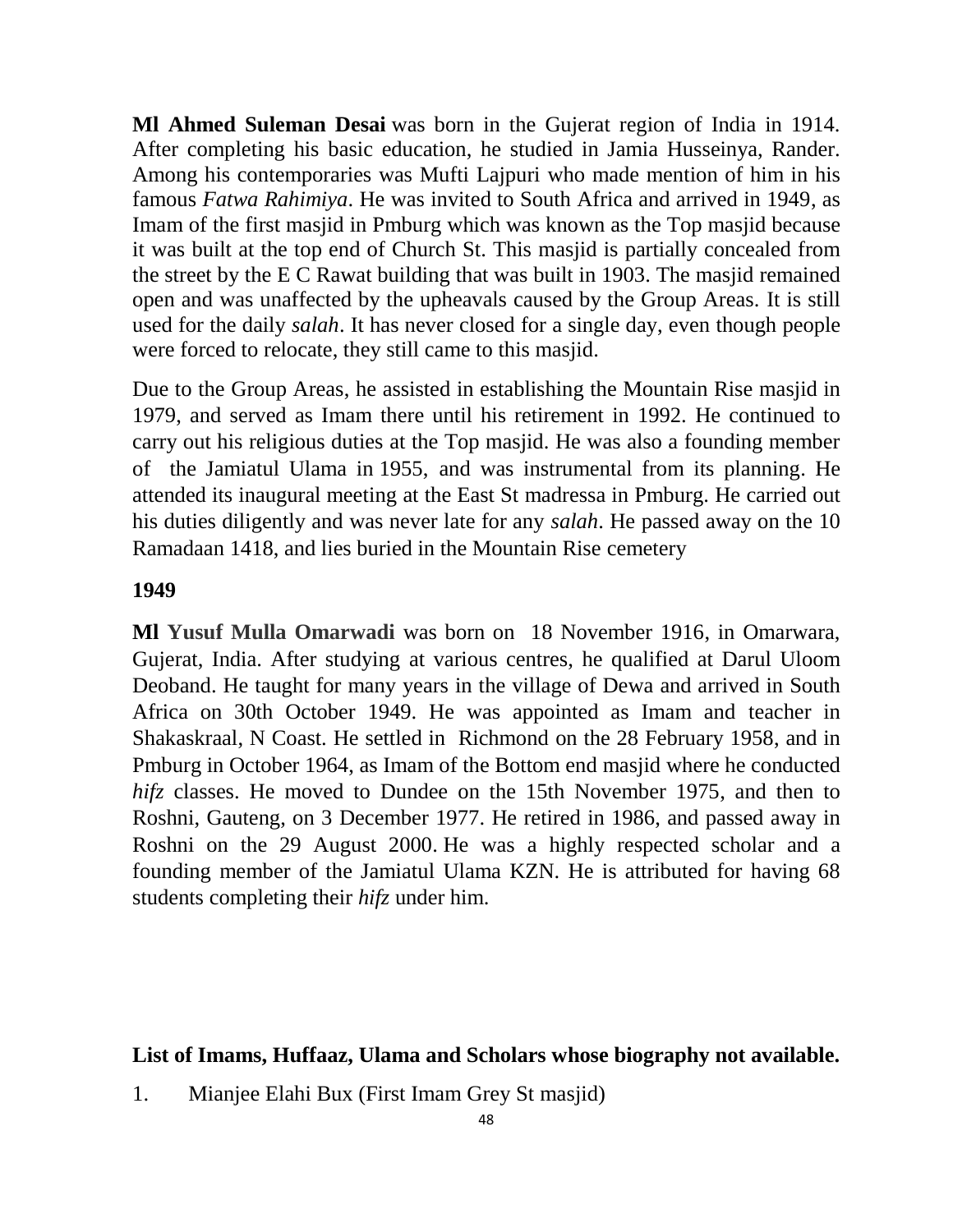**Ml Ahmed Suleman Desai** was born in the Gujerat region of India in 1914. After completing his basic education, he studied in Jamia Husseinya, Rander. Among his contemporaries was Mufti Lajpuri who made mention of him in his famous *Fatwa Rahimiya*. He was invited to South Africa and arrived in 1949, as Imam of the first masjid in Pmburg which was known as the Top masjid because it was built at the top end of Church St. This masjid is partially concealed from the street by the E C Rawat building that was built in 1903. The masjid remained open and was unaffected by the upheavals caused by the Group Areas. It is still used for the daily *salah*. It has never closed for a single day, even though people were forced to relocate, they still came to this masjid.

Due to the Group Areas, he assisted in establishing the Mountain Rise masjid in 1979, and served as Imam there until his retirement in 1992. He continued to carry out his religious duties at the Top masjid. He was also a founding member of the Jamiatul Ulama in 1955, and was instrumental from its planning. He attended its inaugural meeting at the East St madressa in Pmburg. He carried out his duties diligently and was never late for any *salah*. He passed away on the 10 Ramadaan 1418, and lies buried in the Mountain Rise cemetery

**1949**

**Ml Yusuf Mulla Omarwadi** was born on 18 November 1916, in Omarwara, Gujerat, India. After studying at various centres, he qualified at Darul Uloom Deoband. He taught for many years in the village of Dewa and arrived in South Africa on 30th October 1949. He was appointed as Imam and teacher in Shakaskraal, N Coast. He settled in Richmond on the 28 February 1958, and in Pmburg in October 1964, as Imam of the Bottom end masjid where he conducted *hifz* classes. He moved to Dundee on the 15th November 1975, and then to Roshni, Gauteng, on 3 December 1977. He retired in 1986, and passed away in Roshni on the 29 August 2000. He was a highly respected scholar and a founding member of the Jamiatul Ulama KZN. He is attributed for having 68 students completing their *hifz* under him.

**List of Imams, Huffaaz, Ulama and Scholars whose biography not available.**

1. Mianjee Elahi Bux (First Imam Grey St masjid)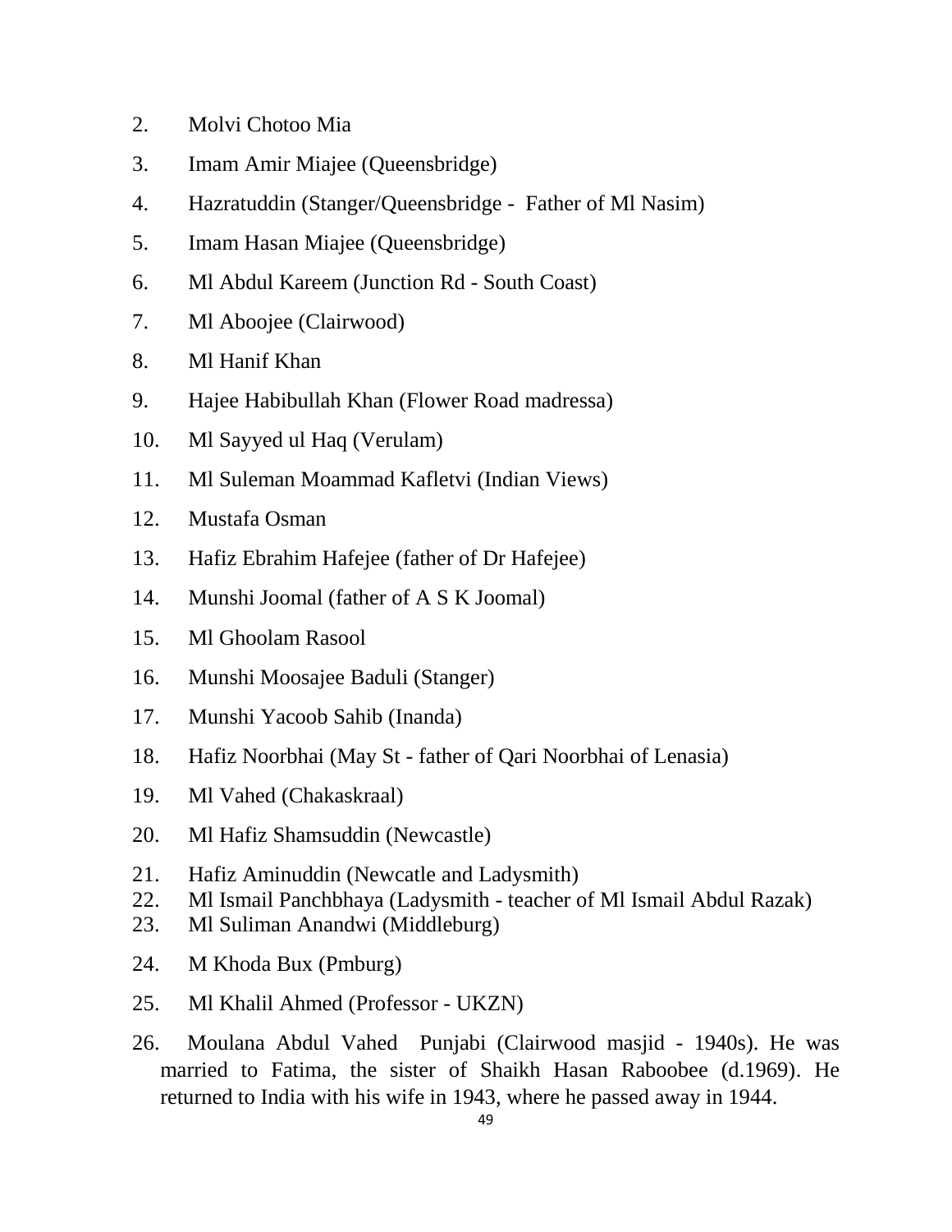2. Molvi Chotoo Mia
3. Imam Amir Miajee (Queensbridge)
4. Hazratuddin (Stanger/Queensbridge - Father of Ml Nasim)
5. Imam Hasan Miajee (Queensbridge)
6. Ml Abdul Kareem (Junction Rd - South Coast)
7. Ml Aboojee (Clairwood)
8. Ml Hanif Khan
9. Hajee Habibullah Khan (Flower Road madressa)
10. Ml Sayyed ul Haq (Verulam)
11. Ml Suleman Moammad Kafletvi (Indian Views)
12. Mustafa Osman
13. Hafiz Ebrahim Hafejee (father of Dr Hafejee)
14. Munshi Joomal (father of A S K Joomal)
15. Ml Ghoolam Rasool
16. Munshi Moosajee Baduli (Stanger)
17. Munshi Yacoob Sahib (Inanda)
18. Hafiz Noorbhai (May St - father of Qari Noorbhai of Lenasia)
19. Ml Vahed (Chakaskraal)
20. Ml Hafiz Shamsuddin (Newcastle)
21. Hafiz Aminuddin (Newcatle and Ladysmith)
22. Ml Ismail Panchbhaya (Ladysmith - teacher of Ml Ismail Abdul Razak)
23. Ml Suliman Anandwi (Middleburg)
24. M Khoda Bux (Pmburg)
25. Ml Khalil Ahmed (Professor - UKZN)
26. Moulana Abdul Vahed Punjabi (Clairwood masjid - 1940s). He was married to Fatima, the sister of Shaikh Hasan Raboobee (d.1969). He returned to India with his wife in 1943, where he passed away in 1944.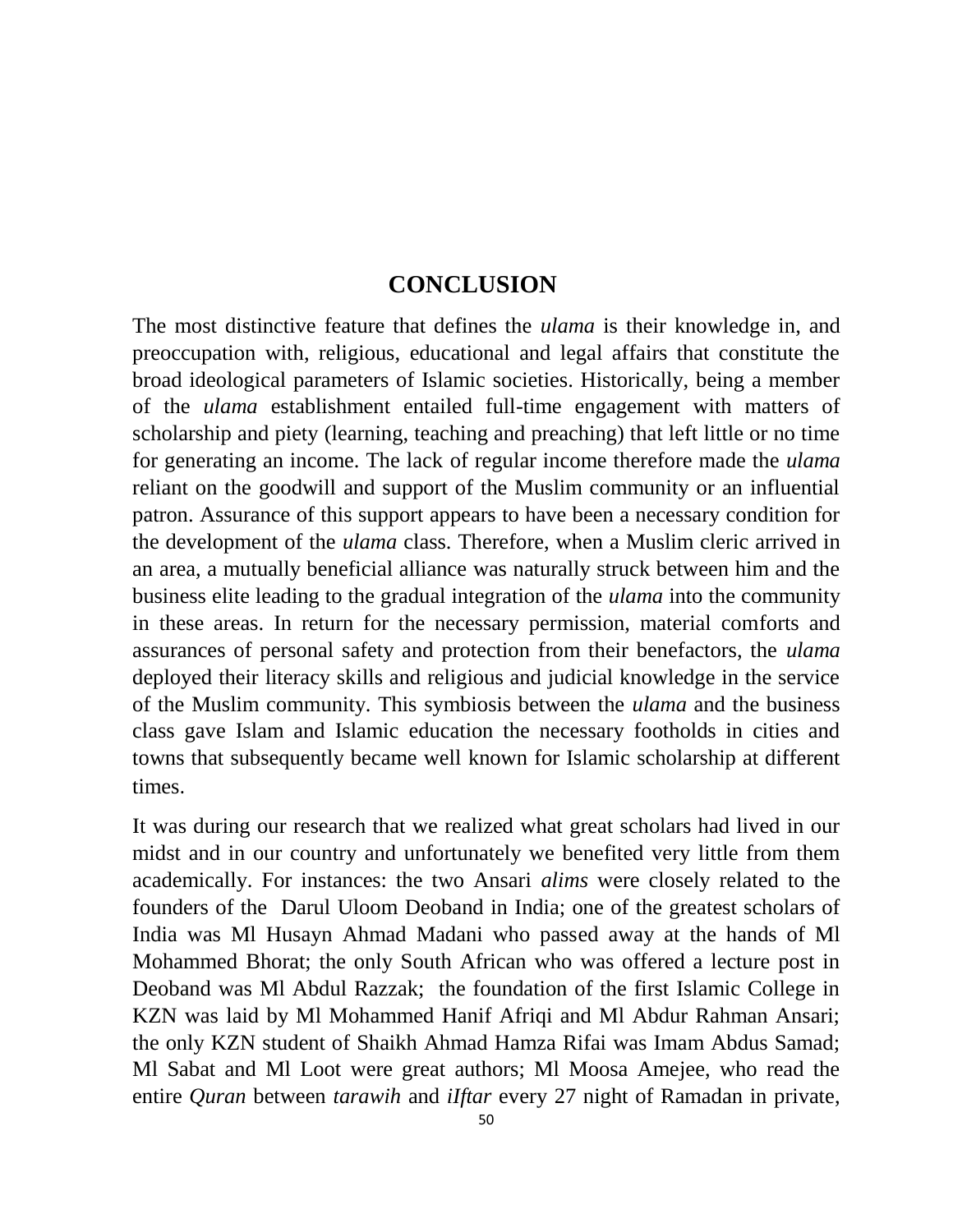# CONCLUSION

The most distinctive feature that defines the *ulama* is their knowledge in, and preoccupation with, religious, educational and legal affairs that constitute the broad ideological parameters of Islamic societies. Historically, being a member of the *ulama* establishment entailed full-time engagement with matters of scholarship and piety (learning, teaching and preaching) that left little or no time for generating an income. The lack of regular income therefore made the *ulama* reliant on the goodwill and support of the Muslim community or an influential patron. Assurance of this support appears to have been a necessary condition for the development of the *ulama* class. Therefore, when a Muslim cleric arrived in an area, a mutually beneficial alliance was naturally struck between him and the business elite leading to the gradual integration of the *ulama* into the community in these areas. In return for the necessary permission, material comforts and assurances of personal safety and protection from their benefactors, the *ulama* deployed their literacy skills and religious and judicial knowledge in the service of the Muslim community. This symbiosis between the *ulama* and the business class gave Islam and Islamic education the necessary footholds in cities and towns that subsequently became well known for Islamic scholarship at different times.

It was during our research that we realized what great scholars had lived in our midst and in our country and unfortunately we benefited very little from them academically. For instances: the two Ansari *alims* were closely related to the founders of the Darul Uloom Deoband in India; one of the greatest scholars of India was Ml Husayn Ahmad Madani who passed away at the hands of Ml Mohammed Bhorat; the only South African who was offered a lecture post in Deoband was Ml Abdul Razzak; the foundation of the first Islamic College in KZN was laid by Ml Mohammed Hanif Afriqi and Ml Abdur Rahman Ansari; the only KZN student of Shaikh Ahmad Hamza Rifai was Imam Abdus Samad; Ml Sabat and Ml Loot were great authors; Ml Moosa Amejee, who read the entire *Quran* between *tarawih* and *iIftar* every 27 night of Ramadan in private,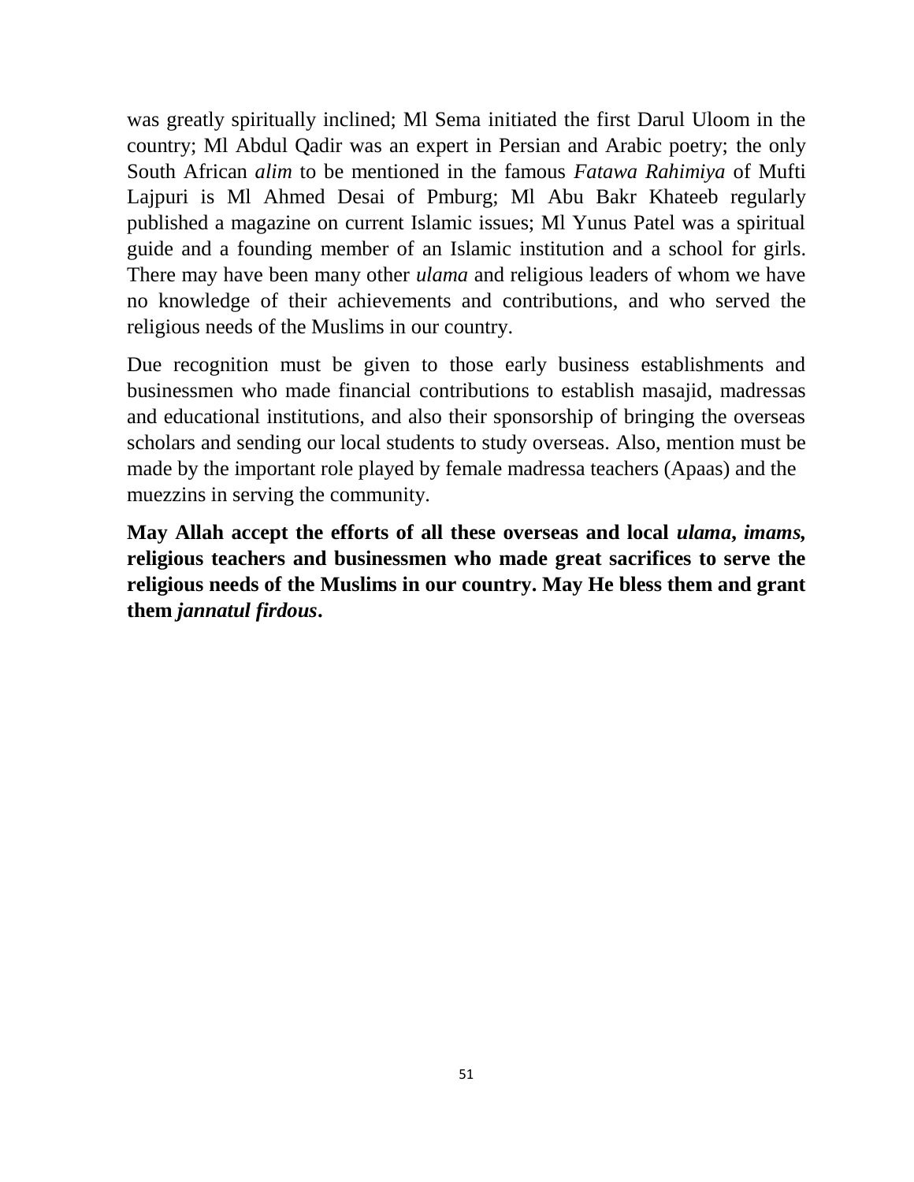was greatly spiritually inclined; Ml Sema initiated the first Darul Uloom in the country; Ml Abdul Qadir was an expert in Persian and Arabic poetry; the only South African *alim* to be mentioned in the famous *Fatawa Rahimiya* of Mufti Lajpuri is Ml Ahmed Desai of Pmburg; Ml Abu Bakr Khateeb regularly published a magazine on current Islamic issues; Ml Yunus Patel was a spiritual guide and a founding member of an Islamic institution and a school for girls. There may have been many other *ulama* and religious leaders of whom we have no knowledge of their achievements and contributions, and who served the religious needs of the Muslims in our country.

Due recognition must be given to those early business establishments and businessmen who made financial contributions to establish masajid, madressas and educational institutions, and also their sponsorship of bringing the overseas scholars and sending our local students to study overseas. Also, mention must be made by the important role played by female madressa teachers (Apaas) and the muezzins in serving the community.

**May Allah accept the efforts of all these overseas and local *ulama*, *imams*, religious teachers and businessmen who made great sacrifices to serve the religious needs of the Muslims in our country. May He bless them and grant them *jannatul firdous*.**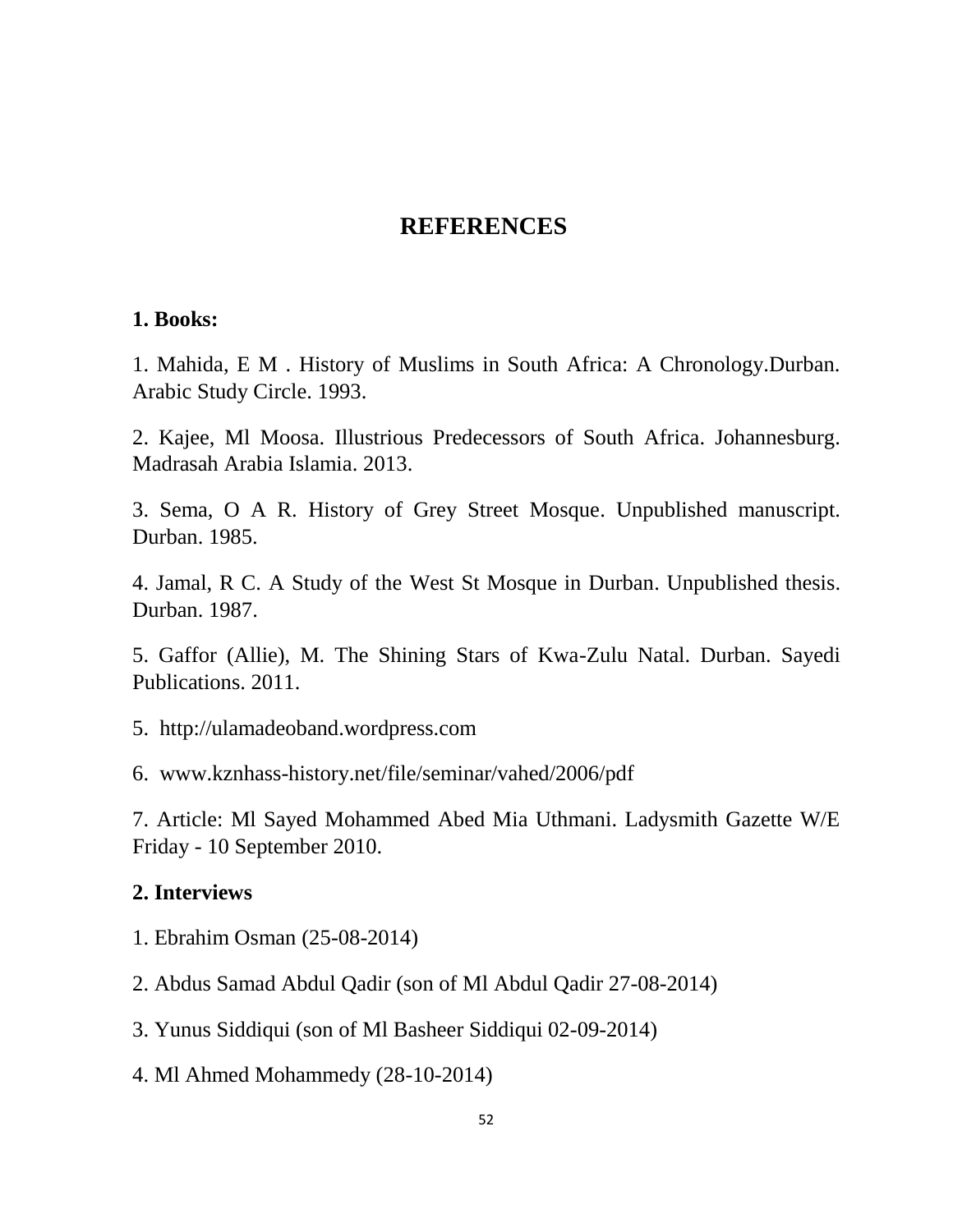# REFERENCES

**1. Books:**

1. Mahida, E M . History of Muslims in South Africa: A Chronology.Durban. Arabic Study Circle. 1993.

2. Kajee, Ml Moosa. Illustrious Predecessors of South Africa. Johannesburg. Madrasah Arabia Islamia. 2013.

3. Sema, O A R. History of Grey Street Mosque. Unpublished manuscript. Durban. 1985.

4. Jamal, R C. A Study of the West St Mosque in Durban. Unpublished thesis. Durban. 1987.

5. Gaffor (Allie), M. The Shining Stars of Kwa-Zulu Natal. Durban. Sayedi Publications. 2011.

5. http://ulamadeoband.wordpress.com

6. www.kznhass-history.net/file/seminar/vahed/2006/pdf

7. Article: Ml Sayed Mohammed Abed Mia Uthmani. Ladysmith Gazette W/E Friday - 10 September 2010.

**2. Interviews**

1. Ebrahim Osman (25-08-2014)

2. Abdus Samad Abdul Qadir (son of Ml Abdul Qadir 27-08-2014)

3. Yunus Siddiqui (son of Ml Basheer Siddiqui 02-09-2014)

4. Ml Ahmed Mohammedy (28-10-2014)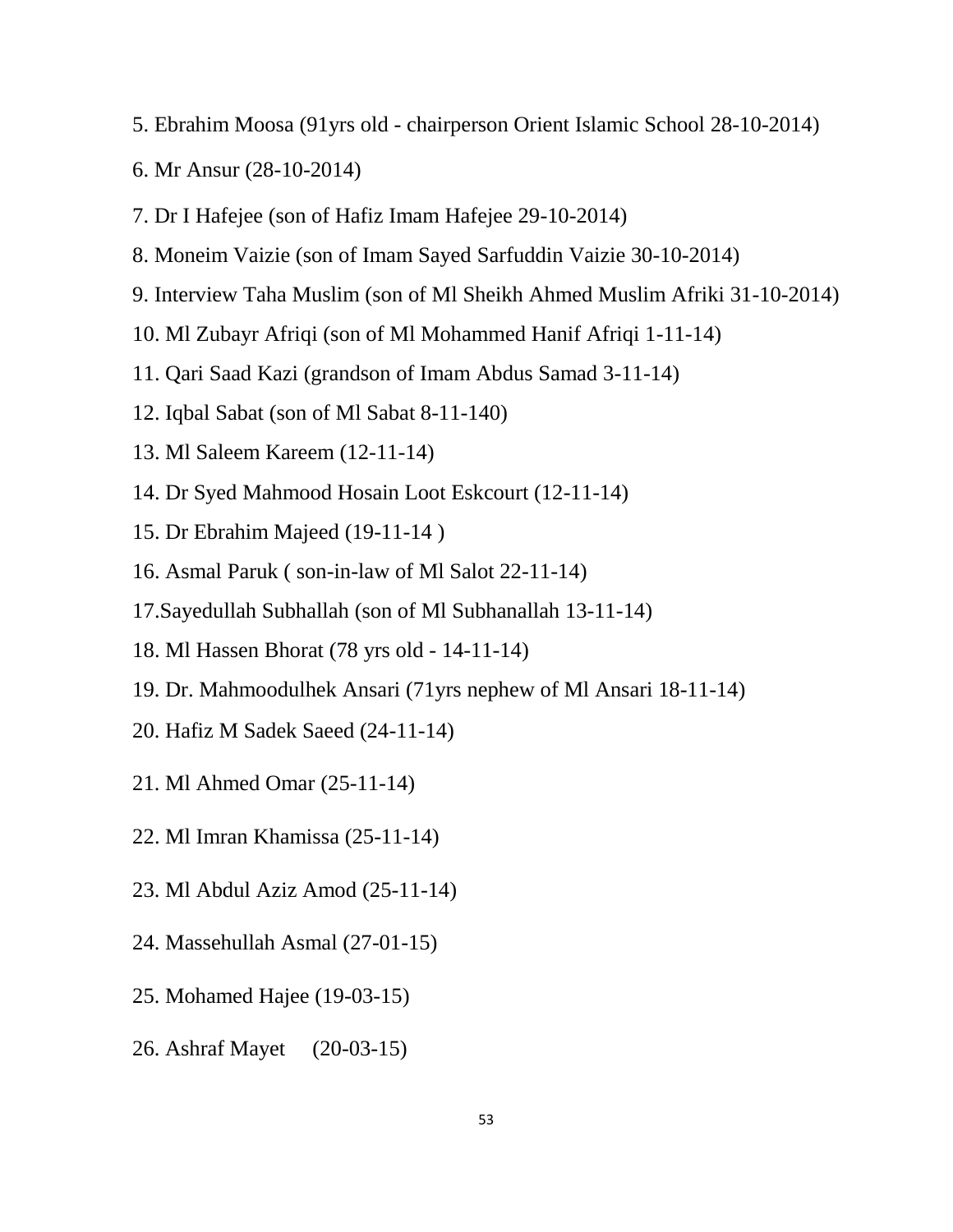5. Ebrahim Moosa (91yrs old - chairperson Orient Islamic School 28-10-2014)

6. Mr Ansur (28-10-2014)

7. Dr I Hafejee (son of Hafiz Imam Hafejee 29-10-2014)

8. Moneim Vaizie (son of Imam Sayed Sarfuddin Vaizie 30-10-2014)

9. Interview Taha Muslim (son of Ml Sheikh Ahmed Muslim Afriki 31-10-2014)

10. Ml Zubayr Afriqi (son of Ml Mohammed Hanif Afriqi 1-11-14)

11. Qari Saad Kazi (grandson of Imam Abdus Samad 3-11-14)

12. Iqbal Sabat (son of Ml Sabat 8-11-140)

13. Ml Saleem Kareem (12-11-14)

14. Dr Syed Mahmood Hosain Loot Eskcourt (12-11-14)

15. Dr Ebrahim Majeed (19-11-14 )

16. Asmal Paruk ( son-in-law of Ml Salot 22-11-14)

17.Sayedullah Subhallah (son of Ml Subhanallah 13-11-14)

18. Ml Hassen Bhorat (78 yrs old - 14-11-14)

19. Dr. Mahmoodulhek Ansari (71yrs nephew of Ml Ansari 18-11-14)

20. Hafiz M Sadek Saeed (24-11-14)

21. Ml Ahmed Omar (25-11-14)

22. Ml Imran Khamissa (25-11-14)

23. Ml Abdul Aziz Amod (25-11-14)

24. Massehullah Asmal (27-01-15)

25. Mohamed Hajee (19-03-15)

26. Ashraf Mayet (20-03-15)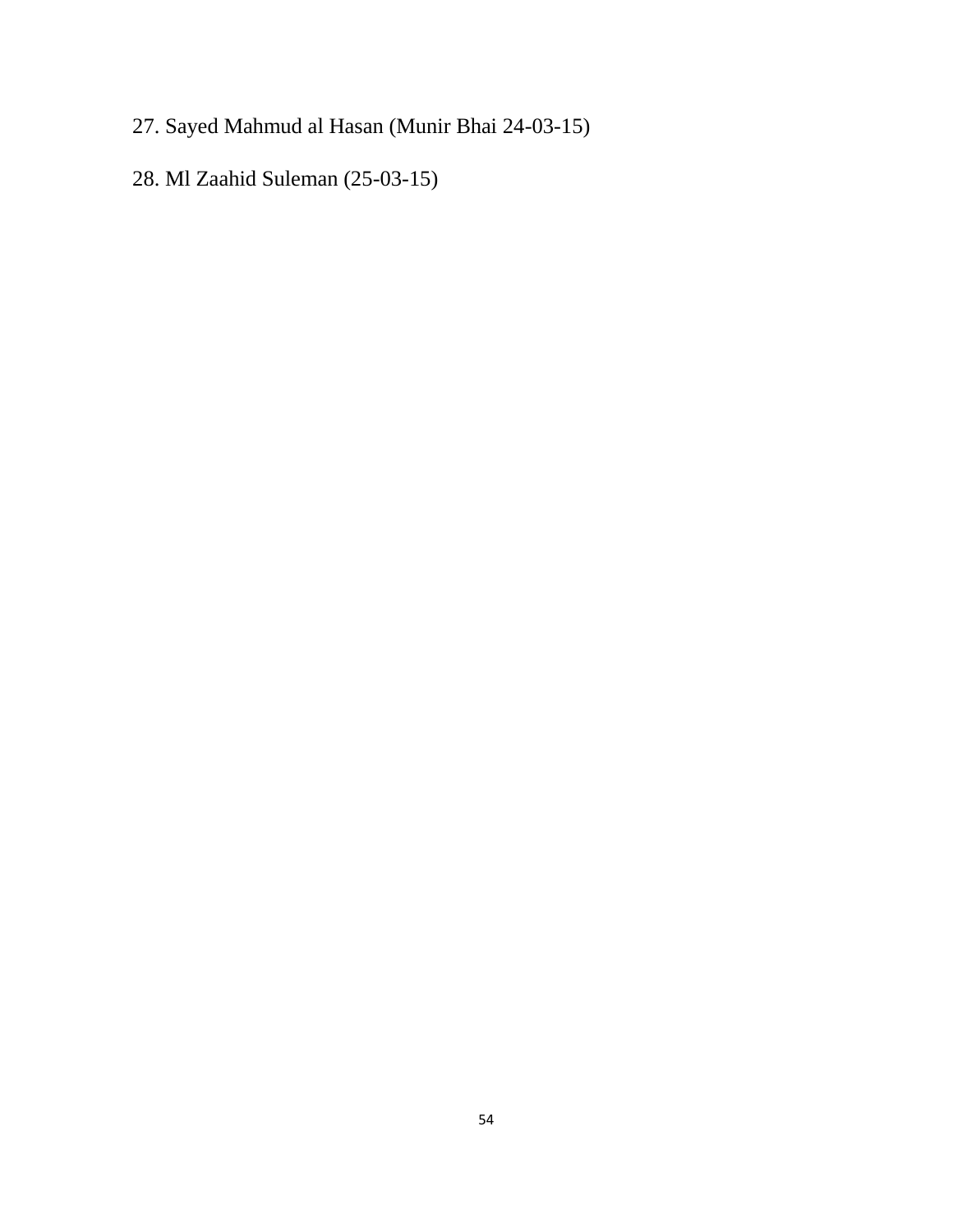27. Sayed Mahmud al Hasan (Munir Bhai 24-03-15)

28. Ml Zaahid Suleman (25-03-15)